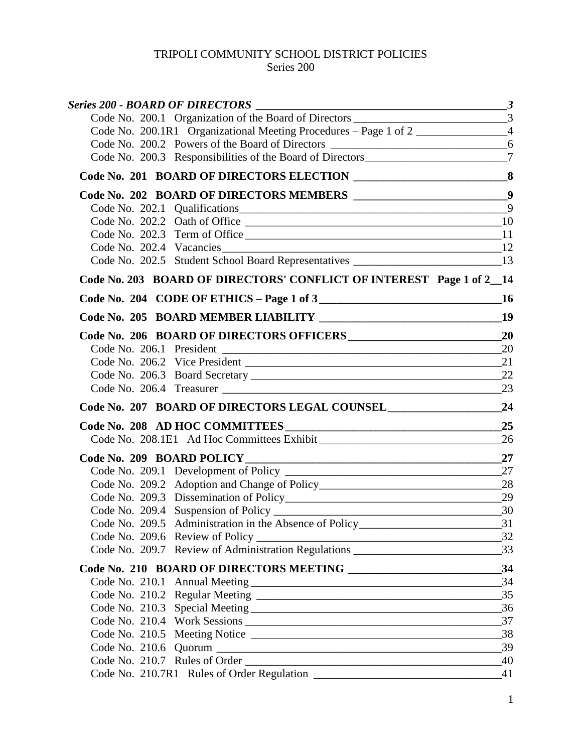TRIPOLI COMMUNITY SCHOOL DISTRICT POLICIES
Series 200

***Series 200 - BOARD OF DIRECTORS*** — ***3***

- Code No. 200.1 Organization of the Board of Directors — 3
- Code No. 200.1R1 Organizational Meeting Procedures – Page 1 of 2 — 4
- Code No. 200.2 Powers of the Board of Directors — 6
- Code No. 200.3 Responsibilities of the Board of Directors — 7

**Code No. 201 BOARD OF DIRECTORS ELECTION — 8**

**Code No. 202 BOARD OF DIRECTORS MEMBERS — 9**

- Code No. 202.1 Qualifications — 9
- Code No. 202.2 Oath of Office — 10
- Code No. 202.3 Term of Office — 11
- Code No. 202.4 Vacancies — 12
- Code No. 202.5 Student School Board Representatives — 13

**Code No. 203 BOARD OF DIRECTORS' CONFLICT OF INTEREST Page 1 of 2 — 14**

**Code No. 204 CODE OF ETHICS – Page 1 of 3 — 16**

**Code No. 205 BOARD MEMBER LIABILITY — 19**

**Code No. 206 BOARD OF DIRECTORS OFFICERS — 20**

- Code No. 206.1 President — 20
- Code No. 206.2 Vice President — 21
- Code No. 206.3 Board Secretary — 22
- Code No. 206.4 Treasurer — 23

**Code No. 207 BOARD OF DIRECTORS LEGAL COUNSEL — 24**

**Code No. 208 AD HOC COMMITTEES — 25**

- Code No. 208.1E1 Ad Hoc Committees Exhibit — 26

**Code No. 209 BOARD POLICY — 27**

- Code No. 209.1 Development of Policy — 27
- Code No. 209.2 Adoption and Change of Policy — 28
- Code No. 209.3 Dissemination of Policy — 29
- Code No. 209.4 Suspension of Policy — 30
- Code No. 209.5 Administration in the Absence of Policy — 31
- Code No. 209.6 Review of Policy — 32
- Code No. 209.7 Review of Administration Regulations — 33

**Code No. 210 BOARD OF DIRECTORS MEETING — 34**

- Code No. 210.1 Annual Meeting — 34
- Code No. 210.2 Regular Meeting — 35
- Code No. 210.3 Special Meeting — 36
- Code No. 210.4 Work Sessions — 37
- Code No. 210.5 Meeting Notice — 38
- Code No. 210.6 Quorum — 39
- Code No. 210.7 Rules of Order — 40
- Code No. 210.7R1 Rules of Order Regulation — 41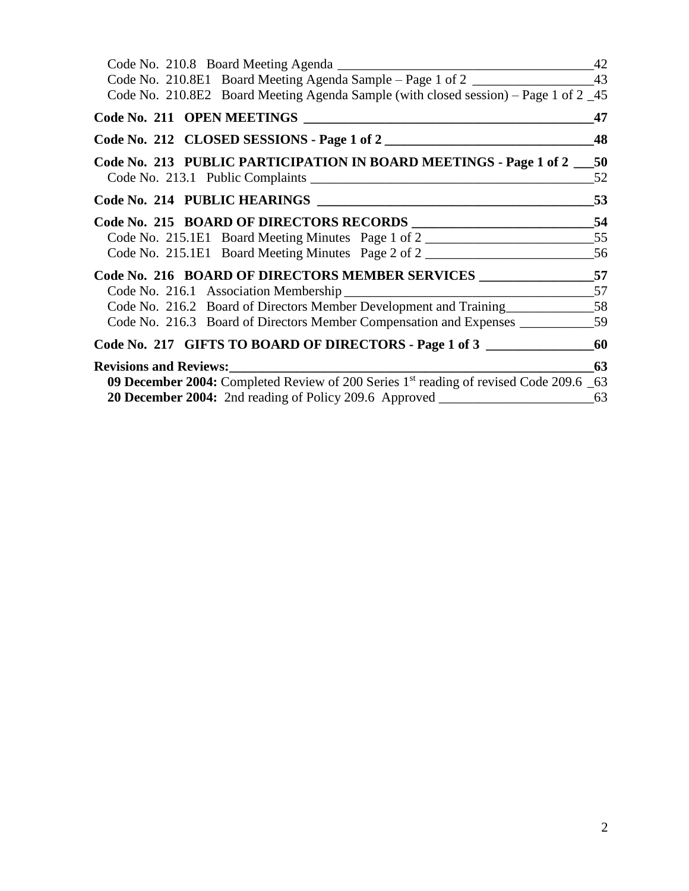Code No. 210.8 Board Meeting Agenda ______________________________________42
Code No. 210.8E1 Board Meeting Agenda Sample – Page 1 of 2 _________________43
Code No. 210.8E2 Board Meeting Agenda Sample (with closed session) – Page 1 of 2 _45

**Code No. 211 OPEN MEETINGS ___________________________________________47**

**Code No. 212 CLOSED SESSIONS - Page 1 of 2 ______________________________48**

**Code No. 213 PUBLIC PARTICIPATION IN BOARD MEETINGS - Page 1 of 2 ___50**
Code No. 213.1 Public Complaints __________________________________________52

**Code No. 214 PUBLIC HEARINGS _________________________________________53**

**Code No. 215 BOARD OF DIRECTORS RECORDS ___________________________54**
Code No. 215.1E1 Board Meeting Minutes Page 1 of 2 _________________________55
Code No. 215.1E1 Board Meeting Minutes Page 2 of 2 _________________________56

**Code No. 216 BOARD OF DIRECTORS MEMBER SERVICES ________________57**
Code No. 216.1 Association Membership _____________________________________57
Code No. 216.2 Board of Directors Member Development and Training_____________58
Code No. 216.3 Board of Directors Member Compensation and Expenses ___________59

**Code No. 217 GIFTS TO BOARD OF DIRECTORS - Page 1 of 3 _______________60**

**Revisions and Reviews:_______________________________________________________63**
**09 December 2004:** Completed Review of 200 Series 1st reading of revised Code 209.6 _63
**20 December 2004:** 2nd reading of Policy 209.6 Approved _______________________63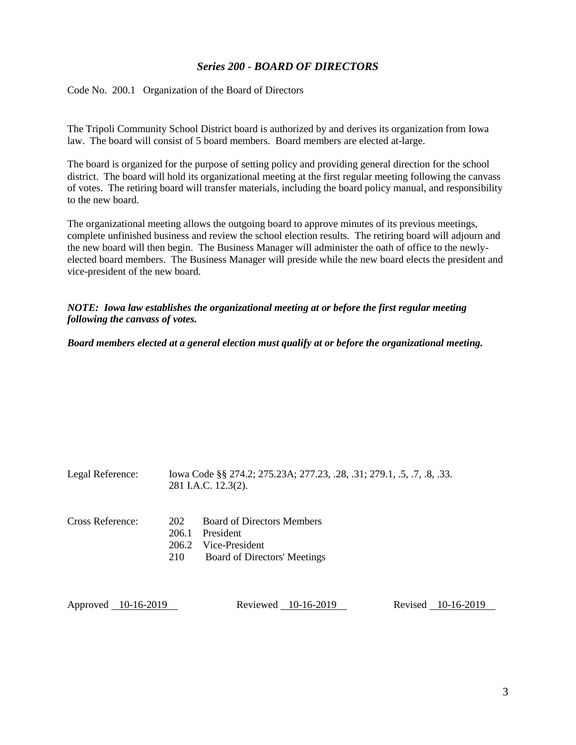## *Series 200 - BOARD OF DIRECTORS*

Code No. 200.1 Organization of the Board of Directors

The Tripoli Community School District board is authorized by and derives its organization from Iowa law. The board will consist of 5 board members. Board members are elected at-large.

The board is organized for the purpose of setting policy and providing general direction for the school district. The board will hold its organizational meeting at the first regular meeting following the canvass of votes. The retiring board will transfer materials, including the board policy manual, and responsibility to the new board.

The organizational meeting allows the outgoing board to approve minutes of its previous meetings, complete unfinished business and review the school election results. The retiring board will adjourn and the new board will then begin. The Business Manager will administer the oath of office to the newly-elected board members. The Business Manager will preside while the new board elects the president and vice-president of the new board.

***NOTE: Iowa law establishes the organizational meeting at or before the first regular meeting following the canvass of votes.***

***Board members elected at a general election must qualify at or before the organizational meeting.***

Legal Reference: Iowa Code §§ 274.2; 275.23A; 277.23, .28, .31; 279.1, .5, .7, .8, .33.
281 I.A.C. 12.3(2).

Cross Reference:
202 Board of Directors Members
206.1 President
206.2 Vice-President
210 Board of Directors' Meetings

Approved 10-16-2019 Reviewed 10-16-2019 Revised 10-16-2019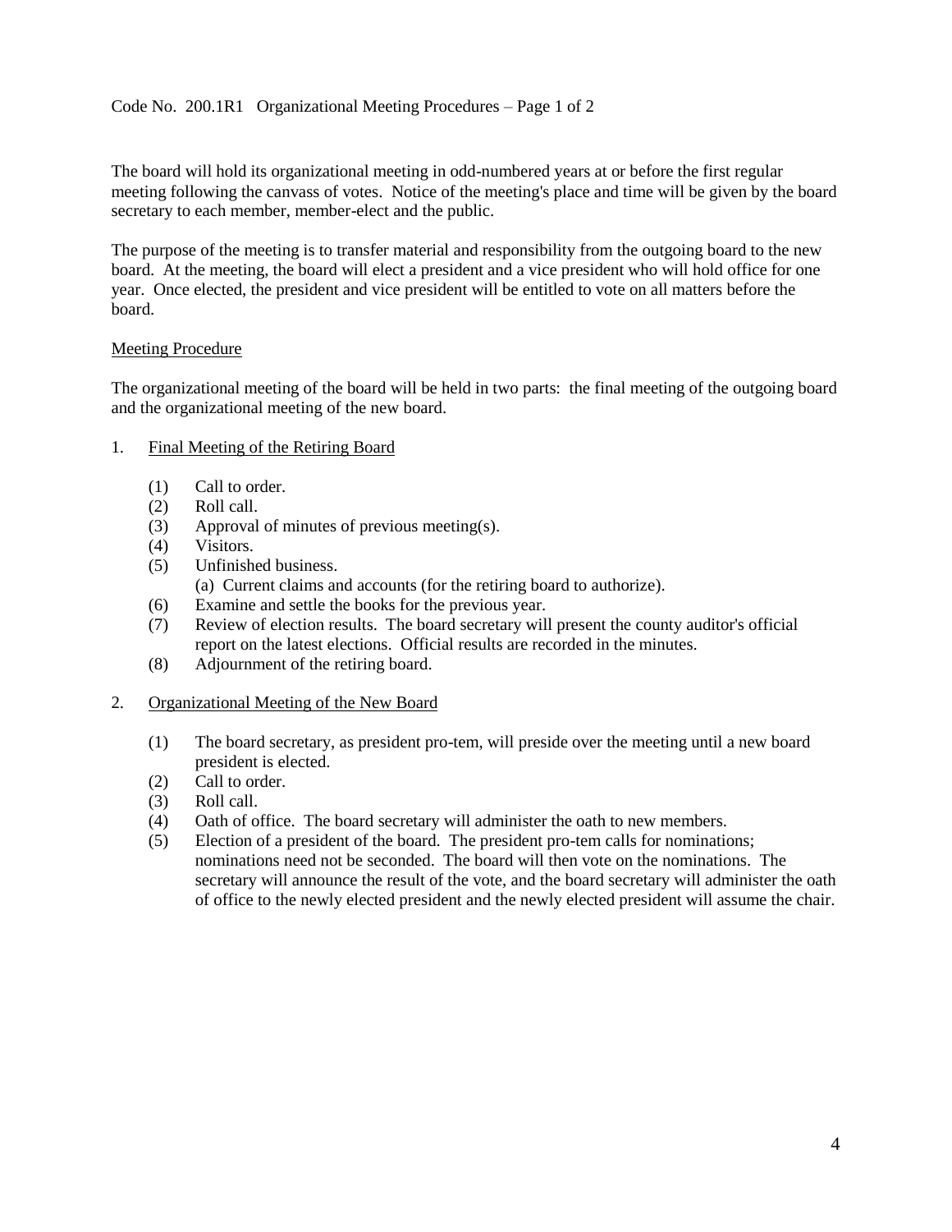Code No. 200.1R1 Organizational Meeting Procedures – Page 1 of 2

The board will hold its organizational meeting in odd-numbered years at or before the first regular meeting following the canvass of votes. Notice of the meeting's place and time will be given by the board secretary to each member, member-elect and the public.

The purpose of the meeting is to transfer material and responsibility from the outgoing board to the new board. At the meeting, the board will elect a president and a vice president who will hold office for one year. Once elected, the president and vice president will be entitled to vote on all matters before the board.

Meeting Procedure

The organizational meeting of the board will be held in two parts: the final meeting of the outgoing board and the organizational meeting of the new board.

1. Final Meeting of the Retiring Board

   (1) Call to order.
   (2) Roll call.
   (3) Approval of minutes of previous meeting(s).
   (4) Visitors.
   (5) Unfinished business.
       (a) Current claims and accounts (for the retiring board to authorize).
   (6) Examine and settle the books for the previous year.
   (7) Review of election results. The board secretary will present the county auditor's official report on the latest elections. Official results are recorded in the minutes.
   (8) Adjournment of the retiring board.

2. Organizational Meeting of the New Board

   (1) The board secretary, as president pro-tem, will preside over the meeting until a new board president is elected.
   (2) Call to order.
   (3) Roll call.
   (4) Oath of office. The board secretary will administer the oath to new members.
   (5) Election of a president of the board. The president pro-tem calls for nominations; nominations need not be seconded. The board will then vote on the nominations. The secretary will announce the result of the vote, and the board secretary will administer the oath of office to the newly elected president and the newly elected president will assume the chair.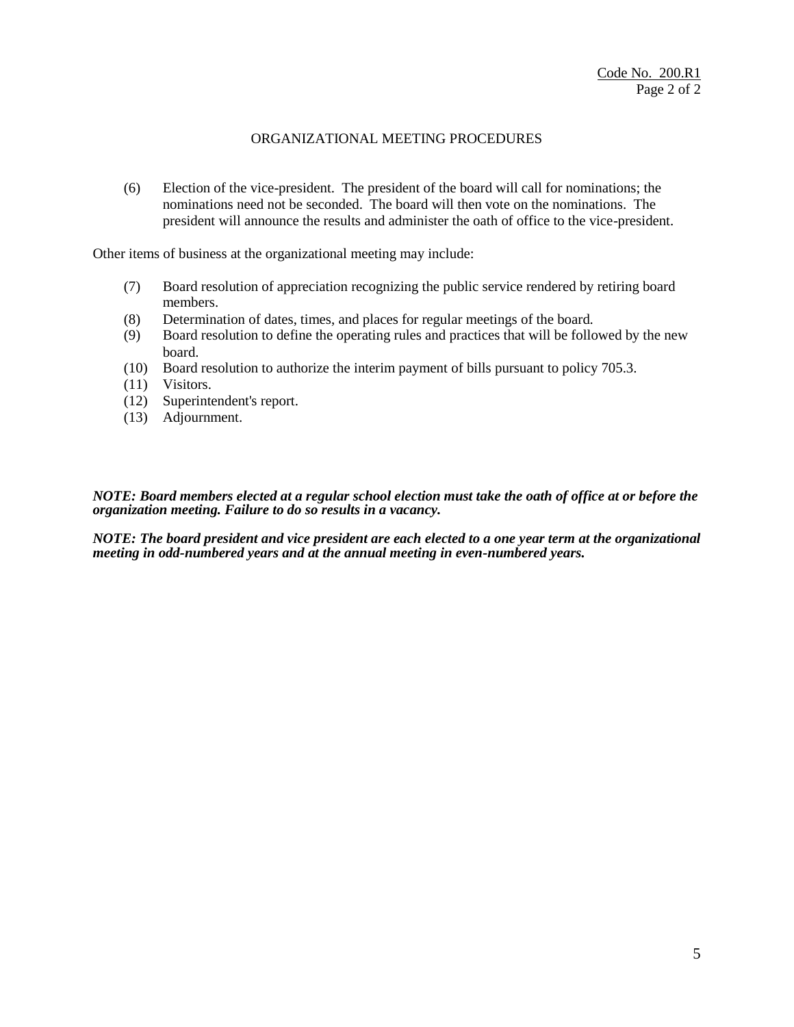## ORGANIZATIONAL MEETING PROCEDURES

(6) Election of the vice-president. The president of the board will call for nominations; the nominations need not be seconded. The board will then vote on the nominations. The president will announce the results and administer the oath of office to the vice-president.

Other items of business at the organizational meeting may include:

(7) Board resolution of appreciation recognizing the public service rendered by retiring board members.
(8) Determination of dates, times, and places for regular meetings of the board.
(9) Board resolution to define the operating rules and practices that will be followed by the new board.
(10) Board resolution to authorize the interim payment of bills pursuant to policy 705.3.
(11) Visitors.
(12) Superintendent's report.
(13) Adjournment.

***NOTE: Board members elected at a regular school election must take the oath of office at or before the organization meeting. Failure to do so results in a vacancy.***

***NOTE: The board president and vice president are each elected to a one year term at the organizational meeting in odd-numbered years and at the annual meeting in even-numbered years.***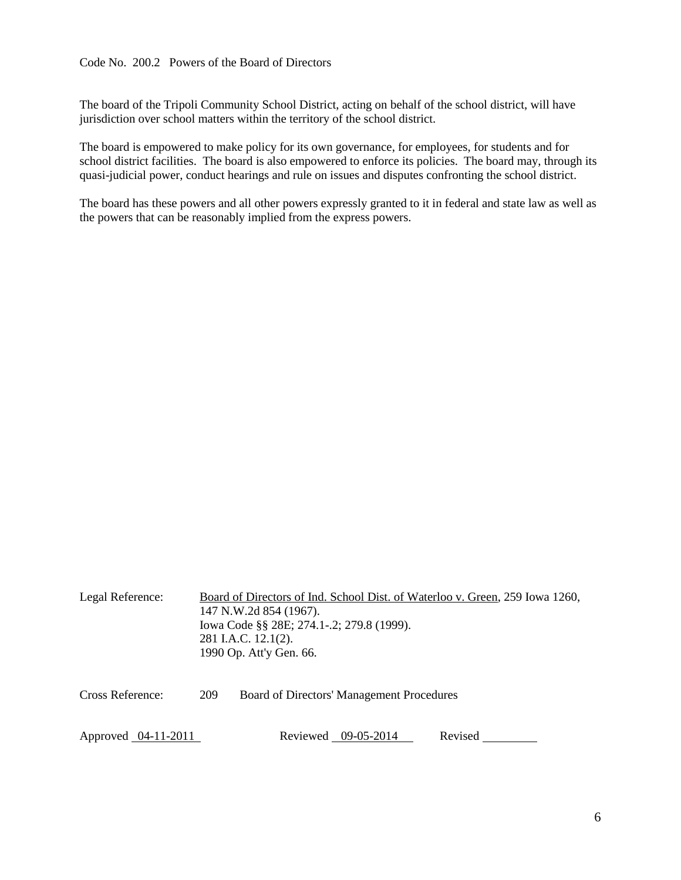Code No. 200.2 Powers of the Board of Directors

The board of the Tripoli Community School District, acting on behalf of the school district, will have jurisdiction over school matters within the territory of the school district.

The board is empowered to make policy for its own governance, for employees, for students and for school district facilities. The board is also empowered to enforce its policies. The board may, through its quasi-judicial power, conduct hearings and rule on issues and disputes confronting the school district.

The board has these powers and all other powers expressly granted to it in federal and state law as well as the powers that can be reasonably implied from the express powers.

Legal Reference: Board of Directors of Ind. School Dist. of Waterloo v. Green, 259 Iowa 1260, 147 N.W.2d 854 (1967).
Iowa Code §§ 28E; 274.1-.2; 279.8 (1999).
281 I.A.C. 12.1(2).
1990 Op. Att'y Gen. 66.

Cross Reference: 209 Board of Directors' Management Procedures

Approved 04-11-2011 Reviewed 09-05-2014 Revised ________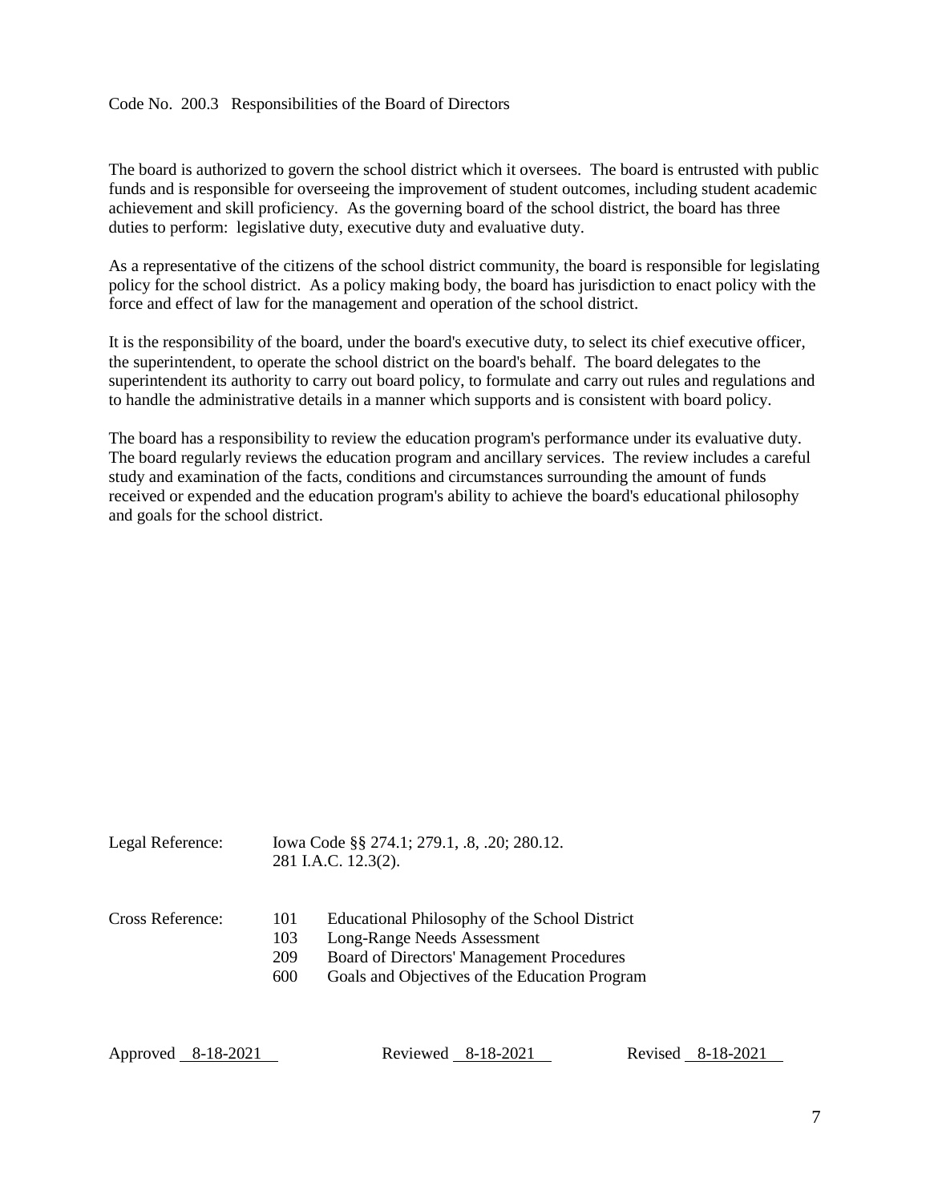Code No. 200.3 Responsibilities of the Board of Directors

The board is authorized to govern the school district which it oversees. The board is entrusted with public funds and is responsible for overseeing the improvement of student outcomes, including student academic achievement and skill proficiency. As the governing board of the school district, the board has three duties to perform: legislative duty, executive duty and evaluative duty.

As a representative of the citizens of the school district community, the board is responsible for legislating policy for the school district. As a policy making body, the board has jurisdiction to enact policy with the force and effect of law for the management and operation of the school district.

It is the responsibility of the board, under the board's executive duty, to select its chief executive officer, the superintendent, to operate the school district on the board's behalf. The board delegates to the superintendent its authority to carry out board policy, to formulate and carry out rules and regulations and to handle the administrative details in a manner which supports and is consistent with board policy.

The board has a responsibility to review the education program's performance under its evaluative duty. The board regularly reviews the education program and ancillary services. The review includes a careful study and examination of the facts, conditions and circumstances surrounding the amount of funds received or expended and the education program's ability to achieve the board's educational philosophy and goals for the school district.

Legal Reference: Iowa Code §§ 274.1; 279.1, .8, .20; 280.12.
281 I.A.C. 12.3(2).

Cross Reference:
101 Educational Philosophy of the School District
103 Long-Range Needs Assessment
209 Board of Directors' Management Procedures
600 Goals and Objectives of the Education Program

Approved 8-18-2021 Reviewed 8-18-2021 Revised 8-18-2021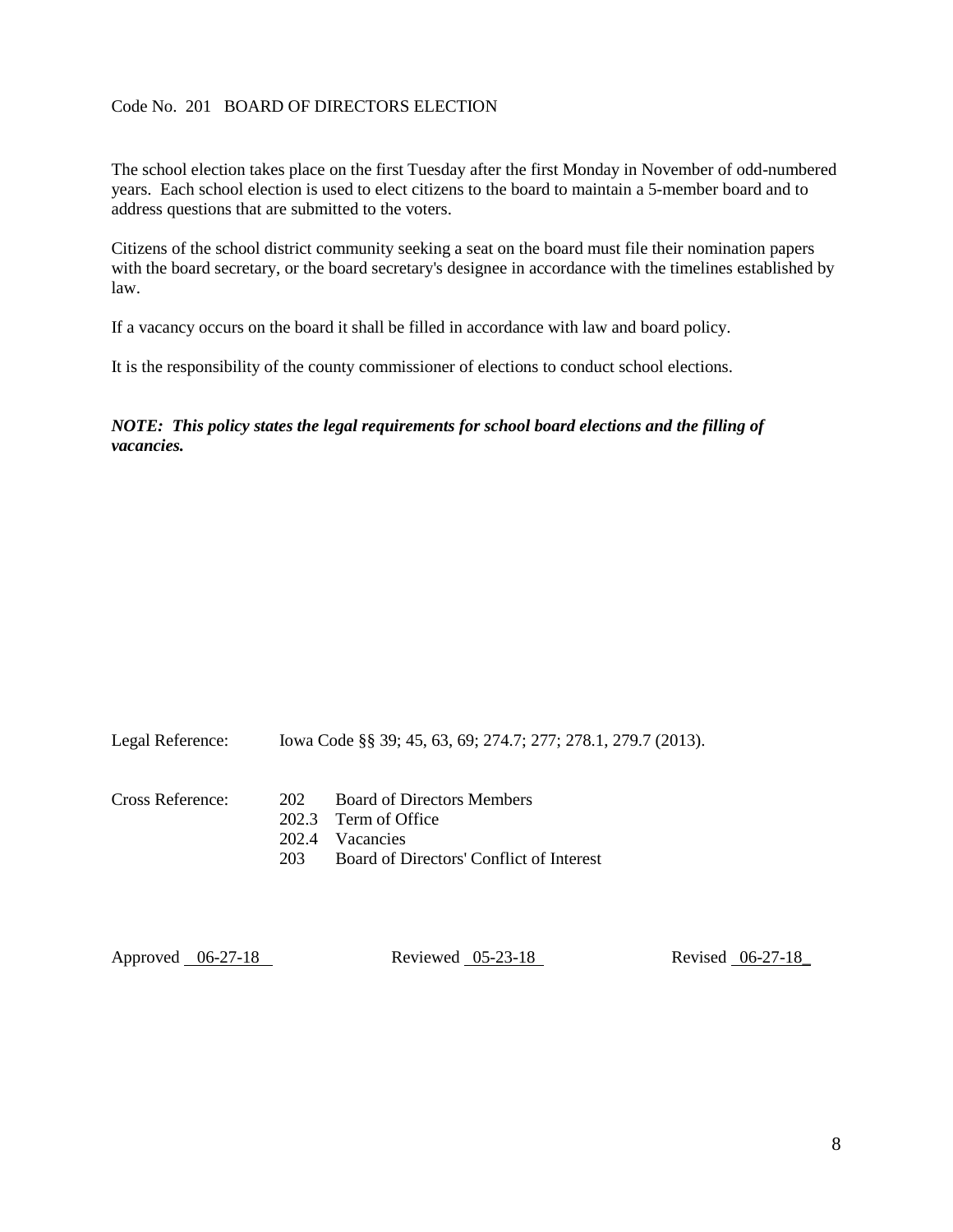# Code No. 201 BOARD OF DIRECTORS ELECTION

The school election takes place on the first Tuesday after the first Monday in November of odd-numbered years. Each school election is used to elect citizens to the board to maintain a 5-member board and to address questions that are submitted to the voters.

Citizens of the school district community seeking a seat on the board must file their nomination papers with the board secretary, or the board secretary's designee in accordance with the timelines established by law.

If a vacancy occurs on the board it shall be filled in accordance with law and board policy.

It is the responsibility of the county commissioner of elections to conduct school elections.

***NOTE: This policy states the legal requirements for school board elections and the filling of vacancies.***

Legal Reference: Iowa Code §§ 39; 45, 63, 69; 274.7; 277; 278.1, 279.7 (2013).

Cross Reference:
- 202 Board of Directors Members
- 202.3 Term of Office
- 202.4 Vacancies
- 203 Board of Directors' Conflict of Interest

Approved 06-27-18 Reviewed 05-23-18 Revised 06-27-18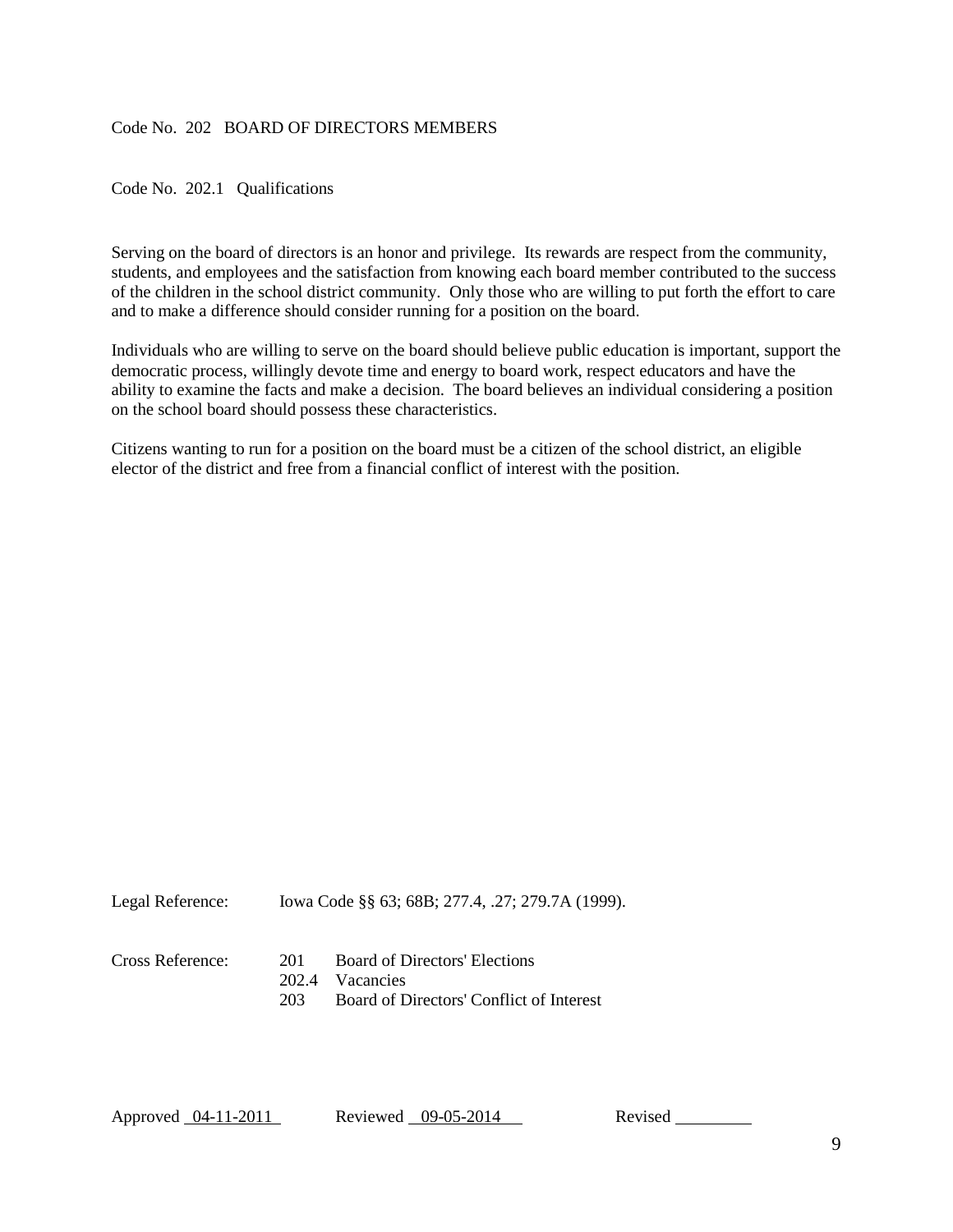Code No. 202 BOARD OF DIRECTORS MEMBERS

Code No. 202.1 Qualifications

Serving on the board of directors is an honor and privilege. Its rewards are respect from the community, students, and employees and the satisfaction from knowing each board member contributed to the success of the children in the school district community. Only those who are willing to put forth the effort to care and to make a difference should consider running for a position on the board.

Individuals who are willing to serve on the board should believe public education is important, support the democratic process, willingly devote time and energy to board work, respect educators and have the ability to examine the facts and make a decision. The board believes an individual considering a position on the school board should possess these characteristics.

Citizens wanting to run for a position on the board must be a citizen of the school district, an eligible elector of the district and free from a financial conflict of interest with the position.

Legal Reference: Iowa Code §§ 63; 68B; 277.4, .27; 279.7A (1999).

Cross Reference:
- 201 Board of Directors' Elections
- 202.4 Vacancies
- 203 Board of Directors' Conflict of Interest

Approved 04-11-2011 Reviewed 09-05-2014 Revised ________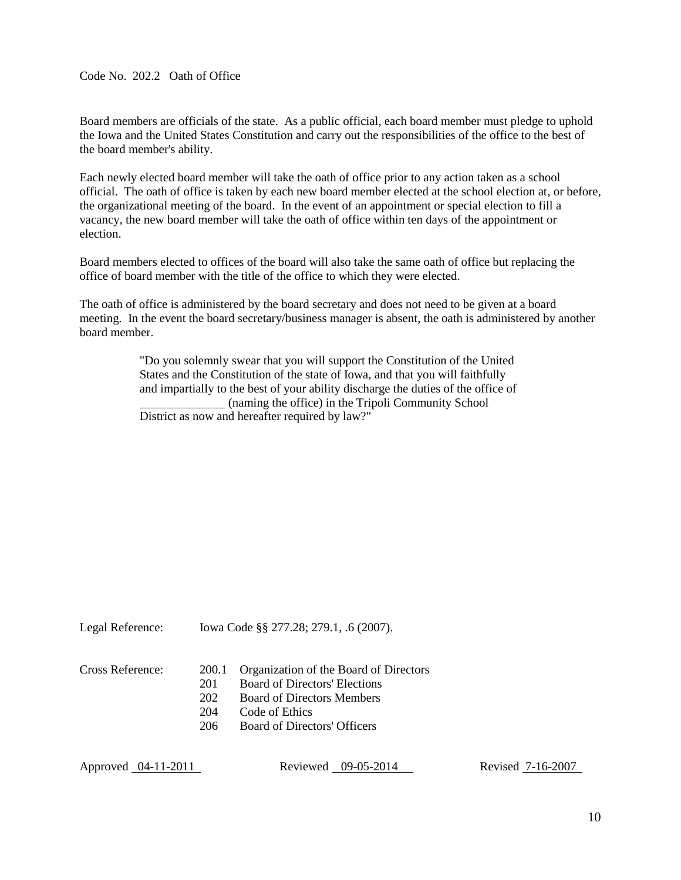Code No. 202.2 Oath of Office

Board members are officials of the state. As a public official, each board member must pledge to uphold the Iowa and the United States Constitution and carry out the responsibilities of the office to the best of the board member's ability.

Each newly elected board member will take the oath of office prior to any action taken as a school official. The oath of office is taken by each new board member elected at the school election at, or before, the organizational meeting of the board. In the event of an appointment or special election to fill a vacancy, the new board member will take the oath of office within ten days of the appointment or election.

Board members elected to offices of the board will also take the same oath of office but replacing the office of board member with the title of the office to which they were elected.

The oath of office is administered by the board secretary and does not need to be given at a board meeting. In the event the board secretary/business manager is absent, the oath is administered by another board member.

> "Do you solemnly swear that you will support the Constitution of the United States and the Constitution of the state of Iowa, and that you will faithfully and impartially to the best of your ability discharge the duties of the office of ______________ (naming the office) in the Tripoli Community School District as now and hereafter required by law?"

Legal Reference: Iowa Code §§ 277.28; 279.1, .6 (2007).

Cross Reference:
- 200.1 Organization of the Board of Directors
- 201 Board of Directors' Elections
- 202 Board of Directors Members
- 204 Code of Ethics
- 206 Board of Directors' Officers

Approved 04-11-2011 Reviewed 09-05-2014 Revised 7-16-2007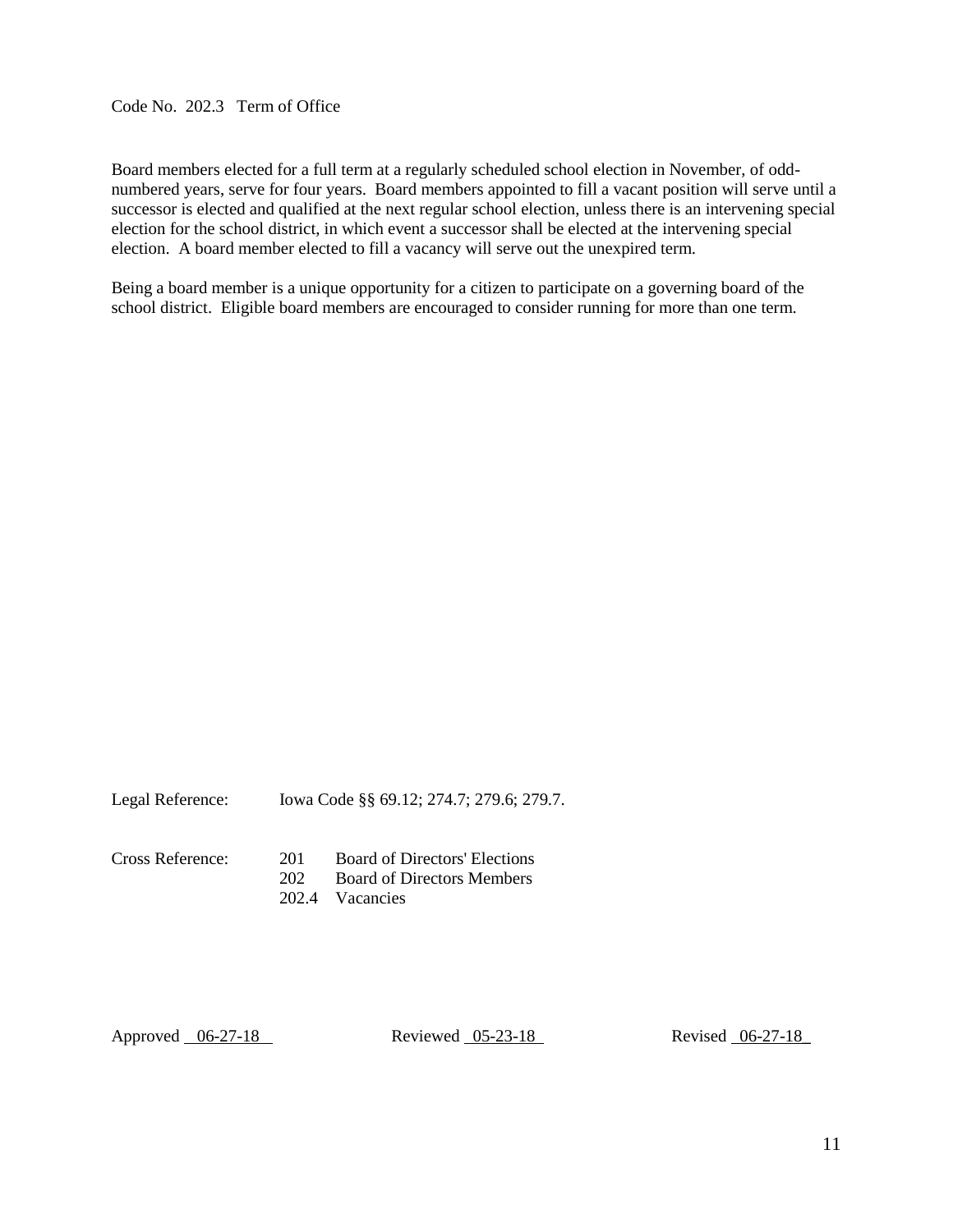Code No. 202.3 Term of Office

Board members elected for a full term at a regularly scheduled school election in November, of odd-numbered years, serve for four years. Board members appointed to fill a vacant position will serve until a successor is elected and qualified at the next regular school election, unless there is an intervening special election for the school district, in which event a successor shall be elected at the intervening special election. A board member elected to fill a vacancy will serve out the unexpired term.

Being a board member is a unique opportunity for a citizen to participate on a governing board of the school district. Eligible board members are encouraged to consider running for more than one term.

Legal Reference: Iowa Code §§ 69.12; 274.7; 279.6; 279.7.

Cross Reference:
- 201 Board of Directors' Elections
- 202 Board of Directors Members
- 202.4 Vacancies

Approved 06-27-18 Reviewed 05-23-18 Revised 06-27-18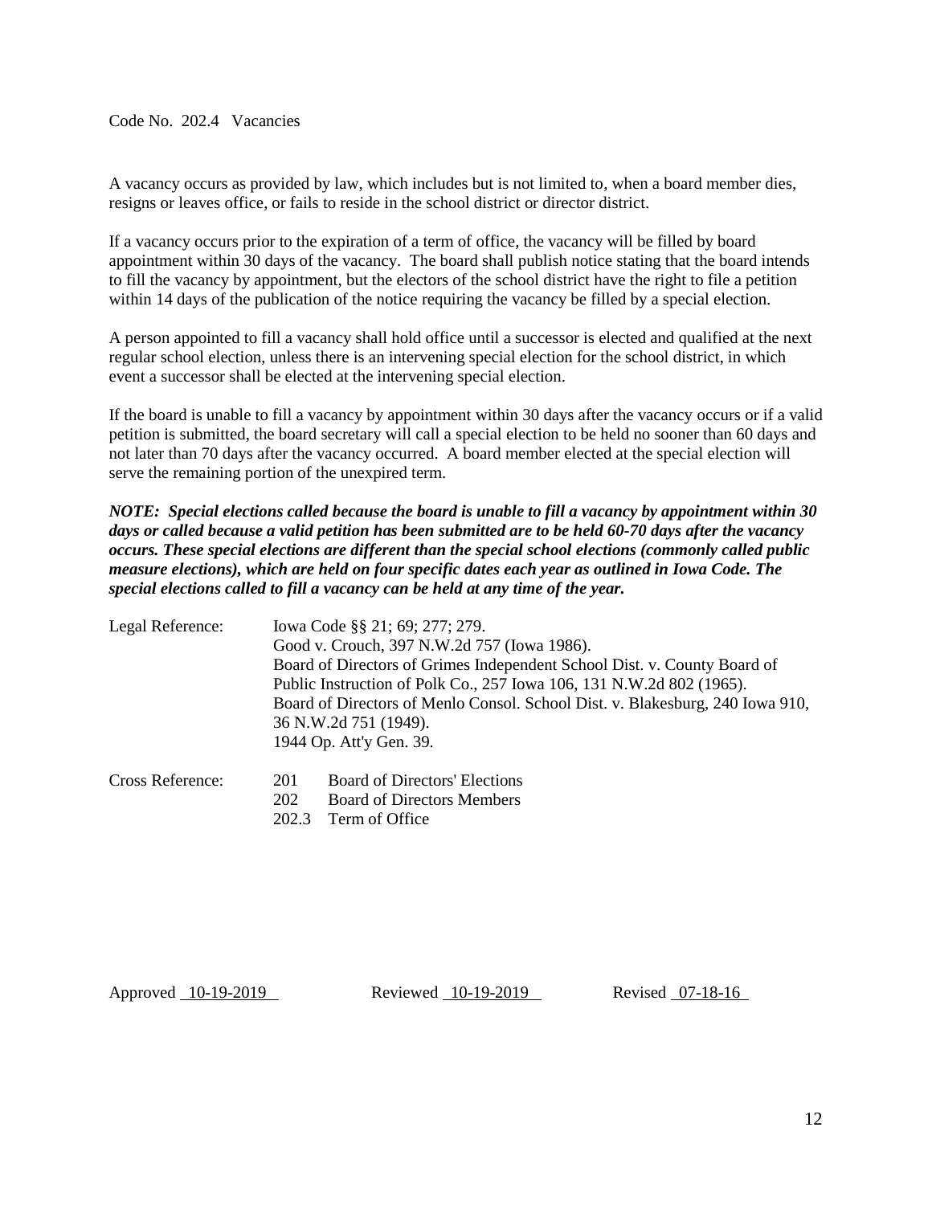Code No. 202.4 Vacancies

A vacancy occurs as provided by law, which includes but is not limited to, when a board member dies, resigns or leaves office, or fails to reside in the school district or director district.

If a vacancy occurs prior to the expiration of a term of office, the vacancy will be filled by board appointment within 30 days of the vacancy. The board shall publish notice stating that the board intends to fill the vacancy by appointment, but the electors of the school district have the right to file a petition within 14 days of the publication of the notice requiring the vacancy be filled by a special election.

A person appointed to fill a vacancy shall hold office until a successor is elected and qualified at the next regular school election, unless there is an intervening special election for the school district, in which event a successor shall be elected at the intervening special election.

If the board is unable to fill a vacancy by appointment within 30 days after the vacancy occurs or if a valid petition is submitted, the board secretary will call a special election to be held no sooner than 60 days and not later than 70 days after the vacancy occurred. A board member elected at the special election will serve the remaining portion of the unexpired term.

***NOTE: Special elections called because the board is unable to fill a vacancy by appointment within 30 days or called because a valid petition has been submitted are to be held 60-70 days after the vacancy occurs. These special elections are different than the special school elections (commonly called public measure elections), which are held on four specific dates each year as outlined in Iowa Code. The special elections called to fill a vacancy can be held at any time of the year.***

Legal Reference:

Iowa Code §§ 21; 69; 277; 279.
Good v. Crouch, 397 N.W.2d 757 (Iowa 1986).
Board of Directors of Grimes Independent School Dist. v. County Board of Public Instruction of Polk Co., 257 Iowa 106, 131 N.W.2d 802 (1965).
Board of Directors of Menlo Consol. School Dist. v. Blakesburg, 240 Iowa 910, 36 N.W.2d 751 (1949).
1944 Op. Att'y Gen. 39.

Cross Reference:

201 Board of Directors' Elections
202 Board of Directors Members
202.3 Term of Office

Approved 10-19-2019 Reviewed 10-19-2019 Revised 07-18-16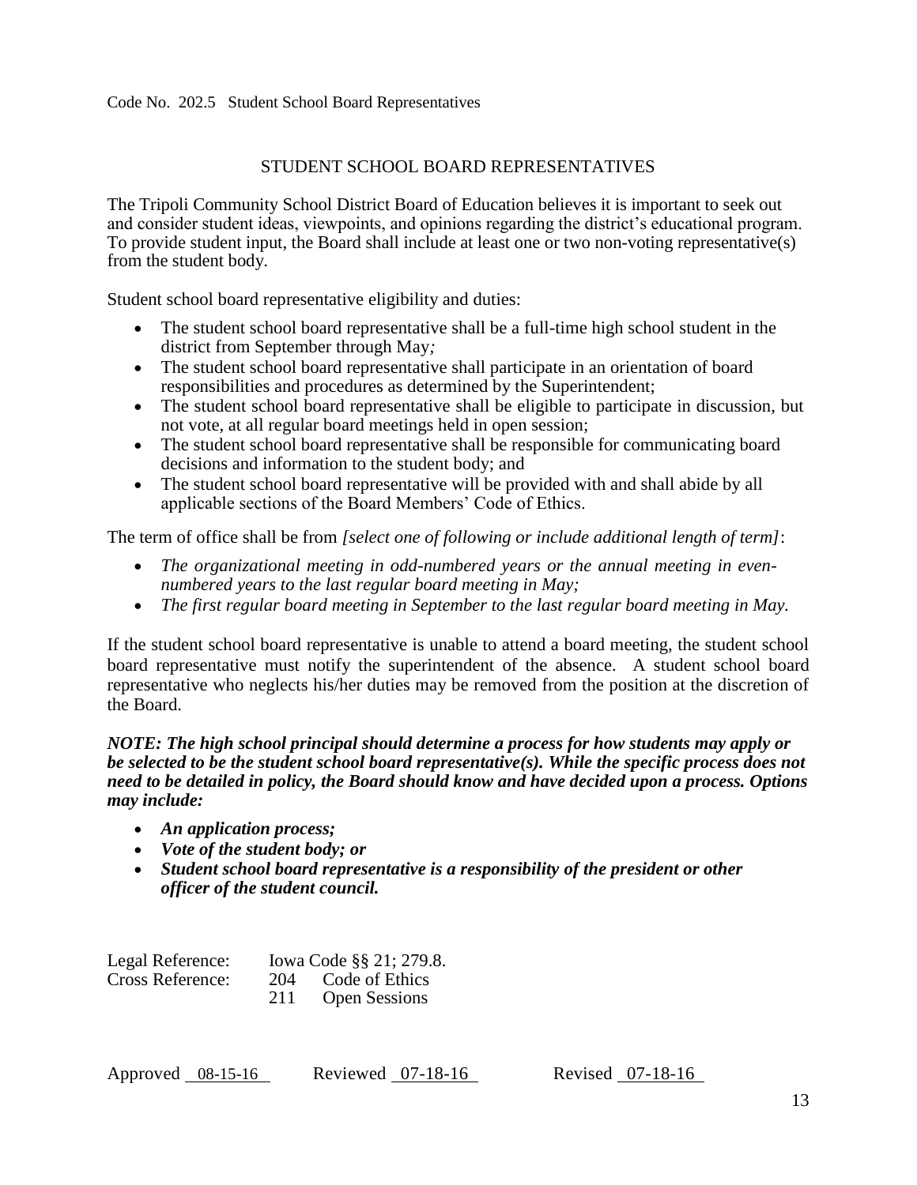Code No. 202.5 Student School Board Representatives

# STUDENT SCHOOL BOARD REPRESENTATIVES

The Tripoli Community School District Board of Education believes it is important to seek out and consider student ideas, viewpoints, and opinions regarding the district's educational program. To provide student input, the Board shall include at least one or two non-voting representative(s) from the student body.

Student school board representative eligibility and duties:

- The student school board representative shall be a full-time high school student in the district from September through May*;*
- The student school board representative shall participate in an orientation of board responsibilities and procedures as determined by the Superintendent;
- The student school board representative shall be eligible to participate in discussion, but not vote, at all regular board meetings held in open session;
- The student school board representative shall be responsible for communicating board decisions and information to the student body; and
- The student school board representative will be provided with and shall abide by all applicable sections of the Board Members' Code of Ethics.

The term of office shall be from *[select one of following or include additional length of term]*:

- *The organizational meeting in odd-numbered years or the annual meeting in even-numbered years to the last regular board meeting in May;*
- *The first regular board meeting in September to the last regular board meeting in May.*

If the student school board representative is unable to attend a board meeting, the student school board representative must notify the superintendent of the absence. A student school board representative who neglects his/her duties may be removed from the position at the discretion of the Board.

***NOTE: The high school principal should determine a process for how students may apply or be selected to be the student school board representative(s). While the specific process does not need to be detailed in policy, the Board should know and have decided upon a process. Options may include:***

- ***An application process;***
- ***Vote of the student body; or***
- ***Student school board representative is a responsibility of the president or other officer of the student council.***

Legal Reference: Iowa Code §§ 21; 279.8.

Cross Reference: 204 Code of Ethics
211 Open Sessions

Approved 08-15-16 Reviewed 07-18-16 Revised 07-18-16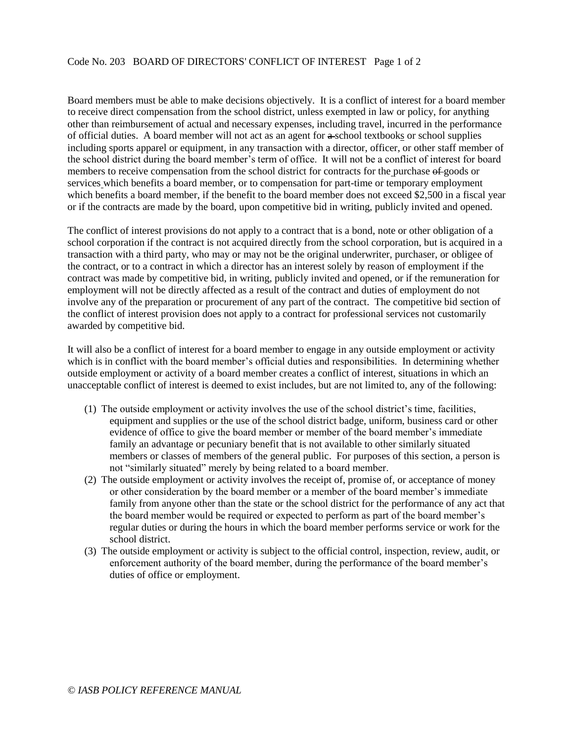# Code No. 203 BOARD OF DIRECTORS' CONFLICT OF INTEREST

Board members must be able to make decisions objectively. It is a conflict of interest for a board member to receive direct compensation from the school district, unless exempted in law or policy, for anything other than reimbursement of actual and necessary expenses, including travel, incurred in the performance of official duties. A board member will not act as an agent for ~~a~~ school textbooks or school supplies including sports apparel or equipment, in any transaction with a director, officer, or other staff member of the school district during the board member's term of office. It will not be a conflict of interest for board members to receive compensation from the school district for contracts for the purchase ~~of~~ goods or services which benefits a board member, or to compensation for part-time or temporary employment which benefits a board member, if the benefit to the board member does not exceed $2,500 in a fiscal year or if the contracts are made by the board, upon competitive bid in writing, publicly invited and opened.

The conflict of interest provisions do not apply to a contract that is a bond, note or other obligation of a school corporation if the contract is not acquired directly from the school corporation, but is acquired in a transaction with a third party, who may or may not be the original underwriter, purchaser, or obligee of the contract, or to a contract in which a director has an interest solely by reason of employment if the contract was made by competitive bid, in writing, publicly invited and opened, or if the remuneration for employment will not be directly affected as a result of the contract and duties of employment do not involve any of the preparation or procurement of any part of the contract. The competitive bid section of the conflict of interest provision does not apply to a contract for professional services not customarily awarded by competitive bid.

It will also be a conflict of interest for a board member to engage in any outside employment or activity which is in conflict with the board member's official duties and responsibilities. In determining whether outside employment or activity of a board member creates a conflict of interest, situations in which an unacceptable conflict of interest is deemed to exist includes, but are not limited to, any of the following:

(1) The outside employment or activity involves the use of the school district's time, facilities, equipment and supplies or the use of the school district badge, uniform, business card or other evidence of office to give the board member or member of the board member's immediate family an advantage or pecuniary benefit that is not available to other similarly situated members or classes of members of the general public. For purposes of this section, a person is not "similarly situated" merely by being related to a board member.

(2) The outside employment or activity involves the receipt of, promise of, or acceptance of money or other consideration by the board member or a member of the board member's immediate family from anyone other than the state or the school district for the performance of any act that the board member would be required or expected to perform as part of the board member's regular duties or during the hours in which the board member performs service or work for the school district.

(3) The outside employment or activity is subject to the official control, inspection, review, audit, or enforcement authority of the board member, during the performance of the board member's duties of office or employment.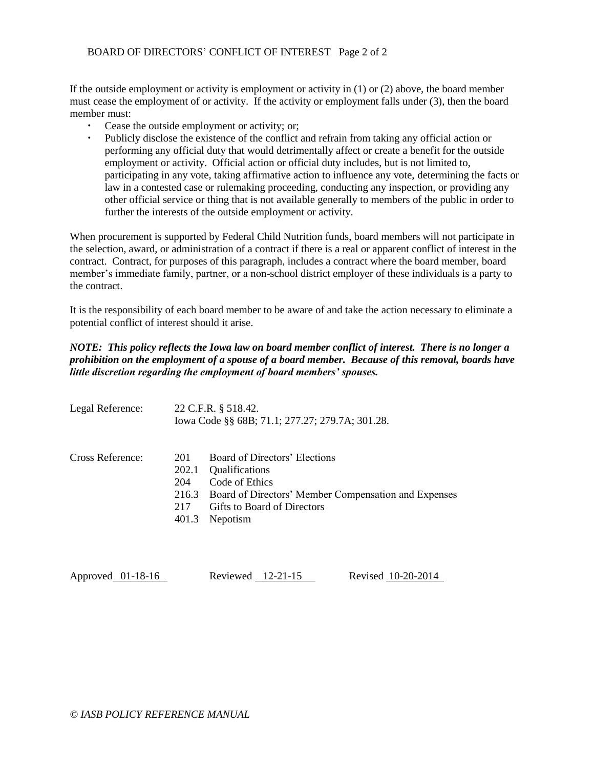If the outside employment or activity is employment or activity in (1) or (2) above, the board member must cease the employment of or activity. If the activity or employment falls under (3), then the board member must:

- Cease the outside employment or activity; or;
- Publicly disclose the existence of the conflict and refrain from taking any official action or performing any official duty that would detrimentally affect or create a benefit for the outside employment or activity. Official action or official duty includes, but is not limited to, participating in any vote, taking affirmative action to influence any vote, determining the facts or law in a contested case or rulemaking proceeding, conducting any inspection, or providing any other official service or thing that is not available generally to members of the public in order to further the interests of the outside employment or activity.

When procurement is supported by Federal Child Nutrition funds, board members will not participate in the selection, award, or administration of a contract if there is a real or apparent conflict of interest in the contract. Contract, for purposes of this paragraph, includes a contract where the board member, board member's immediate family, partner, or a non-school district employer of these individuals is a party to the contract.

It is the responsibility of each board member to be aware of and take the action necessary to eliminate a potential conflict of interest should it arise.

***NOTE: This policy reflects the Iowa law on board member conflict of interest. There is no longer a prohibition on the employment of a spouse of a board member. Because of this removal, boards have little discretion regarding the employment of board members' spouses.***

Legal Reference: 22 C.F.R. § 518.42.
Iowa Code §§ 68B; 71.1; 277.27; 279.7A; 301.28.

Cross Reference:
- 201 Board of Directors' Elections
- 202.1 Qualifications
- 204 Code of Ethics
- 216.3 Board of Directors' Member Compensation and Expenses
- 217 Gifts to Board of Directors
- 401.3 Nepotism

Approved 01-18-16 Reviewed 12-21-15 Revised 10-20-2014

*© IASB POLICY REFERENCE MANUAL*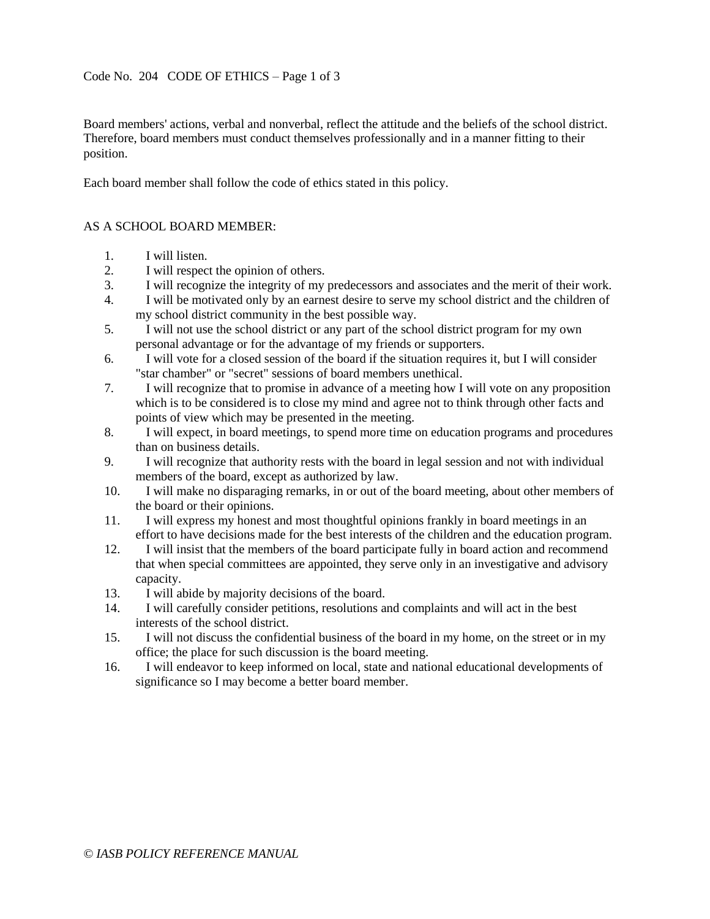Code No. 204 CODE OF ETHICS

Board members' actions, verbal and nonverbal, reflect the attitude and the beliefs of the school district. Therefore, board members must conduct themselves professionally and in a manner fitting to their position.

Each board member shall follow the code of ethics stated in this policy.

AS A SCHOOL BOARD MEMBER:

1. I will listen.
2. I will respect the opinion of others.
3. I will recognize the integrity of my predecessors and associates and the merit of their work.
4. I will be motivated only by an earnest desire to serve my school district and the children of my school district community in the best possible way.
5. I will not use the school district or any part of the school district program for my own personal advantage or for the advantage of my friends or supporters.
6. I will vote for a closed session of the board if the situation requires it, but I will consider "star chamber" or "secret" sessions of board members unethical.
7. I will recognize that to promise in advance of a meeting how I will vote on any proposition which is to be considered is to close my mind and agree not to think through other facts and points of view which may be presented in the meeting.
8. I will expect, in board meetings, to spend more time on education programs and procedures than on business details.
9. I will recognize that authority rests with the board in legal session and not with individual members of the board, except as authorized by law.
10. I will make no disparaging remarks, in or out of the board meeting, about other members of the board or their opinions.
11. I will express my honest and most thoughtful opinions frankly in board meetings in an effort to have decisions made for the best interests of the children and the education program.
12. I will insist that the members of the board participate fully in board action and recommend that when special committees are appointed, they serve only in an investigative and advisory capacity.
13. I will abide by majority decisions of the board.
14. I will carefully consider petitions, resolutions and complaints and will act in the best interests of the school district.
15. I will not discuss the confidential business of the board in my home, on the street or in my office; the place for such discussion is the board meeting.
16. I will endeavor to keep informed on local, state and national educational developments of significance so I may become a better board member.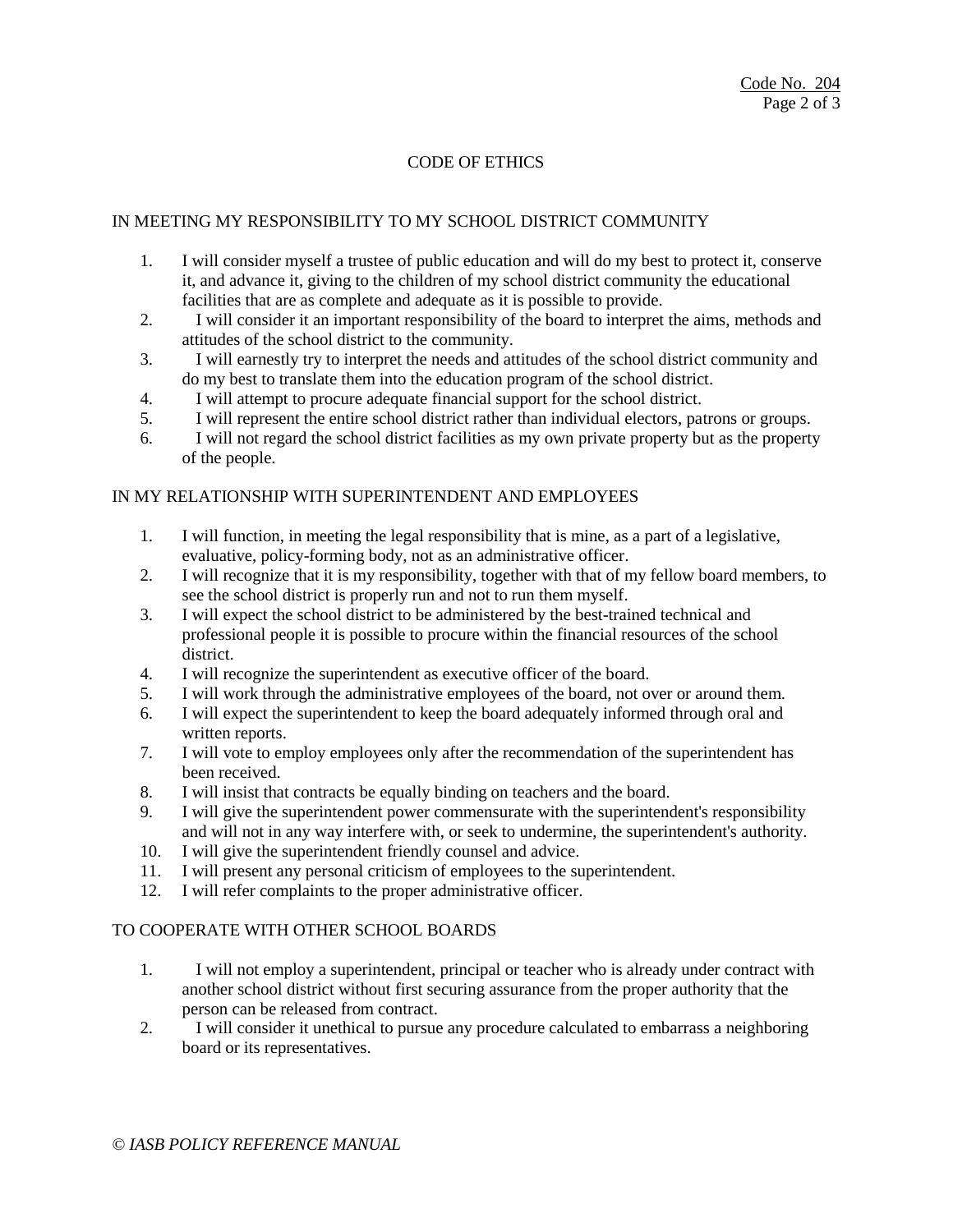## CODE OF ETHICS

### IN MEETING MY RESPONSIBILITY TO MY SCHOOL DISTRICT COMMUNITY

1. I will consider myself a trustee of public education and will do my best to protect it, conserve it, and advance it, giving to the children of my school district community the educational facilities that are as complete and adequate as it is possible to provide.
2. I will consider it an important responsibility of the board to interpret the aims, methods and attitudes of the school district to the community.
3. I will earnestly try to interpret the needs and attitudes of the school district community and do my best to translate them into the education program of the school district.
4. I will attempt to procure adequate financial support for the school district.
5. I will represent the entire school district rather than individual electors, patrons or groups.
6. I will not regard the school district facilities as my own private property but as the property of the people.

### IN MY RELATIONSHIP WITH SUPERINTENDENT AND EMPLOYEES

1. I will function, in meeting the legal responsibility that is mine, as a part of a legislative, evaluative, policy-forming body, not as an administrative officer.
2. I will recognize that it is my responsibility, together with that of my fellow board members, to see the school district is properly run and not to run them myself.
3. I will expect the school district to be administered by the best-trained technical and professional people it is possible to procure within the financial resources of the school district.
4. I will recognize the superintendent as executive officer of the board.
5. I will work through the administrative employees of the board, not over or around them.
6. I will expect the superintendent to keep the board adequately informed through oral and written reports.
7. I will vote to employ employees only after the recommendation of the superintendent has been received.
8. I will insist that contracts be equally binding on teachers and the board.
9. I will give the superintendent power commensurate with the superintendent's responsibility and will not in any way interfere with, or seek to undermine, the superintendent's authority.
10. I will give the superintendent friendly counsel and advice.
11. I will present any personal criticism of employees to the superintendent.
12. I will refer complaints to the proper administrative officer.

### TO COOPERATE WITH OTHER SCHOOL BOARDS

1. I will not employ a superintendent, principal or teacher who is already under contract with another school district without first securing assurance from the proper authority that the person can be released from contract.
2. I will consider it unethical to pursue any procedure calculated to embarrass a neighboring board or its representatives.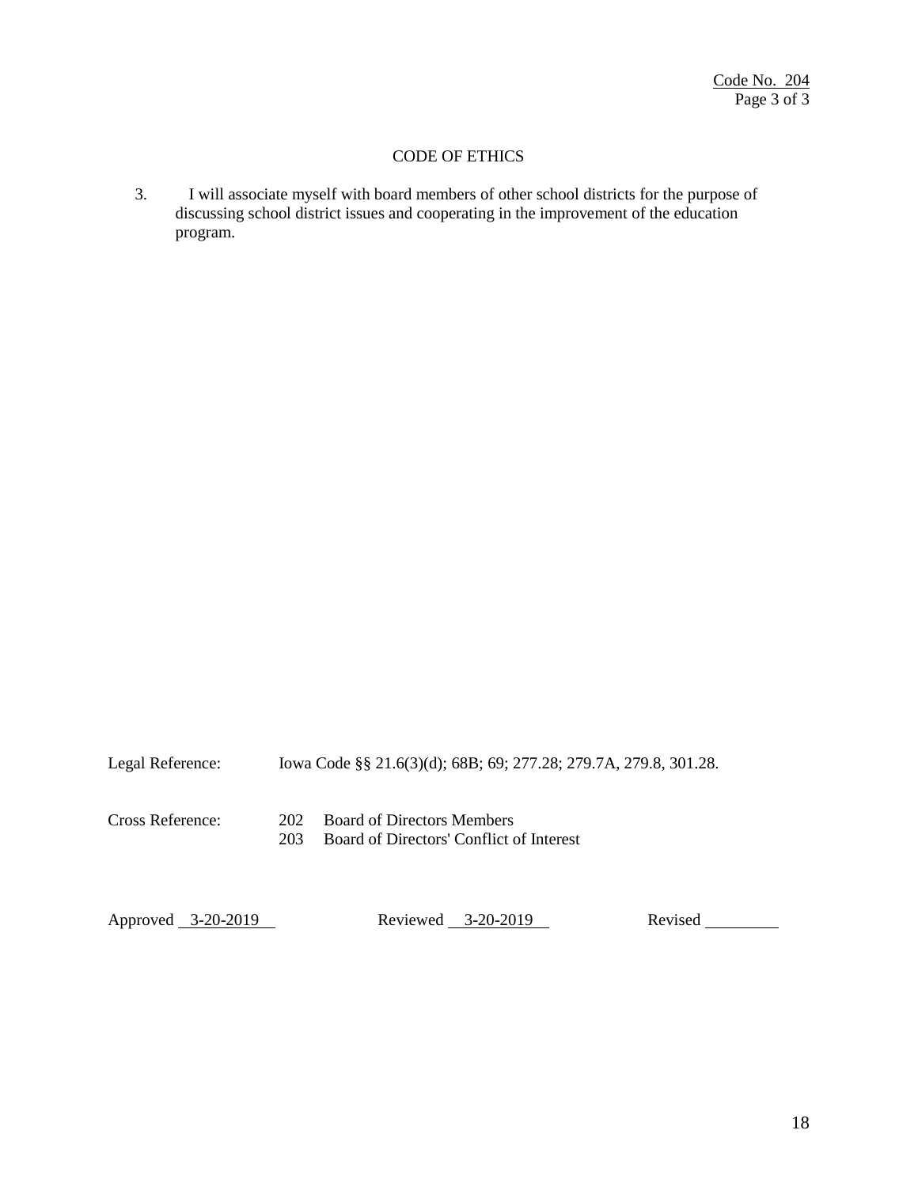## CODE OF ETHICS

3. I will associate myself with board members of other school districts for the purpose of discussing school district issues and cooperating in the improvement of the education program.

Legal Reference: Iowa Code §§ 21.6(3)(d); 68B; 69; 277.28; 279.7A, 279.8, 301.28.

Cross Reference:
202 Board of Directors Members
203 Board of Directors' Conflict of Interest

Approved 3-20-2019 Reviewed 3-20-2019 Revised ________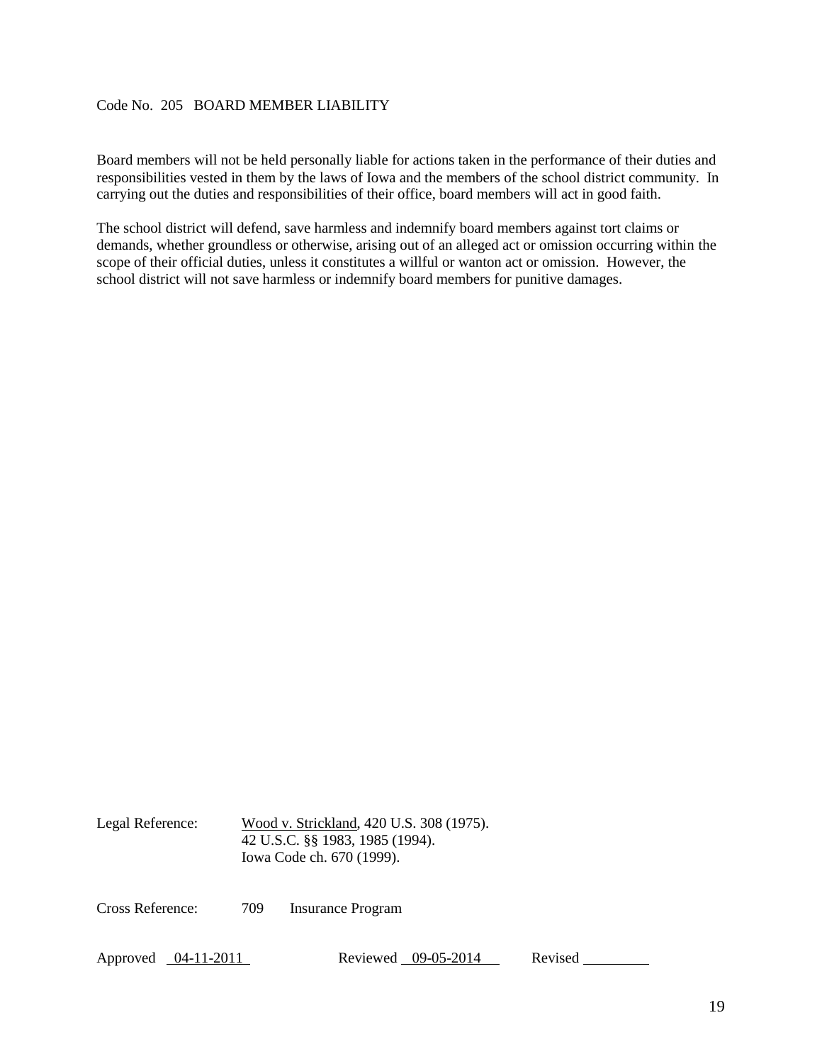Code No. 205 BOARD MEMBER LIABILITY

Board members will not be held personally liable for actions taken in the performance of their duties and responsibilities vested in them by the laws of Iowa and the members of the school district community. In carrying out the duties and responsibilities of their office, board members will act in good faith.

The school district will defend, save harmless and indemnify board members against tort claims or demands, whether groundless or otherwise, arising out of an alleged act or omission occurring within the scope of their official duties, unless it constitutes a willful or wanton act or omission. However, the school district will not save harmless or indemnify board members for punitive damages.

Legal Reference: Wood v. Strickland, 420 U.S. 308 (1975).
42 U.S.C. §§ 1983, 1985 (1994).
Iowa Code ch. 670 (1999).

Cross Reference: 709 Insurance Program

Approved 04-11-2011 Reviewed 09-05-2014 Revised ________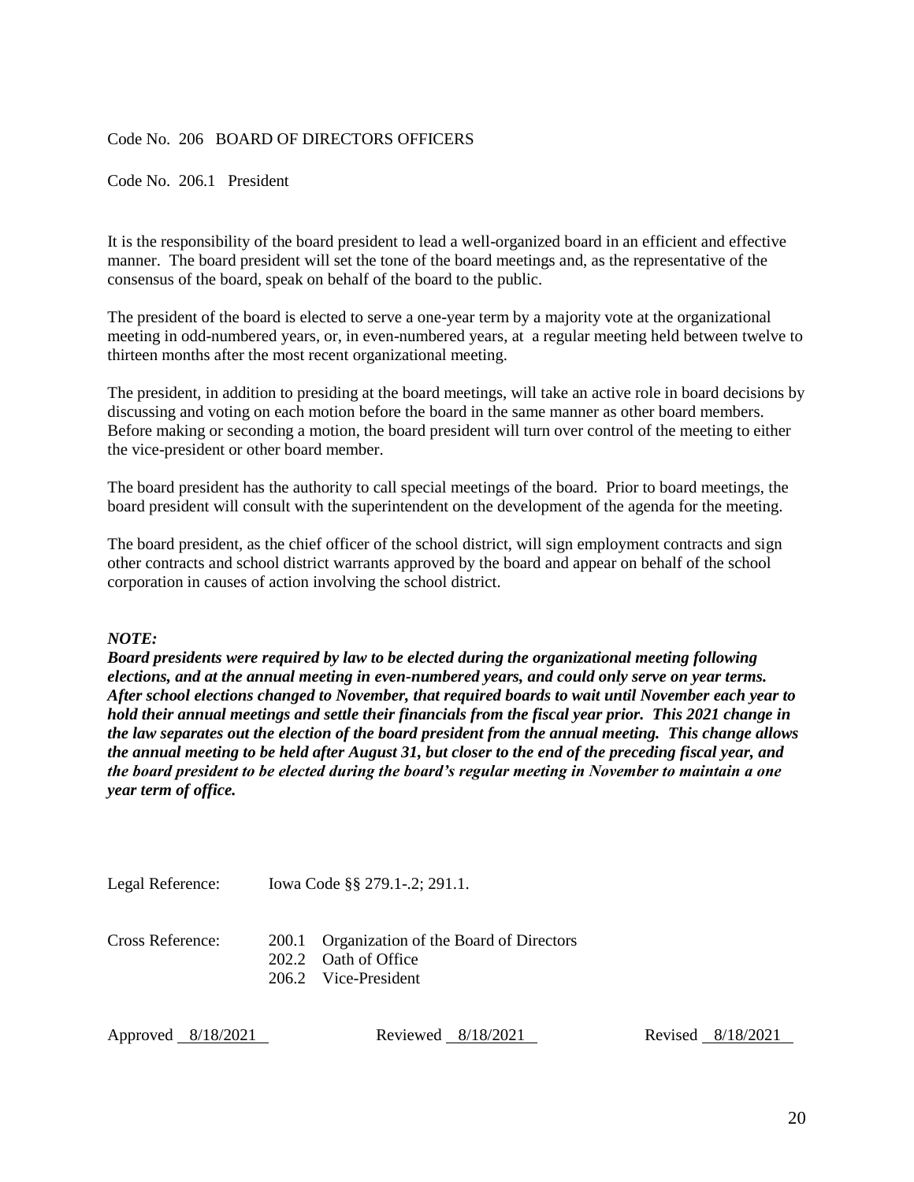Code No. 206 BOARD OF DIRECTORS OFFICERS

Code No. 206.1 President

It is the responsibility of the board president to lead a well-organized board in an efficient and effective manner. The board president will set the tone of the board meetings and, as the representative of the consensus of the board, speak on behalf of the board to the public.

The president of the board is elected to serve a one-year term by a majority vote at the organizational meeting in odd-numbered years, or, in even-numbered years, at a regular meeting held between twelve to thirteen months after the most recent organizational meeting.

The president, in addition to presiding at the board meetings, will take an active role in board decisions by discussing and voting on each motion before the board in the same manner as other board members. Before making or seconding a motion, the board president will turn over control of the meeting to either the vice-president or other board member.

The board president has the authority to call special meetings of the board. Prior to board meetings, the board president will consult with the superintendent on the development of the agenda for the meeting.

The board president, as the chief officer of the school district, will sign employment contracts and sign other contracts and school district warrants approved by the board and appear on behalf of the school corporation in causes of action involving the school district.

***NOTE:***
***Board presidents were required by law to be elected during the organizational meeting following elections, and at the annual meeting in even-numbered years, and could only serve on year terms. After school elections changed to November, that required boards to wait until November each year to hold their annual meetings and settle their financials from the fiscal year prior. This 2021 change in the law separates out the election of the board president from the annual meeting. This change allows the annual meeting to be held after August 31, but closer to the end of the preceding fiscal year, and the board president to be elected during the board's regular meeting in November to maintain a one year term of office.***

Legal Reference: Iowa Code §§ 279.1-.2; 291.1.

Cross Reference:
200.1 Organization of the Board of Directors
202.2 Oath of Office
206.2 Vice-President

Approved 8/18/2021 Reviewed 8/18/2021 Revised 8/18/2021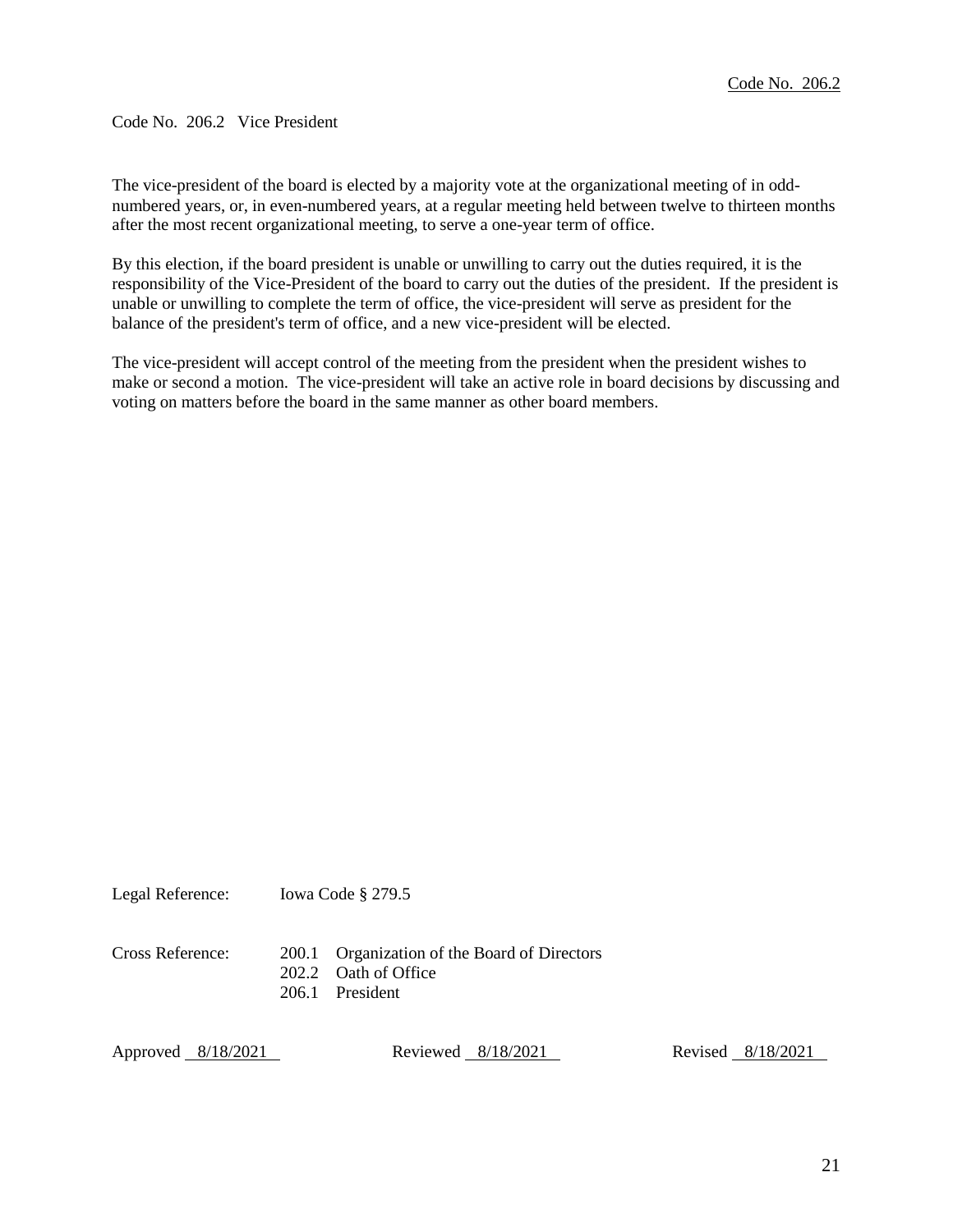Code No. 206.2

Code No. 206.2 Vice President

The vice-president of the board is elected by a majority vote at the organizational meeting of in odd-numbered years, or, in even-numbered years, at a regular meeting held between twelve to thirteen months after the most recent organizational meeting, to serve a one-year term of office.

By this election, if the board president is unable or unwilling to carry out the duties required, it is the responsibility of the Vice-President of the board to carry out the duties of the president. If the president is unable or unwilling to complete the term of office, the vice-president will serve as president for the balance of the president's term of office, and a new vice-president will be elected.

The vice-president will accept control of the meeting from the president when the president wishes to make or second a motion. The vice-president will take an active role in board decisions by discussing and voting on matters before the board in the same manner as other board members.

Legal Reference: Iowa Code § 279.5

Cross Reference:
- 200.1 Organization of the Board of Directors
- 202.2 Oath of Office
- 206.1 President

Approved 8/18/2021 Reviewed 8/18/2021 Revised 8/18/2021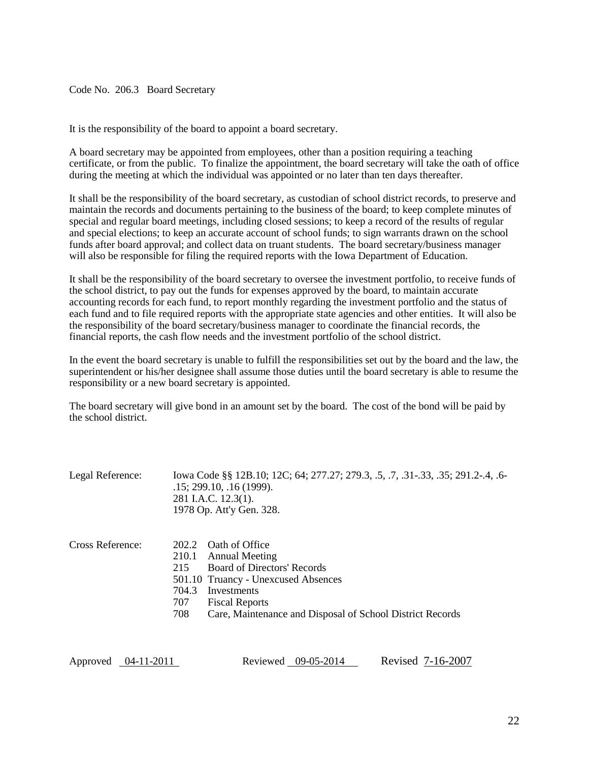# Code No. 206.3 Board Secretary

It is the responsibility of the board to appoint a board secretary.

A board secretary may be appointed from employees, other than a position requiring a teaching certificate, or from the public. To finalize the appointment, the board secretary will take the oath of office during the meeting at which the individual was appointed or no later than ten days thereafter.

It shall be the responsibility of the board secretary, as custodian of school district records, to preserve and maintain the records and documents pertaining to the business of the board; to keep complete minutes of special and regular board meetings, including closed sessions; to keep a record of the results of regular and special elections; to keep an accurate account of school funds; to sign warrants drawn on the school funds after board approval; and collect data on truant students. The board secretary/business manager will also be responsible for filing the required reports with the Iowa Department of Education.

It shall be the responsibility of the board secretary to oversee the investment portfolio, to receive funds of the school district, to pay out the funds for expenses approved by the board, to maintain accurate accounting records for each fund, to report monthly regarding the investment portfolio and the status of each fund and to file required reports with the appropriate state agencies and other entities. It will also be the responsibility of the board secretary/business manager to coordinate the financial records, the financial reports, the cash flow needs and the investment portfolio of the school district.

In the event the board secretary is unable to fulfill the responsibilities set out by the board and the law, the superintendent or his/her designee shall assume those duties until the board secretary is able to resume the responsibility or a new board secretary is appointed.

The board secretary will give bond in an amount set by the board. The cost of the bond will be paid by the school district.

Legal Reference: Iowa Code §§ 12B.10; 12C; 64; 277.27; 279.3, .5, .7, .31-.33, .35; 291.2-.4, .6-.15; 299.10, .16 (1999).
281 I.A.C. 12.3(1).
1978 Op. Att'y Gen. 328.

Cross Reference:
202.2 Oath of Office
210.1 Annual Meeting
215 Board of Directors' Records
501.10 Truancy - Unexcused Absences
704.3 Investments
707 Fiscal Reports
708 Care, Maintenance and Disposal of School District Records

Approved 04-11-2011 Reviewed 09-05-2014 Revised 7-16-2007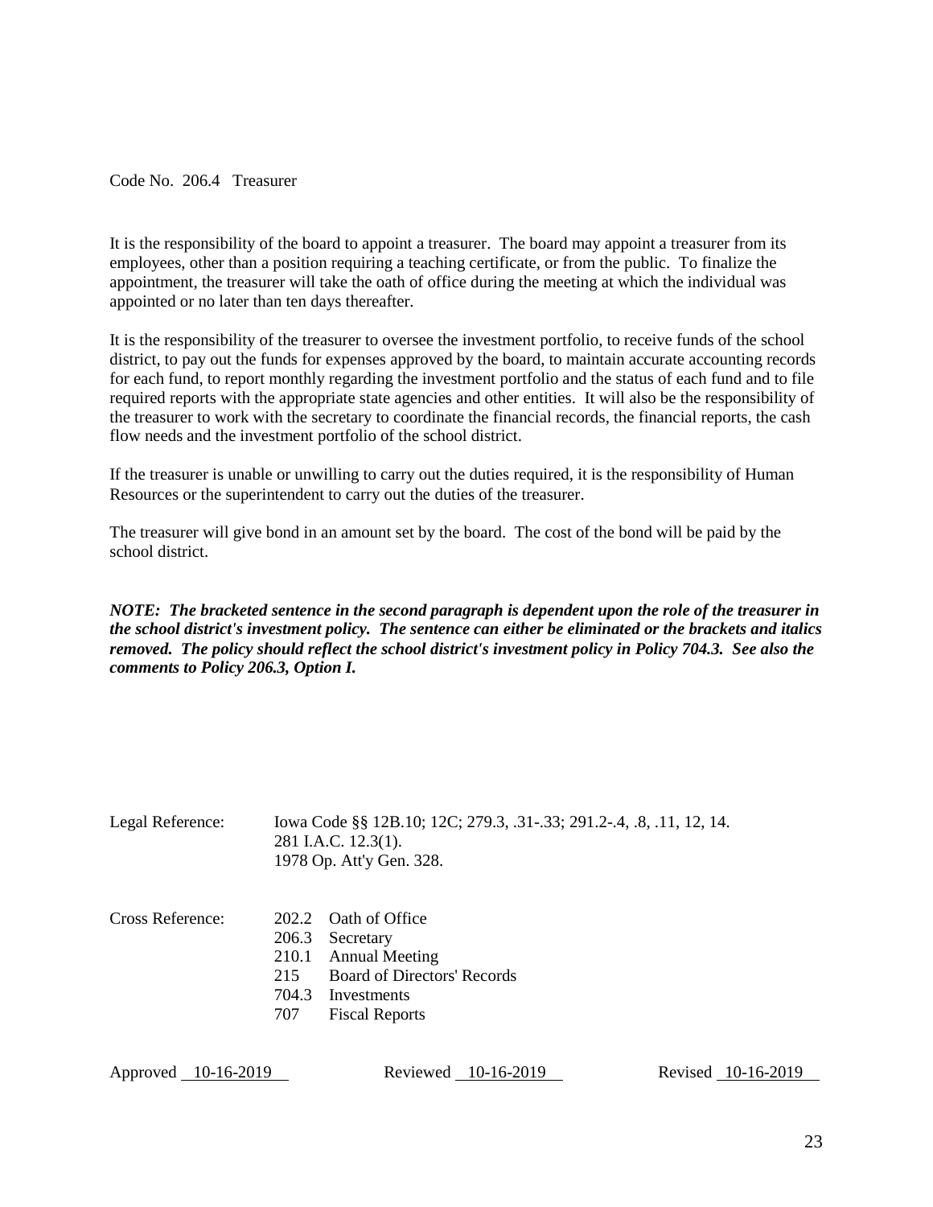Code No. 206.4 Treasurer

It is the responsibility of the board to appoint a treasurer. The board may appoint a treasurer from its employees, other than a position requiring a teaching certificate, or from the public. To finalize the appointment, the treasurer will take the oath of office during the meeting at which the individual was appointed or no later than ten days thereafter.

It is the responsibility of the treasurer to oversee the investment portfolio, to receive funds of the school district, to pay out the funds for expenses approved by the board, to maintain accurate accounting records for each fund, to report monthly regarding the investment portfolio and the status of each fund and to file required reports with the appropriate state agencies and other entities. It will also be the responsibility of the treasurer to work with the secretary to coordinate the financial records, the financial reports, the cash flow needs and the investment portfolio of the school district.

If the treasurer is unable or unwilling to carry out the duties required, it is the responsibility of Human Resources or the superintendent to carry out the duties of the treasurer.

The treasurer will give bond in an amount set by the board. The cost of the bond will be paid by the school district.

***NOTE: The bracketed sentence in the second paragraph is dependent upon the role of the treasurer in the school district's investment policy. The sentence can either be eliminated or the brackets and italics removed. The policy should reflect the school district's investment policy in Policy 704.3. See also the comments to Policy 206.3, Option I.***

Legal Reference: Iowa Code §§ 12B.10; 12C; 279.3, .31-.33; 291.2-.4, .8, .11, 12, 14.
281 I.A.C. 12.3(1).
1978 Op. Att'y Gen. 328.

Cross Reference:
202.2 Oath of Office
206.3 Secretary
210.1 Annual Meeting
215 Board of Directors' Records
704.3 Investments
707 Fiscal Reports

Approved 10-16-2019 Reviewed 10-16-2019 Revised 10-16-2019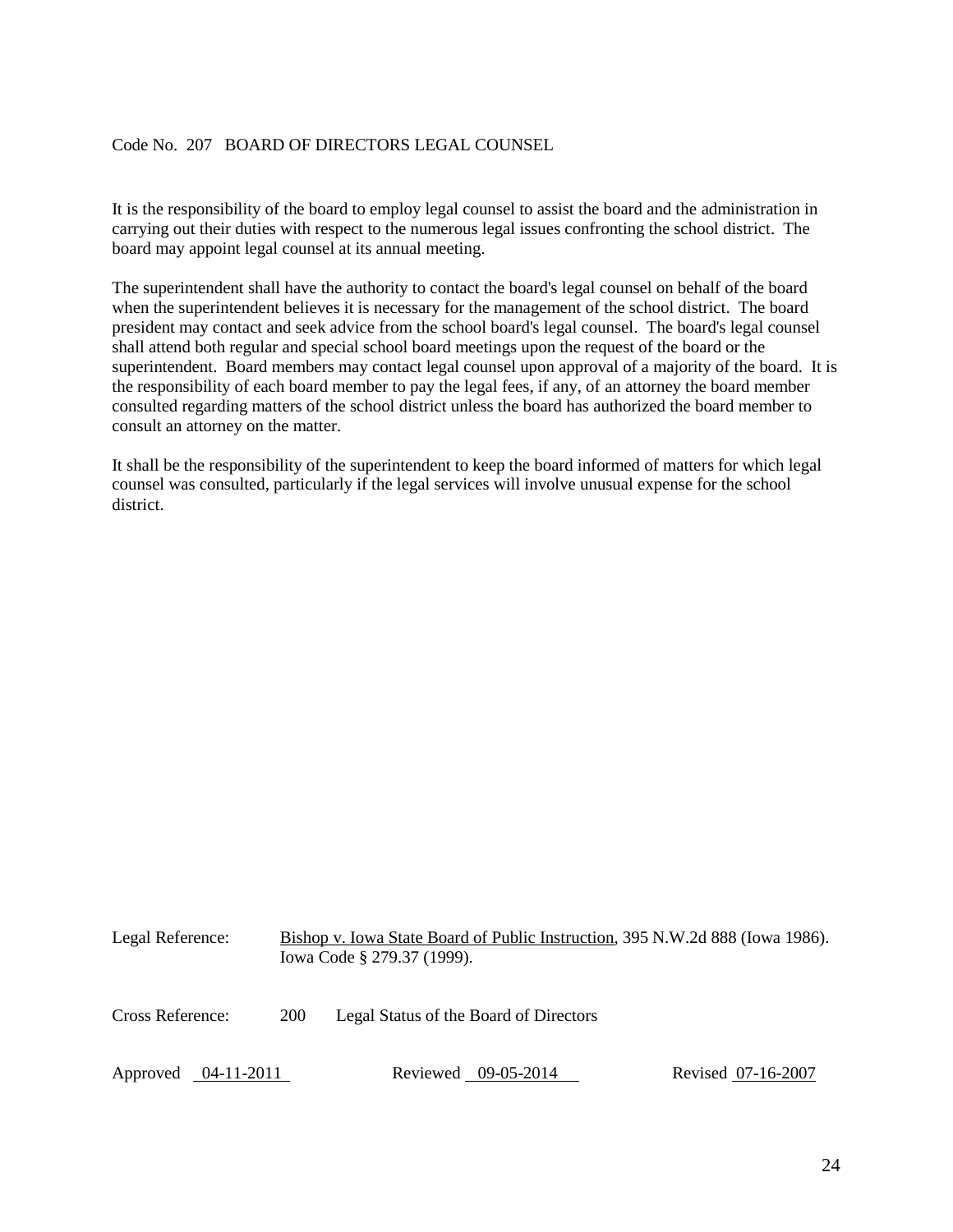Code No. 207 BOARD OF DIRECTORS LEGAL COUNSEL

It is the responsibility of the board to employ legal counsel to assist the board and the administration in carrying out their duties with respect to the numerous legal issues confronting the school district. The board may appoint legal counsel at its annual meeting.

The superintendent shall have the authority to contact the board's legal counsel on behalf of the board when the superintendent believes it is necessary for the management of the school district. The board president may contact and seek advice from the school board's legal counsel. The board's legal counsel shall attend both regular and special school board meetings upon the request of the board or the superintendent. Board members may contact legal counsel upon approval of a majority of the board. It is the responsibility of each board member to pay the legal fees, if any, of an attorney the board member consulted regarding matters of the school district unless the board has authorized the board member to consult an attorney on the matter.

It shall be the responsibility of the superintendent to keep the board informed of matters for which legal counsel was consulted, particularly if the legal services will involve unusual expense for the school district.

Legal Reference: Bishop v. Iowa State Board of Public Instruction, 395 N.W.2d 888 (Iowa 1986).
Iowa Code § 279.37 (1999).

Cross Reference: 200 Legal Status of the Board of Directors

Approved 04-11-2011 Reviewed 09-05-2014 Revised 07-16-2007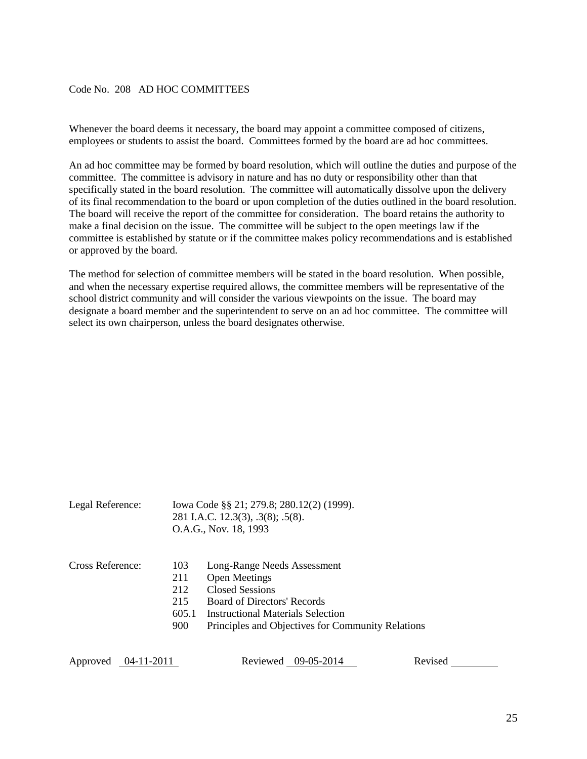## Code No. 208 AD HOC COMMITTEES

Whenever the board deems it necessary, the board may appoint a committee composed of citizens, employees or students to assist the board. Committees formed by the board are ad hoc committees.

An ad hoc committee may be formed by board resolution, which will outline the duties and purpose of the committee. The committee is advisory in nature and has no duty or responsibility other than that specifically stated in the board resolution. The committee will automatically dissolve upon the delivery of its final recommendation to the board or upon completion of the duties outlined in the board resolution. The board will receive the report of the committee for consideration. The board retains the authority to make a final decision on the issue. The committee will be subject to the open meetings law if the committee is established by statute or if the committee makes policy recommendations and is established or approved by the board.

The method for selection of committee members will be stated in the board resolution. When possible, and when the necessary expertise required allows, the committee members will be representative of the school district community and will consider the various viewpoints on the issue. The board may designate a board member and the superintendent to serve on an ad hoc committee. The committee will select its own chairperson, unless the board designates otherwise.

Legal Reference: Iowa Code §§ 21; 279.8; 280.12(2) (1999).
281 I.A.C. 12.3(3), .3(8); .5(8).
O.A.G., Nov. 18, 1993

Cross Reference:

| | |
|---|---|
| 103 | Long-Range Needs Assessment |
| 211 | Open Meetings |
| 212 | Closed Sessions |
| 215 | Board of Directors' Records |
| 605.1 | Instructional Materials Selection |
| 900 | Principles and Objectives for Community Relations |

Approved 04-11-2011 Reviewed 09-05-2014 Revised ________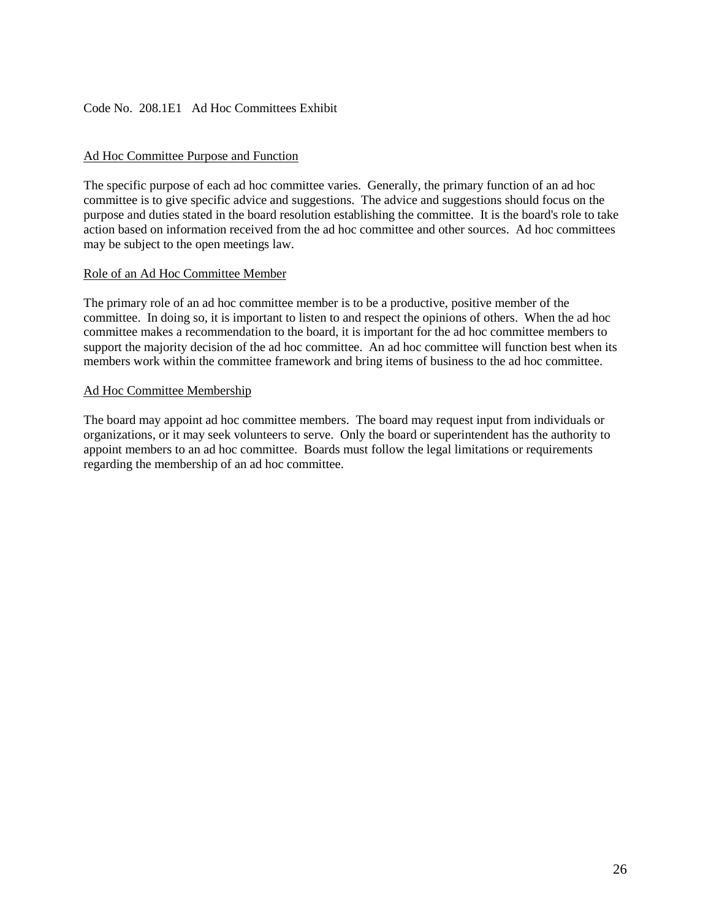Code No. 208.1E1 Ad Hoc Committees Exhibit

Ad Hoc Committee Purpose and Function

The specific purpose of each ad hoc committee varies. Generally, the primary function of an ad hoc committee is to give specific advice and suggestions. The advice and suggestions should focus on the purpose and duties stated in the board resolution establishing the committee. It is the board's role to take action based on information received from the ad hoc committee and other sources. Ad hoc committees may be subject to the open meetings law.

Role of an Ad Hoc Committee Member

The primary role of an ad hoc committee member is to be a productive, positive member of the committee. In doing so, it is important to listen to and respect the opinions of others. When the ad hoc committee makes a recommendation to the board, it is important for the ad hoc committee members to support the majority decision of the ad hoc committee. An ad hoc committee will function best when its members work within the committee framework and bring items of business to the ad hoc committee.

Ad Hoc Committee Membership

The board may appoint ad hoc committee members. The board may request input from individuals or organizations, or it may seek volunteers to serve. Only the board or superintendent has the authority to appoint members to an ad hoc committee. Boards must follow the legal limitations or requirements regarding the membership of an ad hoc committee.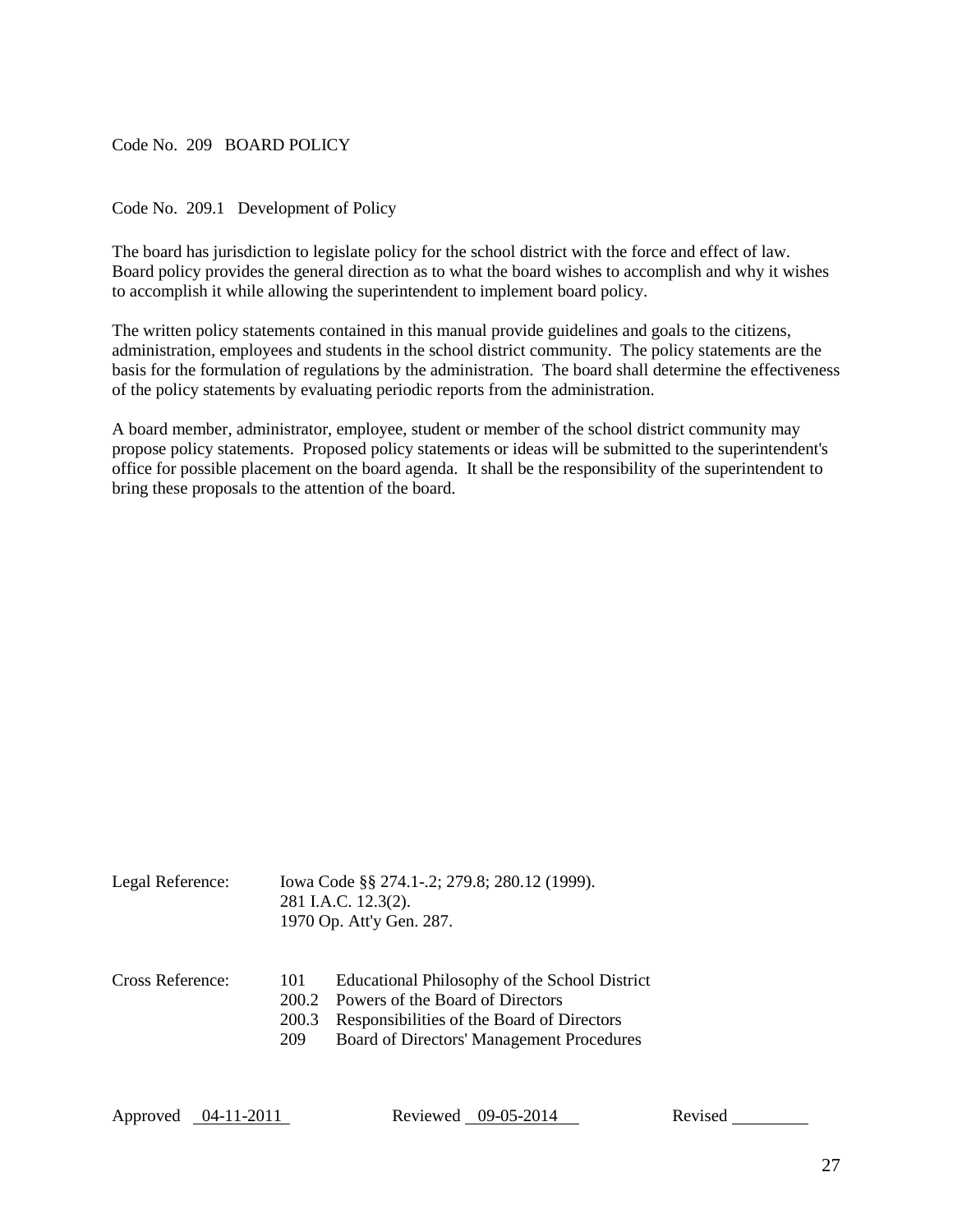Code No. 209 BOARD POLICY

Code No. 209.1 Development of Policy

The board has jurisdiction to legislate policy for the school district with the force and effect of law. Board policy provides the general direction as to what the board wishes to accomplish and why it wishes to accomplish it while allowing the superintendent to implement board policy.

The written policy statements contained in this manual provide guidelines and goals to the citizens, administration, employees and students in the school district community. The policy statements are the basis for the formulation of regulations by the administration. The board shall determine the effectiveness of the policy statements by evaluating periodic reports from the administration.

A board member, administrator, employee, student or member of the school district community may propose policy statements. Proposed policy statements or ideas will be submitted to the superintendent's office for possible placement on the board agenda. It shall be the responsibility of the superintendent to bring these proposals to the attention of the board.

Legal Reference: Iowa Code §§ 274.1-.2; 279.8; 280.12 (1999).
281 I.A.C. 12.3(2).
1970 Op. Att'y Gen. 287.

Cross Reference:
101 Educational Philosophy of the School District
200.2 Powers of the Board of Directors
200.3 Responsibilities of the Board of Directors
209 Board of Directors' Management Procedures

Approved 04-11-2011 Reviewed 09-05-2014 Revised ________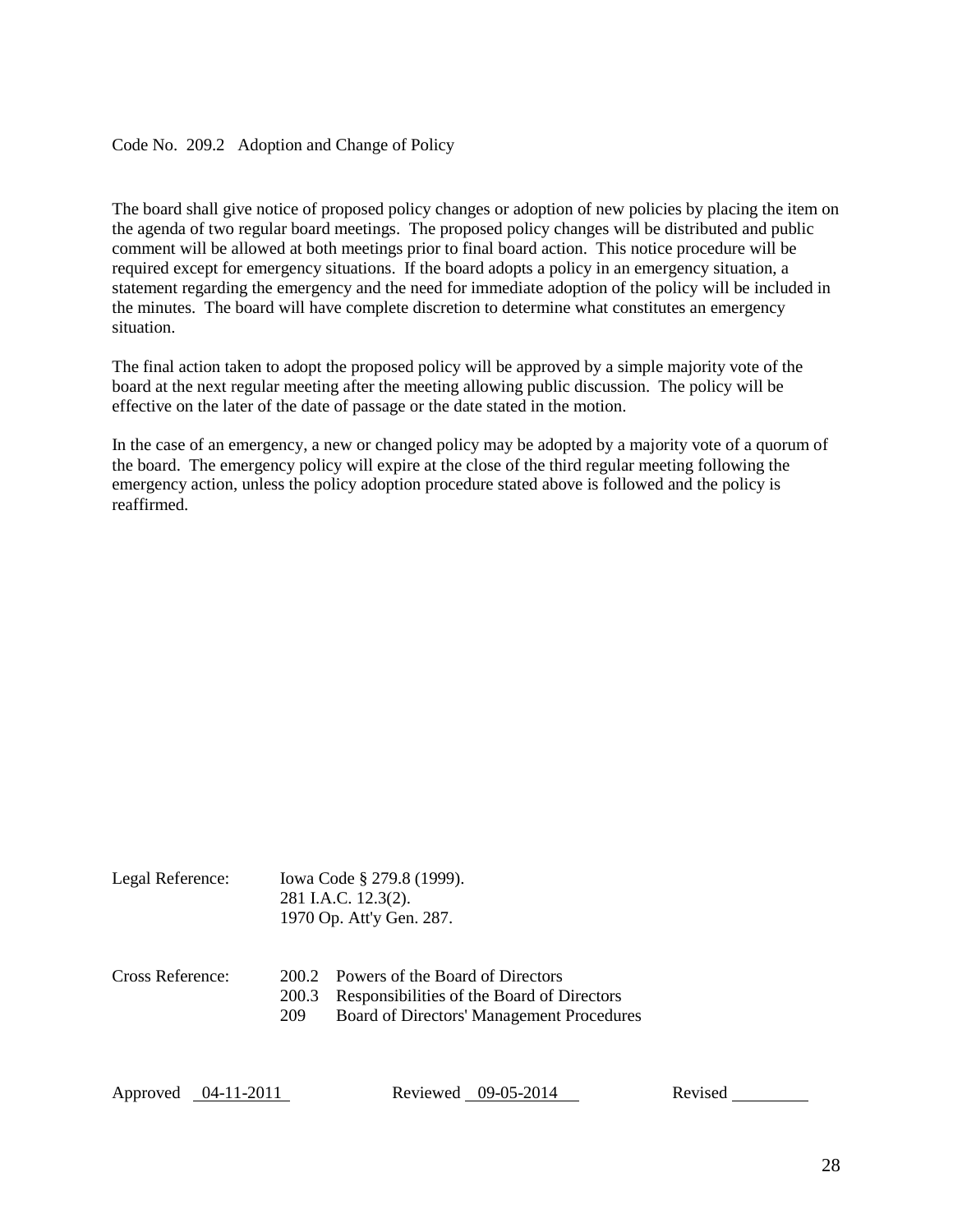Code No. 209.2 Adoption and Change of Policy

The board shall give notice of proposed policy changes or adoption of new policies by placing the item on the agenda of two regular board meetings. The proposed policy changes will be distributed and public comment will be allowed at both meetings prior to final board action. This notice procedure will be required except for emergency situations. If the board adopts a policy in an emergency situation, a statement regarding the emergency and the need for immediate adoption of the policy will be included in the minutes. The board will have complete discretion to determine what constitutes an emergency situation.

The final action taken to adopt the proposed policy will be approved by a simple majority vote of the board at the next regular meeting after the meeting allowing public discussion. The policy will be effective on the later of the date of passage or the date stated in the motion.

In the case of an emergency, a new or changed policy may be adopted by a majority vote of a quorum of the board. The emergency policy will expire at the close of the third regular meeting following the emergency action, unless the policy adoption procedure stated above is followed and the policy is reaffirmed.

Legal Reference: Iowa Code § 279.8 (1999).
281 I.A.C. 12.3(2).
1970 Op. Att'y Gen. 287.

Cross Reference:
200.2 Powers of the Board of Directors
200.3 Responsibilities of the Board of Directors
209 Board of Directors' Management Procedures

Approved 04-11-2011 Reviewed 09-05-2014 Revised ________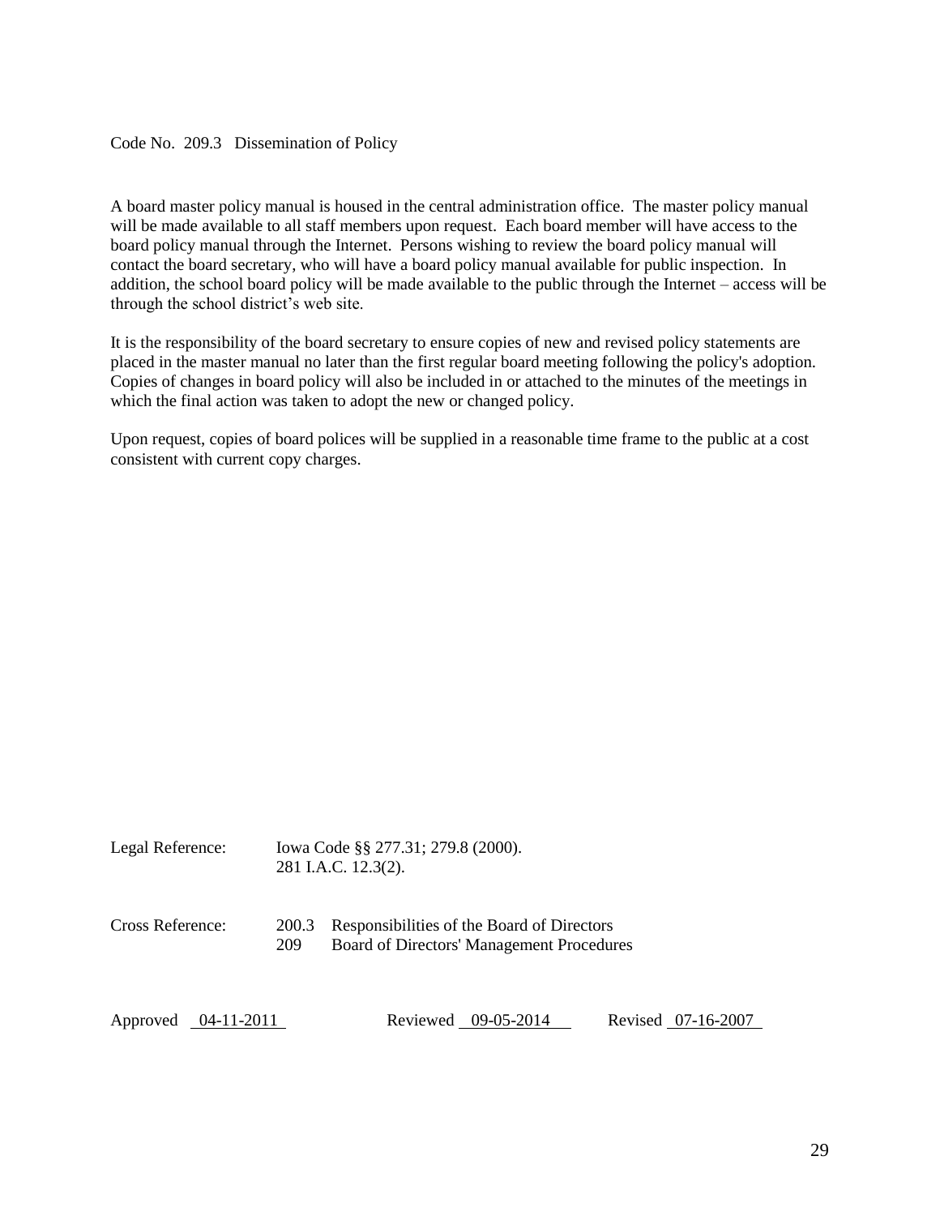# Code No. 209.3 Dissemination of Policy

A board master policy manual is housed in the central administration office. The master policy manual will be made available to all staff members upon request. Each board member will have access to the board policy manual through the Internet. Persons wishing to review the board policy manual will contact the board secretary, who will have a board policy manual available for public inspection. In addition, the school board policy will be made available to the public through the Internet – access will be through the school district's web site.

It is the responsibility of the board secretary to ensure copies of new and revised policy statements are placed in the master manual no later than the first regular board meeting following the policy's adoption. Copies of changes in board policy will also be included in or attached to the minutes of the meetings in which the final action was taken to adopt the new or changed policy.

Upon request, copies of board polices will be supplied in a reasonable time frame to the public at a cost consistent with current copy charges.

Legal Reference: Iowa Code §§ 277.31; 279.8 (2000).
281 I.A.C. 12.3(2).

Cross Reference: 200.3 Responsibilities of the Board of Directors
209 Board of Directors' Management Procedures

Approved 04-11-2011 Reviewed 09-05-2014 Revised 07-16-2007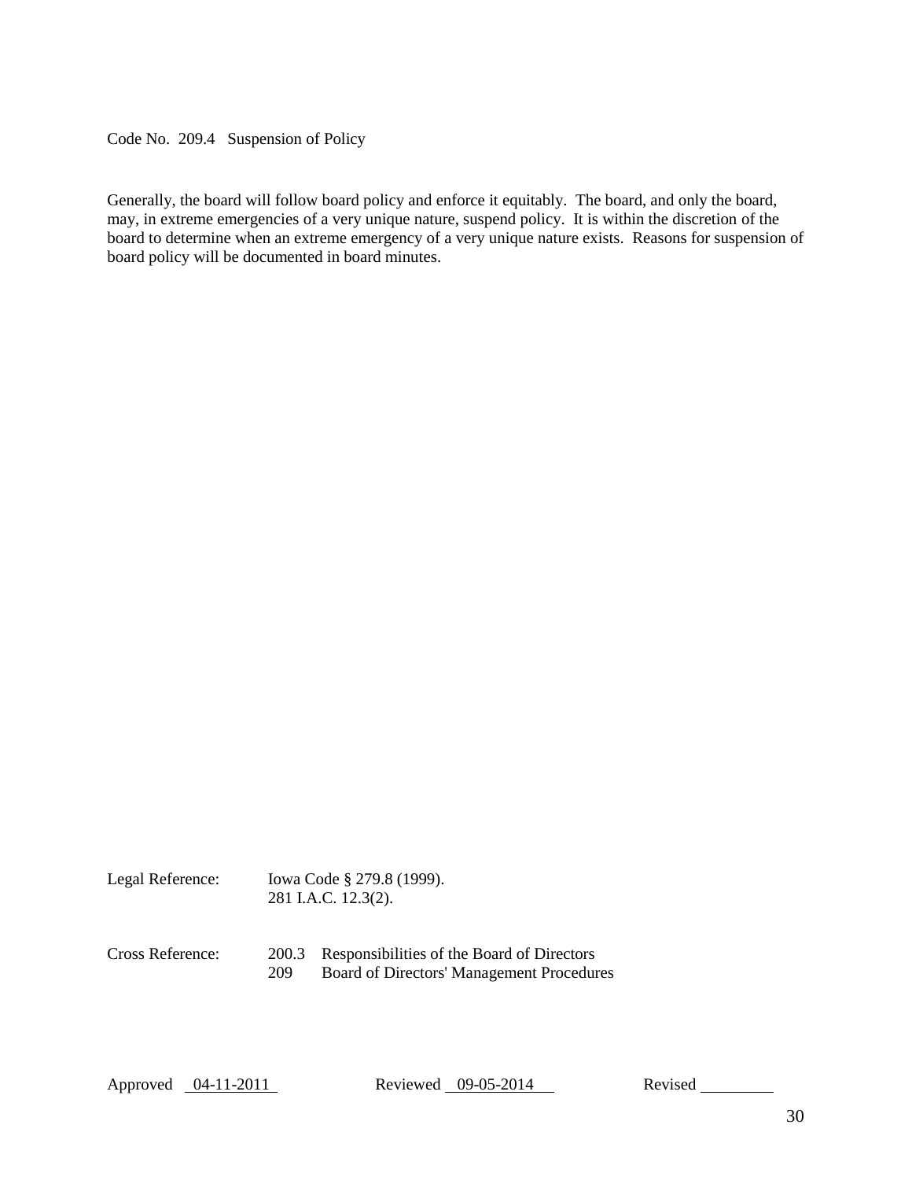Code No. 209.4 Suspension of Policy

Generally, the board will follow board policy and enforce it equitably. The board, and only the board, may, in extreme emergencies of a very unique nature, suspend policy. It is within the discretion of the board to determine when an extreme emergency of a very unique nature exists. Reasons for suspension of board policy will be documented in board minutes.

Legal Reference: Iowa Code § 279.8 (1999).
281 I.A.C. 12.3(2).

Cross Reference:
200.3 Responsibilities of the Board of Directors
209 Board of Directors' Management Procedures

Approved 04-11-2011 Reviewed 09-05-2014 Revised ________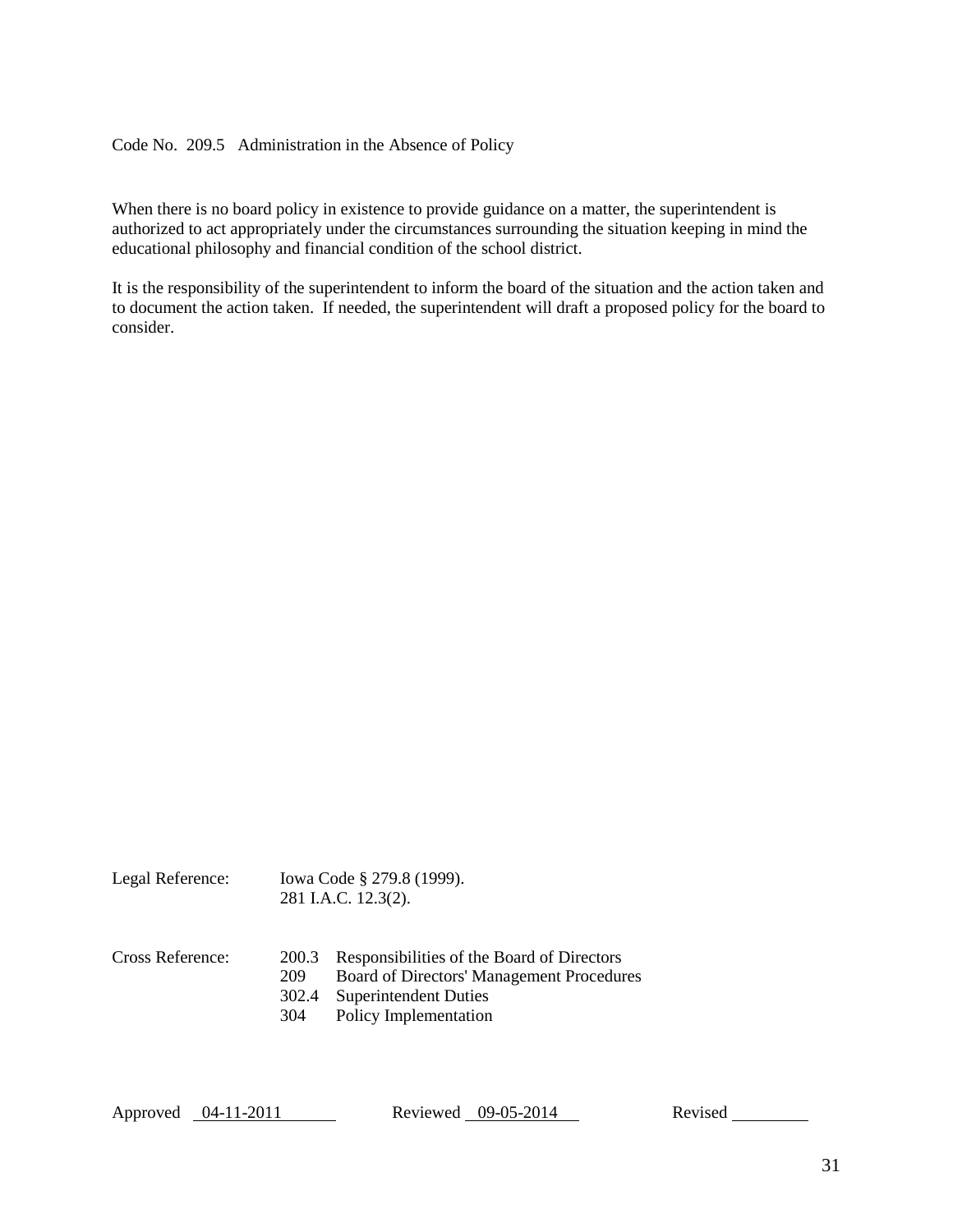Code No. 209.5 Administration in the Absence of Policy

When there is no board policy in existence to provide guidance on a matter, the superintendent is authorized to act appropriately under the circumstances surrounding the situation keeping in mind the educational philosophy and financial condition of the school district.

It is the responsibility of the superintendent to inform the board of the situation and the action taken and to document the action taken. If needed, the superintendent will draft a proposed policy for the board to consider.

Legal Reference: Iowa Code § 279.8 (1999).
281 I.A.C. 12.3(2).

Cross Reference:

| | |
|---|---|
| 200.3 | Responsibilities of the Board of Directors |
| 209 | Board of Directors' Management Procedures |
| 302.4 | Superintendent Duties |
| 304 | Policy Implementation |

Approved 04-11-2011 Reviewed 09-05-2014 Revised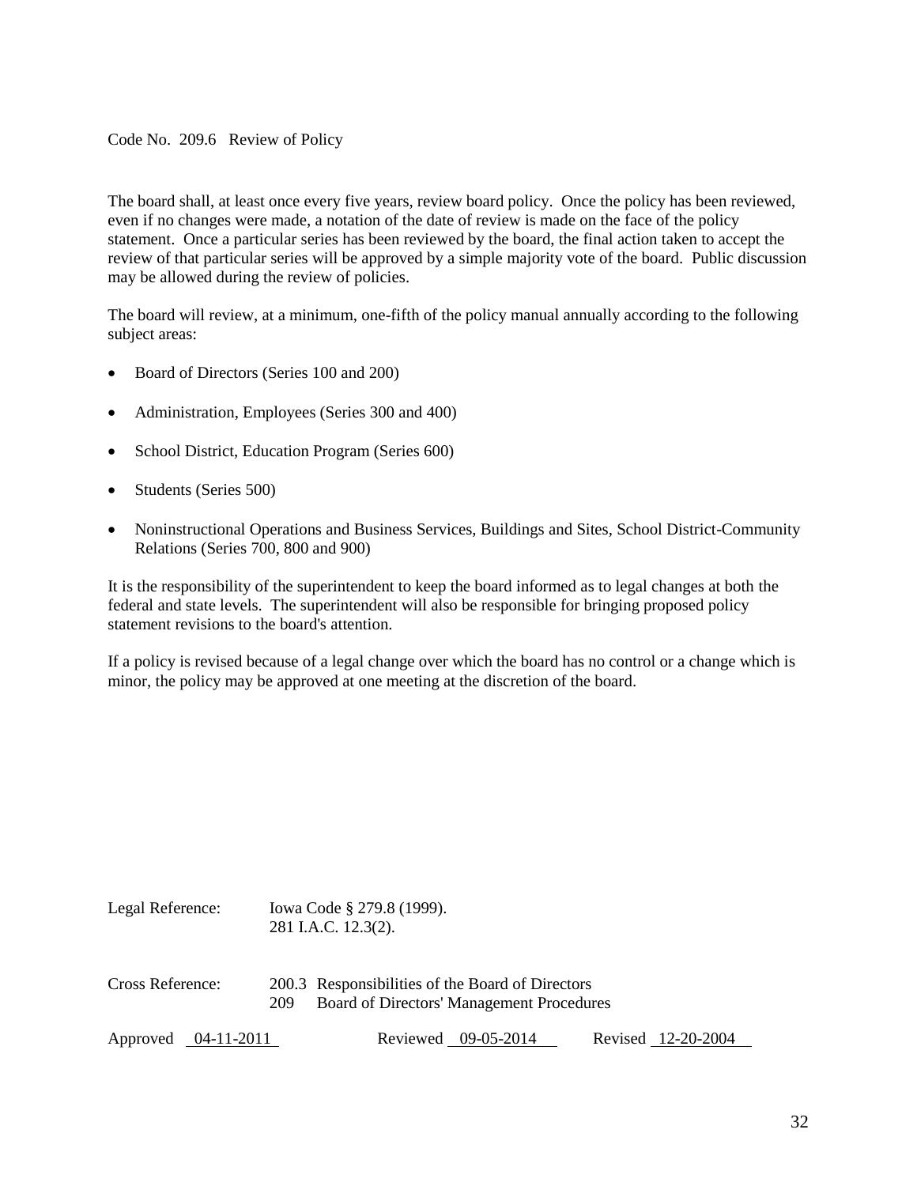Code No. 209.6 Review of Policy

The board shall, at least once every five years, review board policy. Once the policy has been reviewed, even if no changes were made, a notation of the date of review is made on the face of the policy statement. Once a particular series has been reviewed by the board, the final action taken to accept the review of that particular series will be approved by a simple majority vote of the board. Public discussion may be allowed during the review of policies.

The board will review, at a minimum, one-fifth of the policy manual annually according to the following subject areas:

- Board of Directors (Series 100 and 200)
- Administration, Employees (Series 300 and 400)
- School District, Education Program (Series 600)
- Students (Series 500)
- Noninstructional Operations and Business Services, Buildings and Sites, School District-Community Relations (Series 700, 800 and 900)

It is the responsibility of the superintendent to keep the board informed as to legal changes at both the federal and state levels. The superintendent will also be responsible for bringing proposed policy statement revisions to the board's attention.

If a policy is revised because of a legal change over which the board has no control or a change which is minor, the policy may be approved at one meeting at the discretion of the board.

Legal Reference: Iowa Code § 279.8 (1999).
281 I.A.C. 12.3(2).

Cross Reference: 200.3 Responsibilities of the Board of Directors
209 Board of Directors' Management Procedures

Approved 04-11-2011 Reviewed 09-05-2014 Revised 12-20-2004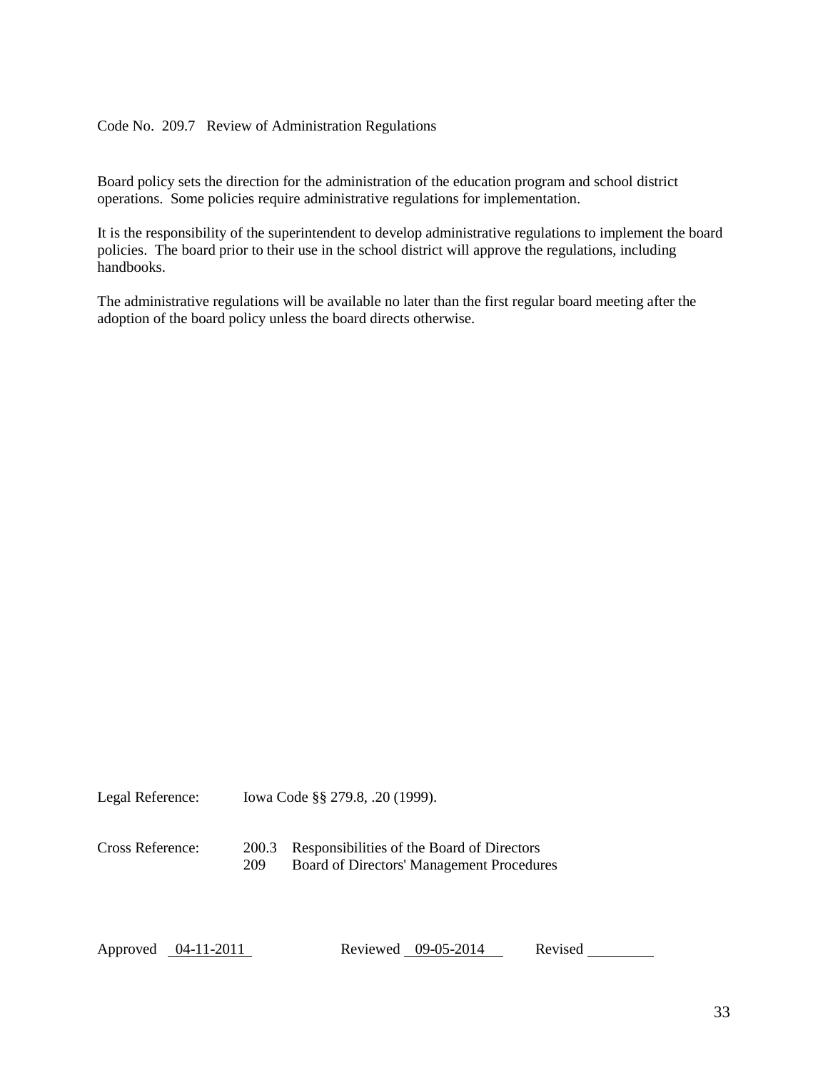Code No. 209.7 Review of Administration Regulations

Board policy sets the direction for the administration of the education program and school district operations. Some policies require administrative regulations for implementation.

It is the responsibility of the superintendent to develop administrative regulations to implement the board policies. The board prior to their use in the school district will approve the regulations, including handbooks.

The administrative regulations will be available no later than the first regular board meeting after the adoption of the board policy unless the board directs otherwise.

Legal Reference: Iowa Code §§ 279.8, .20 (1999).

Cross Reference:
200.3 Responsibilities of the Board of Directors
209 Board of Directors' Management Procedures

Approved 04-11-2011 Reviewed 09-05-2014 Revised ________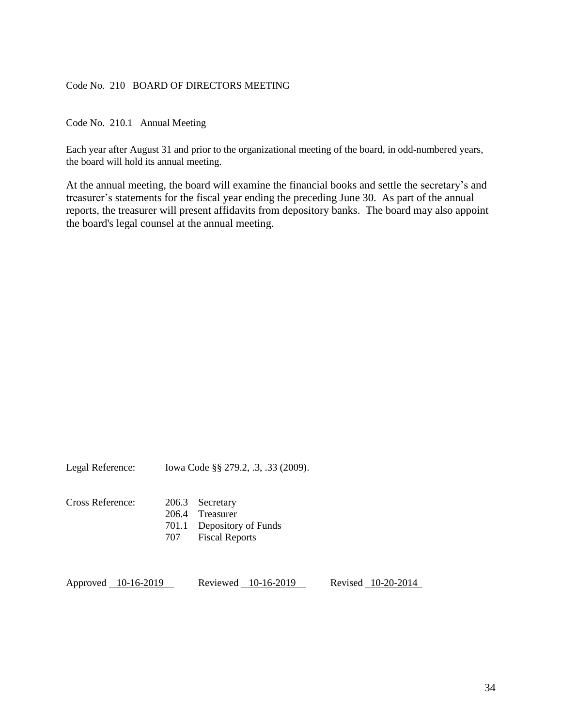# Code No. 210 BOARD OF DIRECTORS MEETING

## Code No. 210.1 Annual Meeting

Each year after August 31 and prior to the organizational meeting of the board, in odd-numbered years, the board will hold its annual meeting.

At the annual meeting, the board will examine the financial books and settle the secretary's and treasurer's statements for the fiscal year ending the preceding June 30. As part of the annual reports, the treasurer will present affidavits from depository banks. The board may also appoint the board's legal counsel at the annual meeting.

Legal Reference: Iowa Code §§ 279.2, .3, .33 (2009).

Cross Reference:
- 206.3 Secretary
- 206.4 Treasurer
- 701.1 Depository of Funds
- 707 Fiscal Reports

Approved 10-16-2019 Reviewed 10-16-2019 Revised 10-20-2014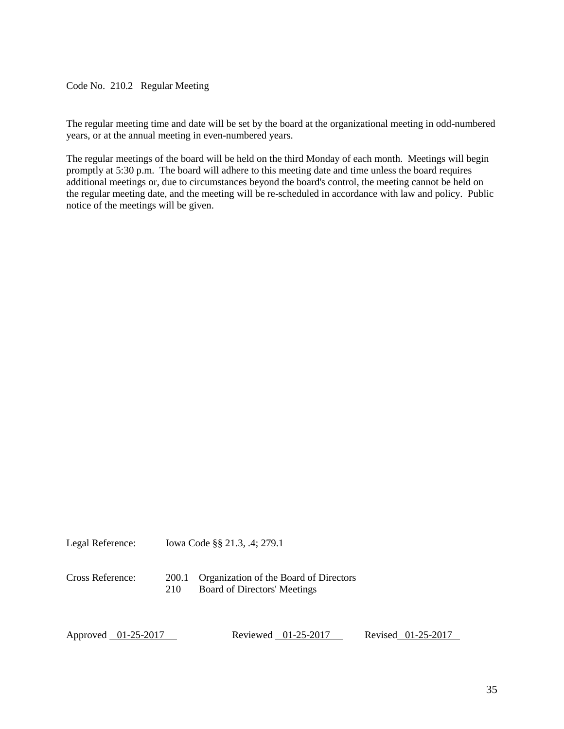Code No. 210.2 Regular Meeting

The regular meeting time and date will be set by the board at the organizational meeting in odd-numbered years, or at the annual meeting in even-numbered years.

The regular meetings of the board will be held on the third Monday of each month. Meetings will begin promptly at 5:30 p.m. The board will adhere to this meeting date and time unless the board requires additional meetings or, due to circumstances beyond the board's control, the meeting cannot be held on the regular meeting date, and the meeting will be re-scheduled in accordance with law and policy. Public notice of the meetings will be given.

Legal Reference: Iowa Code §§ 21.3, .4; 279.1

Cross Reference:
- 200.1 Organization of the Board of Directors
- 210 Board of Directors' Meetings

Approved 01-25-2017 Reviewed 01-25-2017 Revised 01-25-2017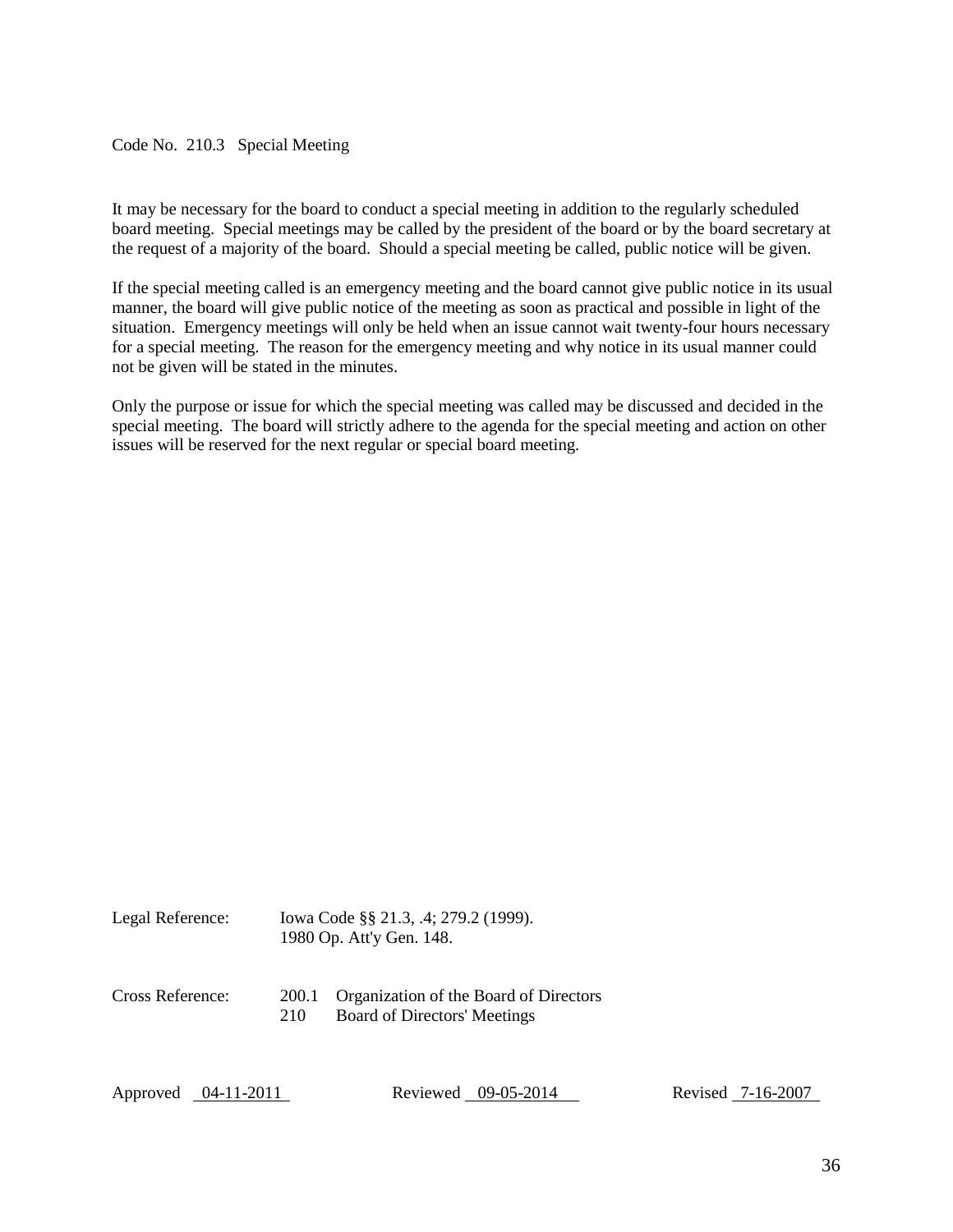Code No. 210.3 Special Meeting

It may be necessary for the board to conduct a special meeting in addition to the regularly scheduled board meeting. Special meetings may be called by the president of the board or by the board secretary at the request of a majority of the board. Should a special meeting be called, public notice will be given.

If the special meeting called is an emergency meeting and the board cannot give public notice in its usual manner, the board will give public notice of the meeting as soon as practical and possible in light of the situation. Emergency meetings will only be held when an issue cannot wait twenty-four hours necessary for a special meeting. The reason for the emergency meeting and why notice in its usual manner could not be given will be stated in the minutes.

Only the purpose or issue for which the special meeting was called may be discussed and decided in the special meeting. The board will strictly adhere to the agenda for the special meeting and action on other issues will be reserved for the next regular or special board meeting.

Legal Reference: Iowa Code §§ 21.3, .4; 279.2 (1999).
1980 Op. Att'y Gen. 148.

Cross Reference: 200.1 Organization of the Board of Directors
210 Board of Directors' Meetings

Approved 04-11-2011 Reviewed 09-05-2014 Revised 7-16-2007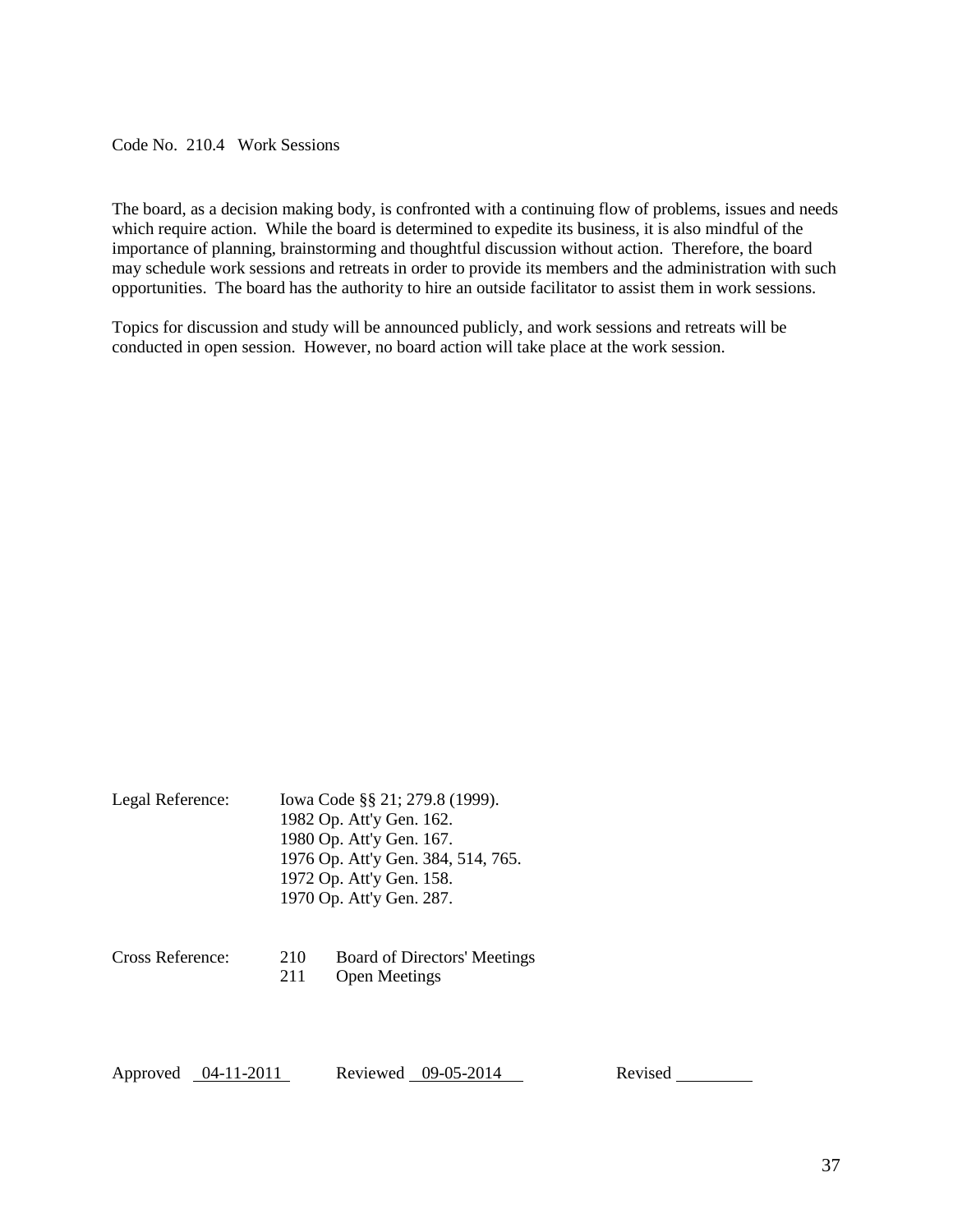Code No. 210.4 Work Sessions

The board, as a decision making body, is confronted with a continuing flow of problems, issues and needs which require action. While the board is determined to expedite its business, it is also mindful of the importance of planning, brainstorming and thoughtful discussion without action. Therefore, the board may schedule work sessions and retreats in order to provide its members and the administration with such opportunities. The board has the authority to hire an outside facilitator to assist them in work sessions.

Topics for discussion and study will be announced publicly, and work sessions and retreats will be conducted in open session. However, no board action will take place at the work session.

Legal Reference: Iowa Code §§ 21; 279.8 (1999).
1982 Op. Att'y Gen. 162.
1980 Op. Att'y Gen. 167.
1976 Op. Att'y Gen. 384, 514, 765.
1972 Op. Att'y Gen. 158.
1970 Op. Att'y Gen. 287.

Cross Reference: 210 Board of Directors' Meetings
211 Open Meetings

Approved 04-11-2011 Reviewed 09-05-2014 Revised ________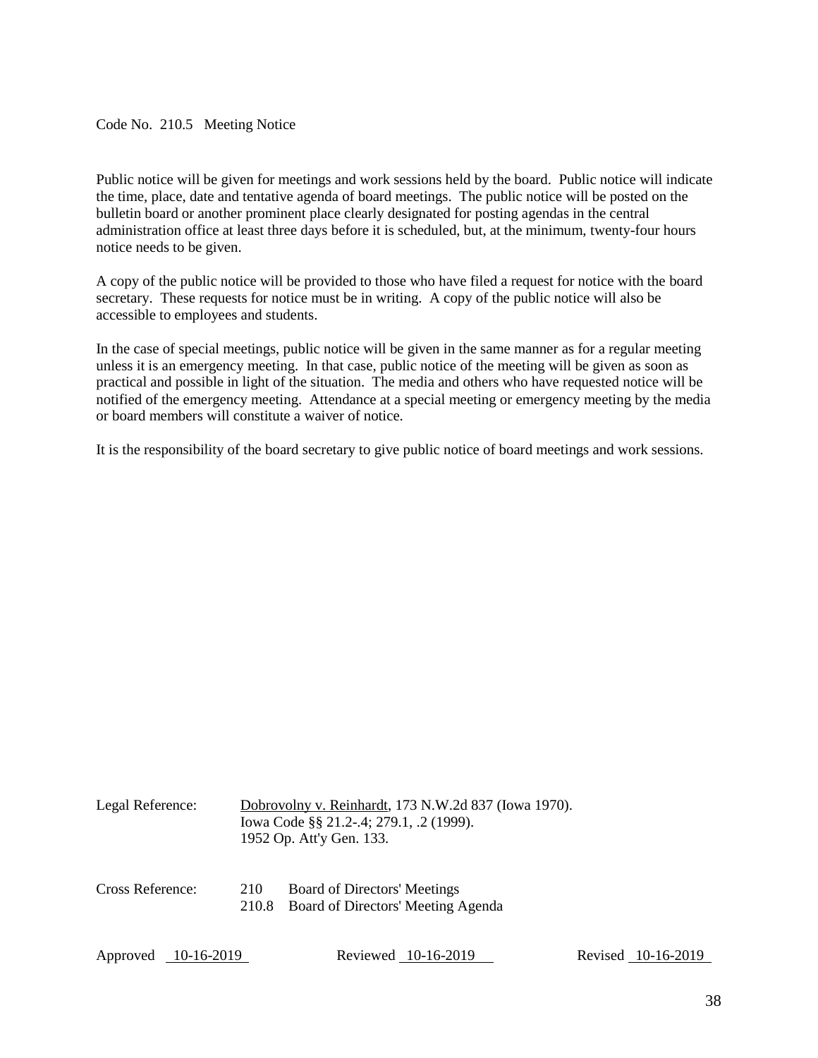Code No. 210.5 Meeting Notice

Public notice will be given for meetings and work sessions held by the board. Public notice will indicate the time, place, date and tentative agenda of board meetings. The public notice will be posted on the bulletin board or another prominent place clearly designated for posting agendas in the central administration office at least three days before it is scheduled, but, at the minimum, twenty-four hours notice needs to be given.

A copy of the public notice will be provided to those who have filed a request for notice with the board secretary. These requests for notice must be in writing. A copy of the public notice will also be accessible to employees and students.

In the case of special meetings, public notice will be given in the same manner as for a regular meeting unless it is an emergency meeting. In that case, public notice of the meeting will be given as soon as practical and possible in light of the situation. The media and others who have requested notice will be notified of the emergency meeting. Attendance at a special meeting or emergency meeting by the media or board members will constitute a waiver of notice.

It is the responsibility of the board secretary to give public notice of board meetings and work sessions.

Legal Reference: Dobrovolny v. Reinhardt, 173 N.W.2d 837 (Iowa 1970).
Iowa Code §§ 21.2-.4; 279.1, .2 (1999).
1952 Op. Att'y Gen. 133.

Cross Reference: 210 Board of Directors' Meetings
210.8 Board of Directors' Meeting Agenda

Approved 10-16-2019 Reviewed 10-16-2019 Revised 10-16-2019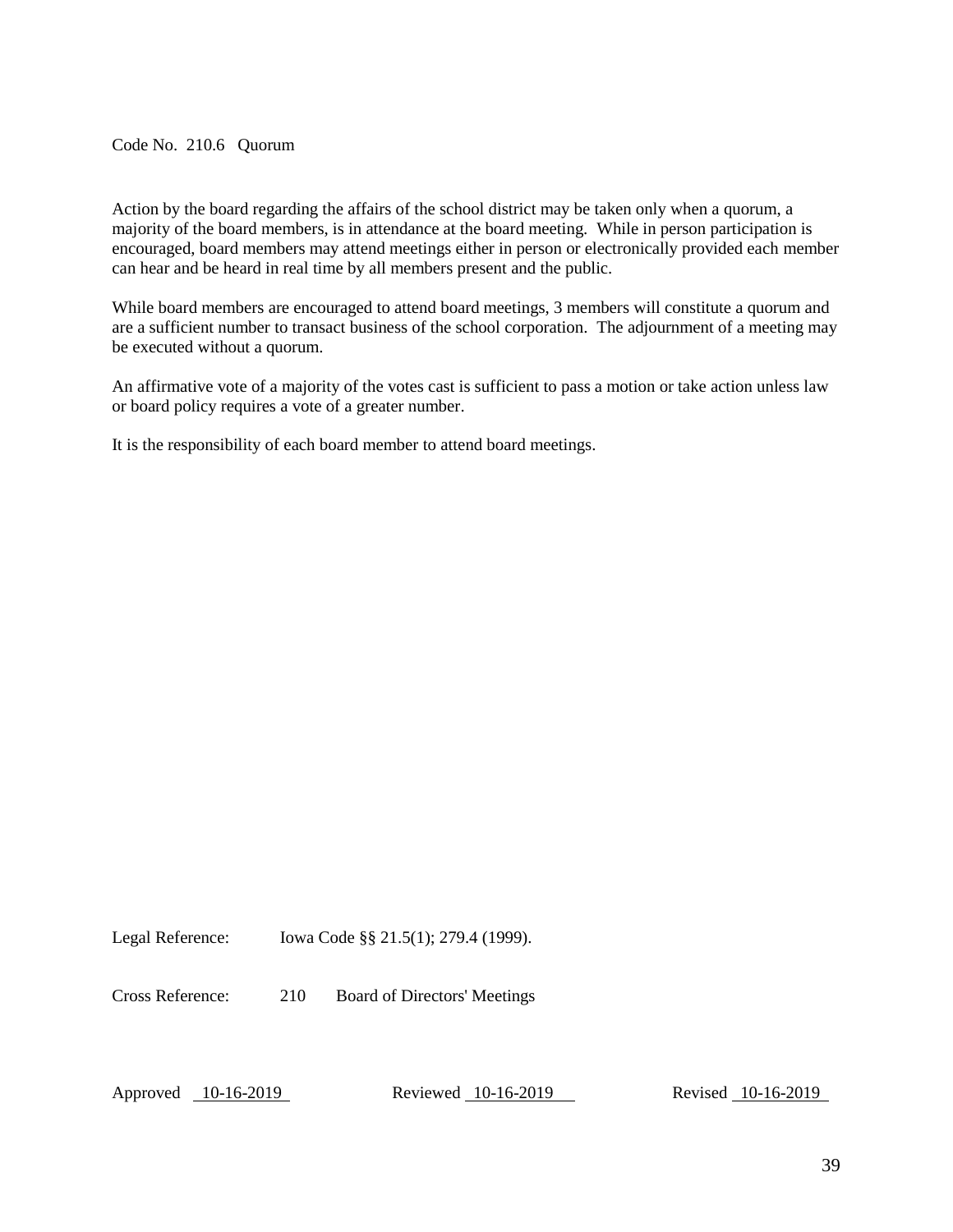# Code No. 210.6 Quorum

Action by the board regarding the affairs of the school district may be taken only when a quorum, a majority of the board members, is in attendance at the board meeting. While in person participation is encouraged, board members may attend meetings either in person or electronically provided each member can hear and be heard in real time by all members present and the public.

While board members are encouraged to attend board meetings, 3 members will constitute a quorum and are a sufficient number to transact business of the school corporation. The adjournment of a meeting may be executed without a quorum.

An affirmative vote of a majority of the votes cast is sufficient to pass a motion or take action unless law or board policy requires a vote of a greater number.

It is the responsibility of each board member to attend board meetings.

Legal Reference: Iowa Code §§ 21.5(1); 279.4 (1999).

Cross Reference: 210 Board of Directors' Meetings

Approved 10-16-2019 Reviewed 10-16-2019 Revised 10-16-2019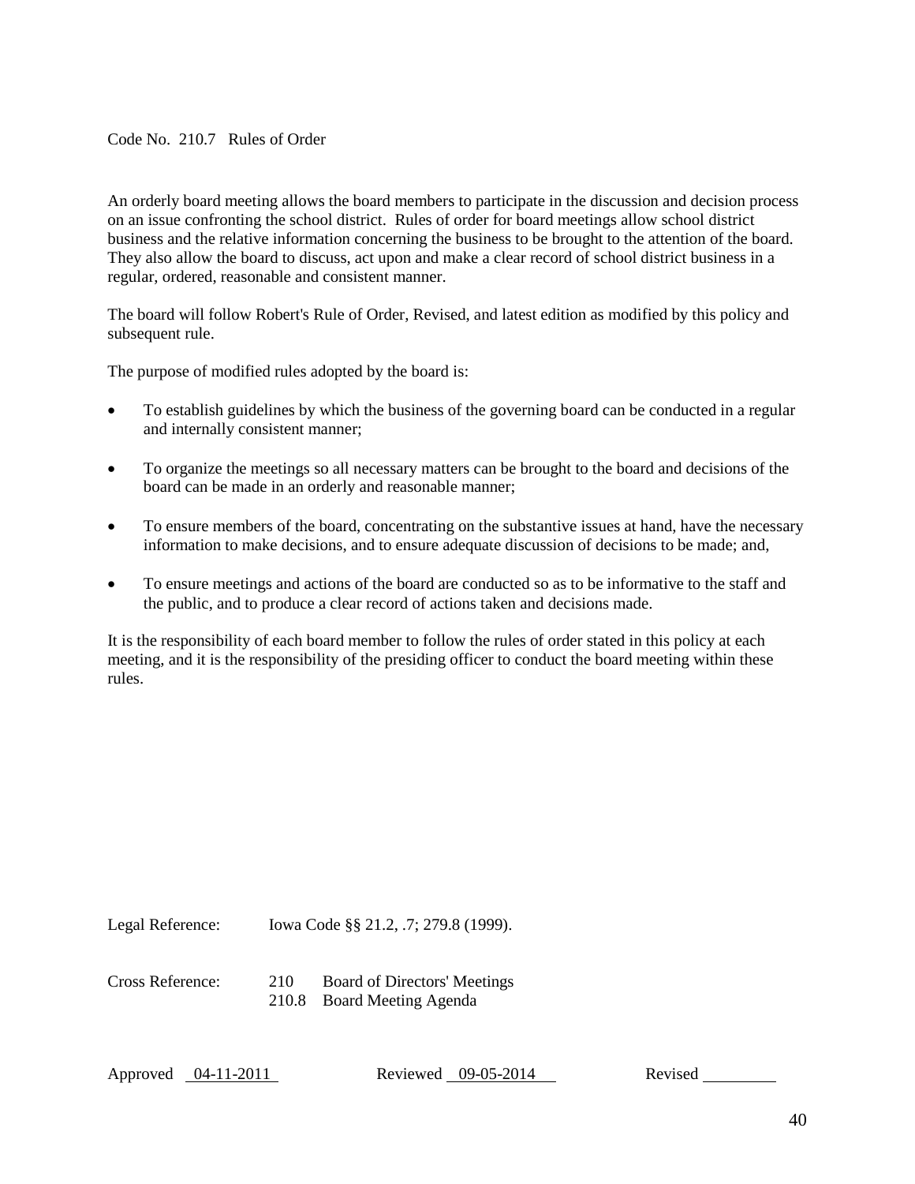Code No. 210.7 Rules of Order

An orderly board meeting allows the board members to participate in the discussion and decision process on an issue confronting the school district. Rules of order for board meetings allow school district business and the relative information concerning the business to be brought to the attention of the board. They also allow the board to discuss, act upon and make a clear record of school district business in a regular, ordered, reasonable and consistent manner.

The board will follow Robert's Rule of Order, Revised, and latest edition as modified by this policy and subsequent rule.

The purpose of modified rules adopted by the board is:

- To establish guidelines by which the business of the governing board can be conducted in a regular and internally consistent manner;
- To organize the meetings so all necessary matters can be brought to the board and decisions of the board can be made in an orderly and reasonable manner;
- To ensure members of the board, concentrating on the substantive issues at hand, have the necessary information to make decisions, and to ensure adequate discussion of decisions to be made; and,
- To ensure meetings and actions of the board are conducted so as to be informative to the staff and the public, and to produce a clear record of actions taken and decisions made.

It is the responsibility of each board member to follow the rules of order stated in this policy at each meeting, and it is the responsibility of the presiding officer to conduct the board meeting within these rules.

Legal Reference: Iowa Code §§ 21.2, .7; 279.8 (1999).

Cross Reference: 210 Board of Directors' Meetings
210.8 Board Meeting Agenda

Approved 04-11-2011 Reviewed 09-05-2014 Revised ________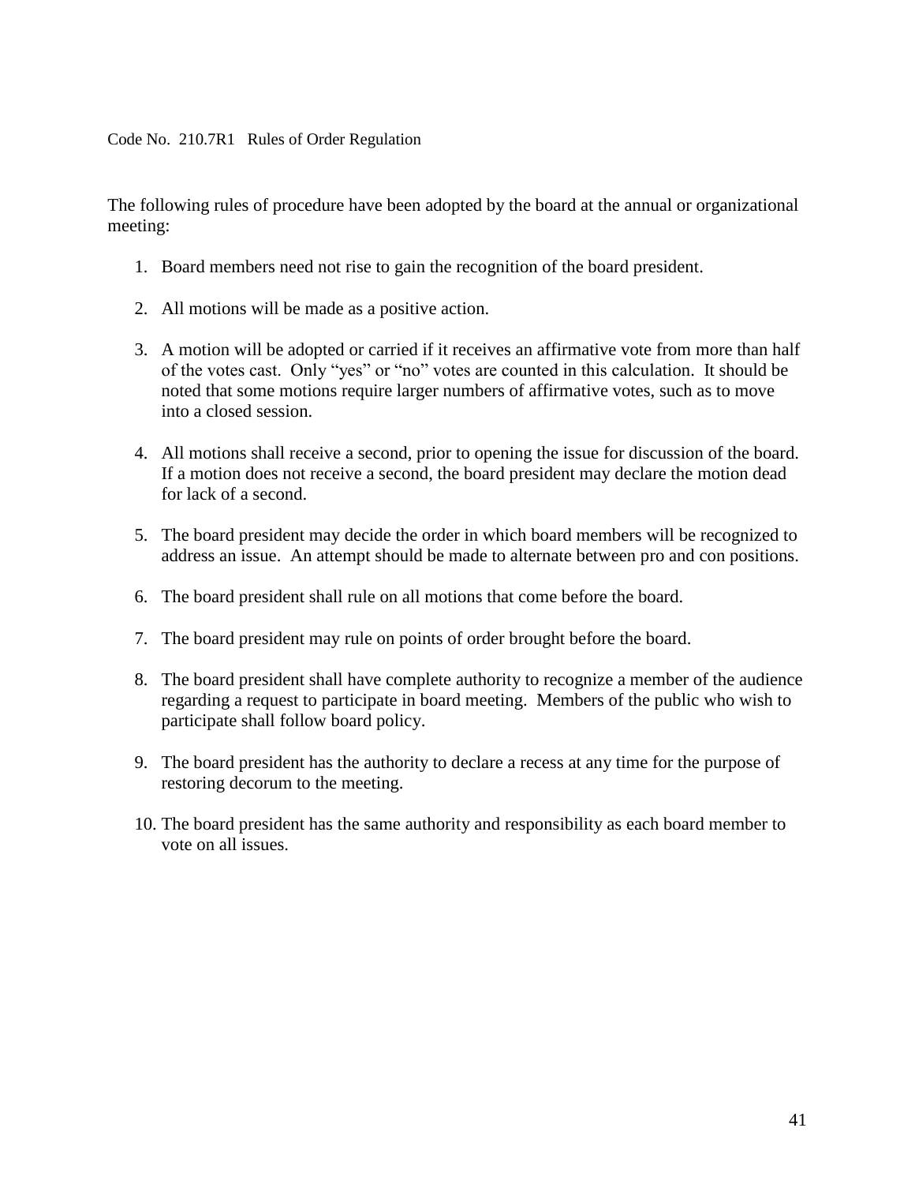Code No. 210.7R1 Rules of Order Regulation

The following rules of procedure have been adopted by the board at the annual or organizational meeting:

1. Board members need not rise to gain the recognition of the board president.

2. All motions will be made as a positive action.

3. A motion will be adopted or carried if it receives an affirmative vote from more than half of the votes cast. Only "yes" or "no" votes are counted in this calculation. It should be noted that some motions require larger numbers of affirmative votes, such as to move into a closed session.

4. All motions shall receive a second, prior to opening the issue for discussion of the board. If a motion does not receive a second, the board president may declare the motion dead for lack of a second.

5. The board president may decide the order in which board members will be recognized to address an issue. An attempt should be made to alternate between pro and con positions.

6. The board president shall rule on all motions that come before the board.

7. The board president may rule on points of order brought before the board.

8. The board president shall have complete authority to recognize a member of the audience regarding a request to participate in board meeting. Members of the public who wish to participate shall follow board policy.

9. The board president has the authority to declare a recess at any time for the purpose of restoring decorum to the meeting.

10. The board president has the same authority and responsibility as each board member to vote on all issues.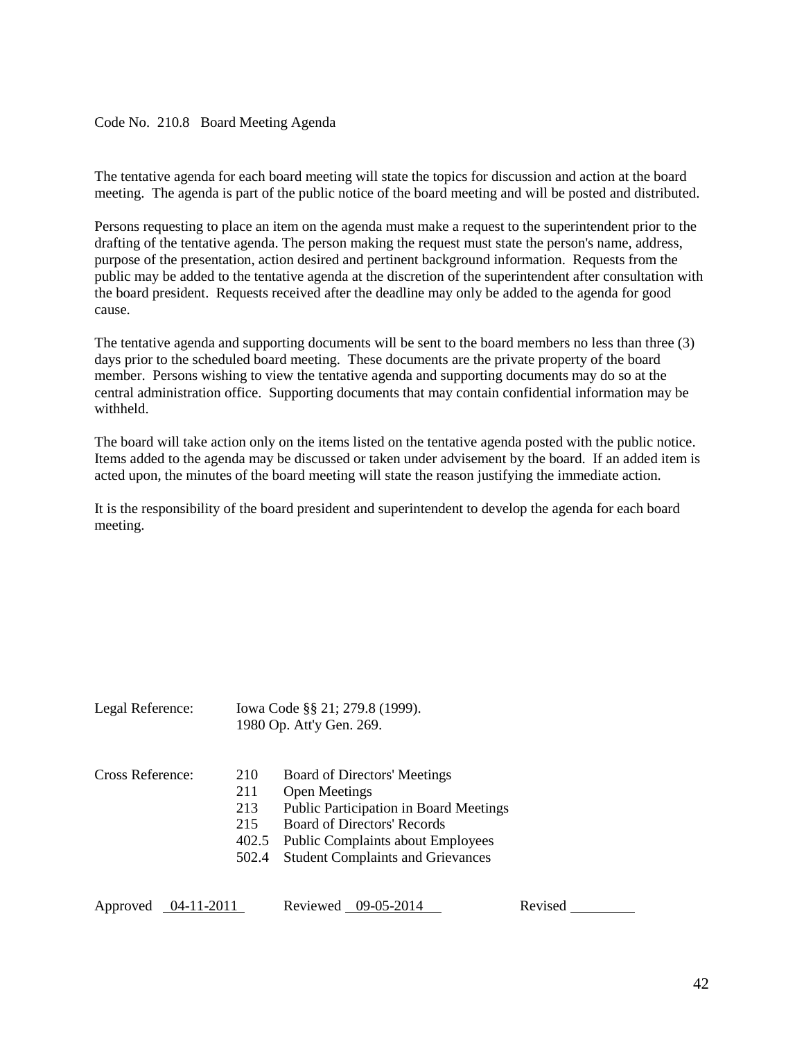Code No. 210.8 Board Meeting Agenda

The tentative agenda for each board meeting will state the topics for discussion and action at the board meeting. The agenda is part of the public notice of the board meeting and will be posted and distributed.

Persons requesting to place an item on the agenda must make a request to the superintendent prior to the drafting of the tentative agenda. The person making the request must state the person's name, address, purpose of the presentation, action desired and pertinent background information. Requests from the public may be added to the tentative agenda at the discretion of the superintendent after consultation with the board president. Requests received after the deadline may only be added to the agenda for good cause.

The tentative agenda and supporting documents will be sent to the board members no less than three (3) days prior to the scheduled board meeting. These documents are the private property of the board member. Persons wishing to view the tentative agenda and supporting documents may do so at the central administration office. Supporting documents that may contain confidential information may be withheld.

The board will take action only on the items listed on the tentative agenda posted with the public notice. Items added to the agenda may be discussed or taken under advisement by the board. If an added item is acted upon, the minutes of the board meeting will state the reason justifying the immediate action.

It is the responsibility of the board president and superintendent to develop the agenda for each board meeting.

Legal Reference: Iowa Code §§ 21; 279.8 (1999).
1980 Op. Att'y Gen. 269.

Cross Reference:
210 Board of Directors' Meetings
211 Open Meetings
213 Public Participation in Board Meetings
215 Board of Directors' Records
402.5 Public Complaints about Employees
502.4 Student Complaints and Grievances

Approved 04-11-2011 Reviewed 09-05-2014 Revised ________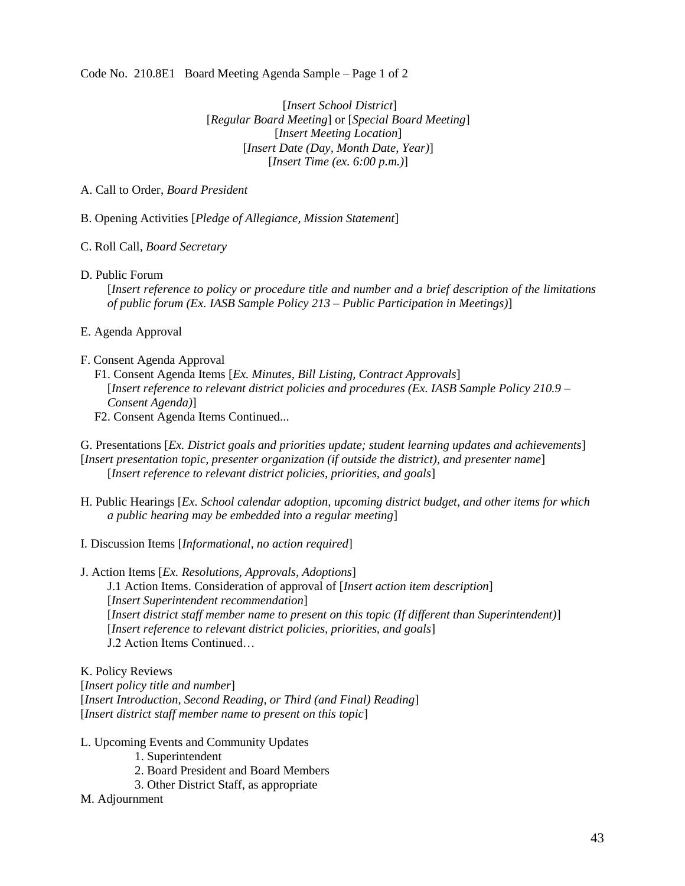Code No. 210.8E1 Board Meeting Agenda Sample – Page 1 of 2

[*Insert School District*]
[*Regular Board Meeting*] or [*Special Board Meeting*]
[*Insert Meeting Location*]
[*Insert Date (Day, Month Date, Year)*]
[*Insert Time (ex. 6:00 p.m.)*]

A. Call to Order, *Board President*

B. Opening Activities [*Pledge of Allegiance, Mission Statement*]

C. Roll Call, *Board Secretary*

D. Public Forum
[*Insert reference to policy or procedure title and number and a brief description of the limitations of public forum (Ex. IASB Sample Policy 213 – Public Participation in Meetings)*]

E. Agenda Approval

F. Consent Agenda Approval
F1. Consent Agenda Items [*Ex. Minutes, Bill Listing, Contract Approvals*]
[*Insert reference to relevant district policies and procedures (Ex. IASB Sample Policy 210.9 – Consent Agenda)*]
F2. Consent Agenda Items Continued...

G. Presentations [*Ex. District goals and priorities update; student learning updates and achievements*]
[*Insert presentation topic, presenter organization (if outside the district), and presenter name*]
[*Insert reference to relevant district policies, priorities, and goals*]

H. Public Hearings [*Ex. School calendar adoption, upcoming district budget, and other items for which a public hearing may be embedded into a regular meeting*]

I. Discussion Items [*Informational, no action required*]

J. Action Items [*Ex. Resolutions, Approvals, Adoptions*]
J.1 Action Items. Consideration of approval of [*Insert action item description*]
[*Insert Superintendent recommendation*]
[*Insert district staff member name to present on this topic (If different than Superintendent)*]
[*Insert reference to relevant district policies, priorities, and goals*]
J.2 Action Items Continued…

K. Policy Reviews
[*Insert policy title and number*]
[*Insert Introduction, Second Reading, or Third (and Final) Reading*]
[*Insert district staff member name to present on this topic*]

L. Upcoming Events and Community Updates
1. Superintendent
2. Board President and Board Members
3. Other District Staff, as appropriate

M. Adjournment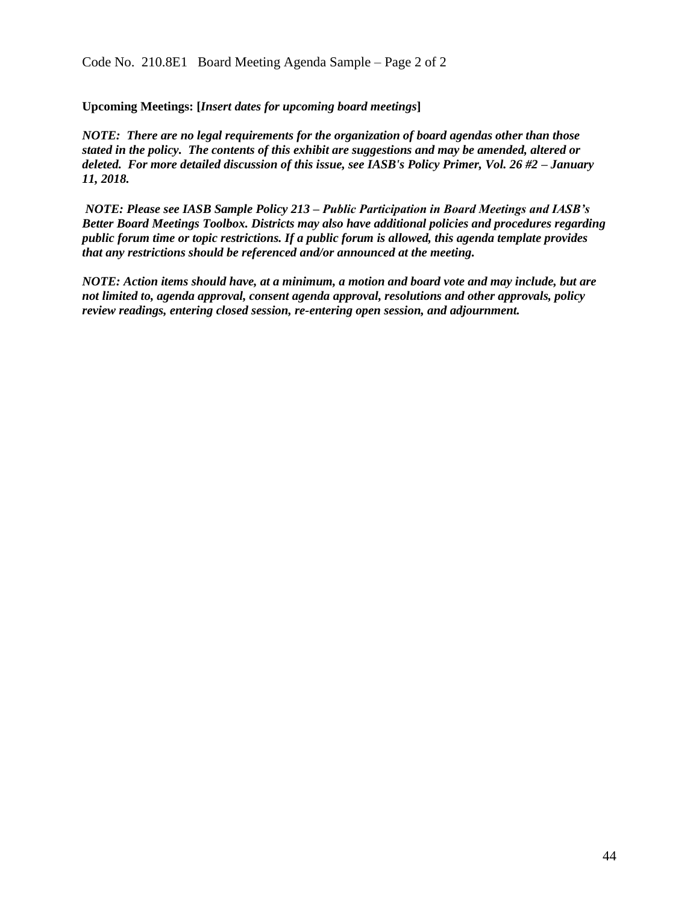**Upcoming Meetings: [*Insert dates for upcoming board meetings*]**

***NOTE: There are no legal requirements for the organization of board agendas other than those stated in the policy. The contents of this exhibit are suggestions and may be amended, altered or deleted. For more detailed discussion of this issue, see IASB's Policy Primer, Vol. 26 #2 – January 11, 2018.***

***NOTE: Please see IASB Sample Policy 213 – Public Participation in Board Meetings and IASB's Better Board Meetings Toolbox. Districts may also have additional policies and procedures regarding public forum time or topic restrictions. If a public forum is allowed, this agenda template provides that any restrictions should be referenced and/or announced at the meeting.***

***NOTE: Action items should have, at a minimum, a motion and board vote and may include, but are not limited to, agenda approval, consent agenda approval, resolutions and other approvals, policy review readings, entering closed session, re-entering open session, and adjournment.***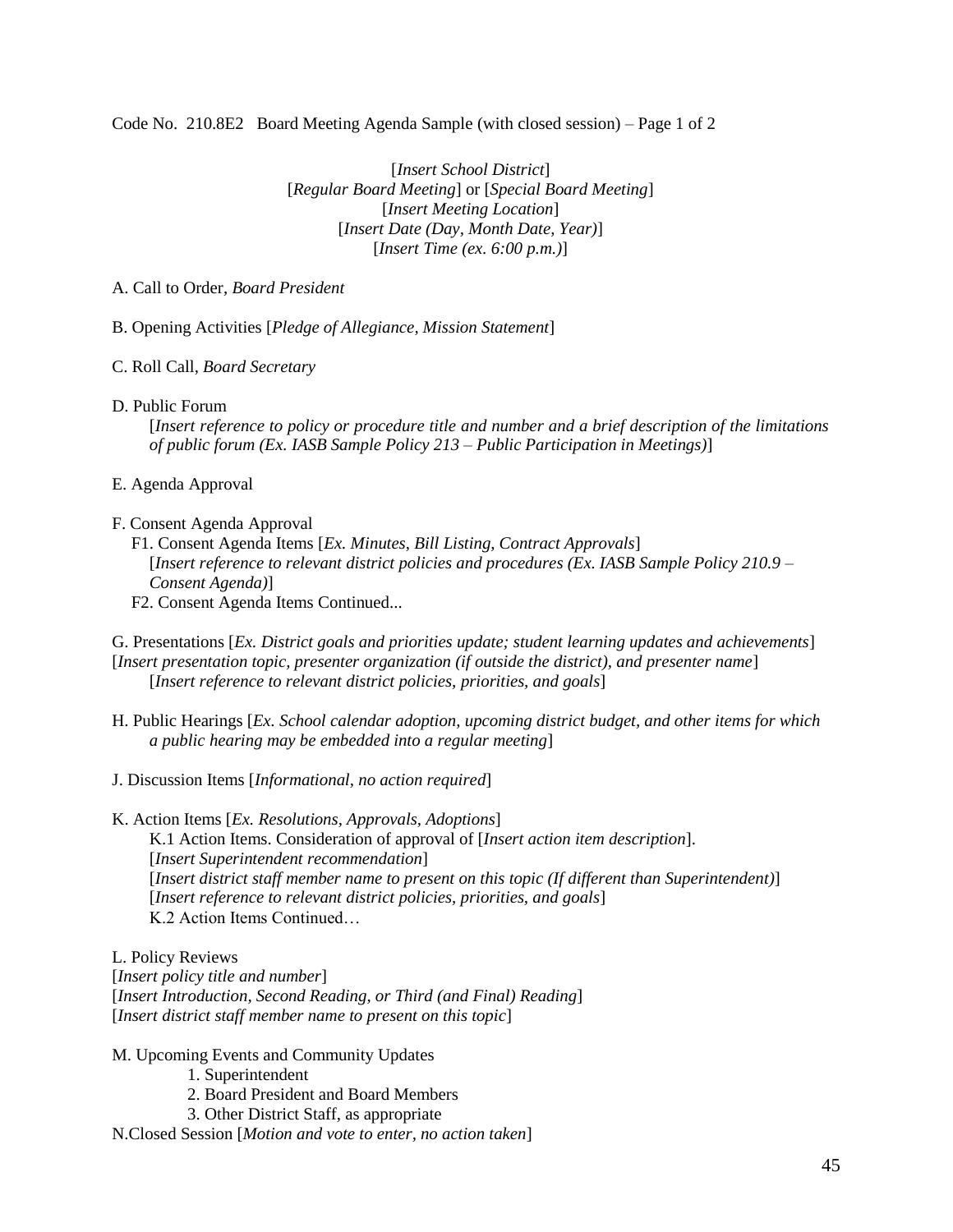Code No. 210.8E2 Board Meeting Agenda Sample (with closed session) – Page 1 of 2

[*Insert School District*]
[*Regular Board Meeting*] or [*Special Board Meeting*]
[*Insert Meeting Location*]
[*Insert Date (Day, Month Date, Year)*]
[*Insert Time (ex. 6:00 p.m.)*]

A. Call to Order, *Board President*

B. Opening Activities [*Pledge of Allegiance, Mission Statement*]

C. Roll Call, *Board Secretary*

D. Public Forum
[*Insert reference to policy or procedure title and number and a brief description of the limitations of public forum (Ex. IASB Sample Policy 213 – Public Participation in Meetings)*]

E. Agenda Approval

F. Consent Agenda Approval
F1. Consent Agenda Items [*Ex. Minutes, Bill Listing, Contract Approvals*]
[*Insert reference to relevant district policies and procedures (Ex. IASB Sample Policy 210.9 – Consent Agenda)*]
F2. Consent Agenda Items Continued...

G. Presentations [*Ex. District goals and priorities update; student learning updates and achievements*]
[*Insert presentation topic, presenter organization (if outside the district), and presenter name*]
[*Insert reference to relevant district policies, priorities, and goals*]

H. Public Hearings [*Ex. School calendar adoption, upcoming district budget, and other items for which a public hearing may be embedded into a regular meeting*]

J. Discussion Items [*Informational, no action required*]

K. Action Items [*Ex. Resolutions, Approvals, Adoptions*]
K.1 Action Items. Consideration of approval of [*Insert action item description*].
[*Insert Superintendent recommendation*]
[*Insert district staff member name to present on this topic (If different than Superintendent)*]
[*Insert reference to relevant district policies, priorities, and goals*]
K.2 Action Items Continued…

L. Policy Reviews
[*Insert policy title and number*]
[*Insert Introduction, Second Reading, or Third (and Final) Reading*]
[*Insert district staff member name to present on this topic*]

M. Upcoming Events and Community Updates
1. Superintendent
2. Board President and Board Members
3. Other District Staff, as appropriate

N.Closed Session [*Motion and vote to enter, no action taken*]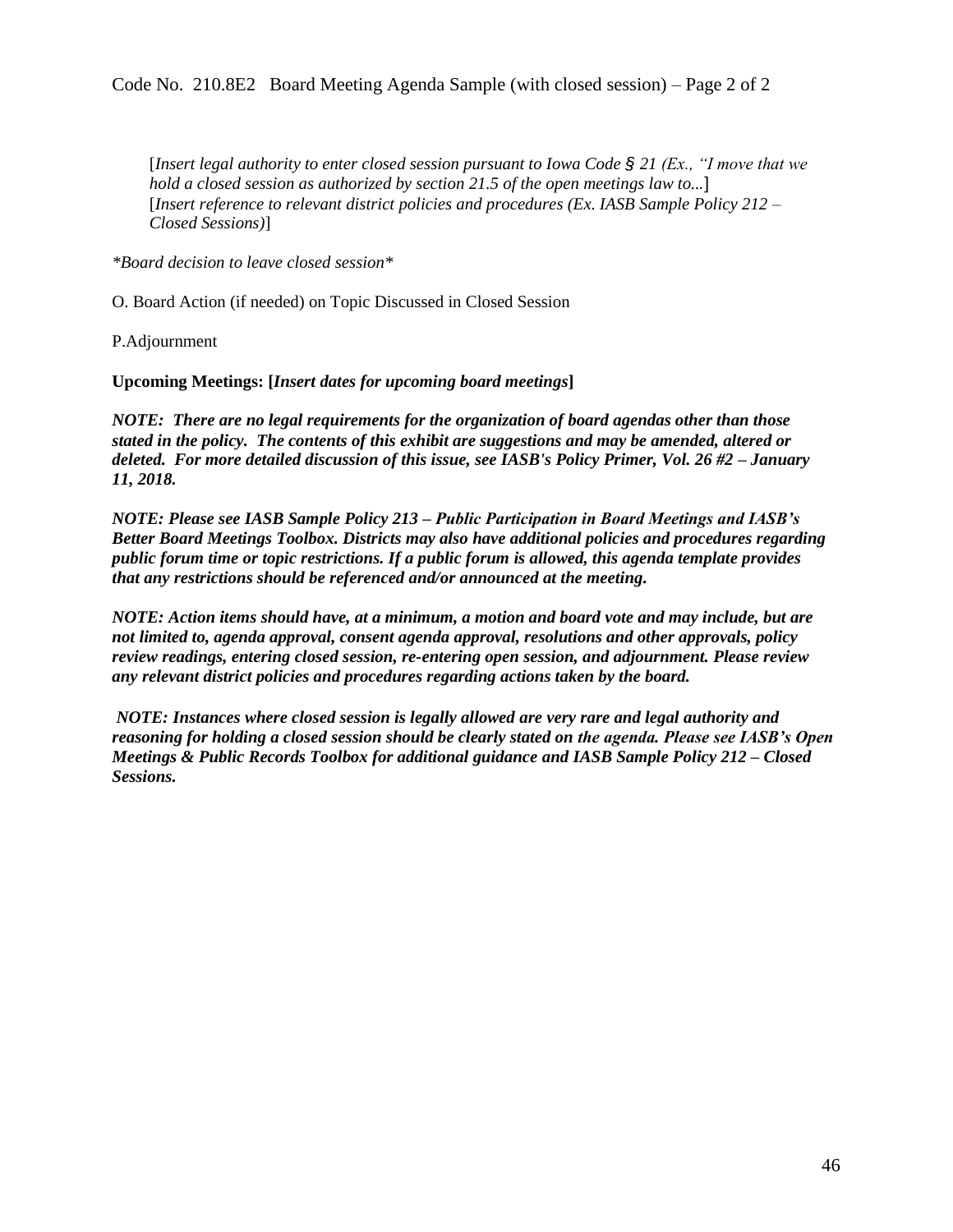[*Insert legal authority to enter closed session pursuant to Iowa Code § 21 (Ex., "I move that we hold a closed session as authorized by section 21.5 of the open meetings law to...*]
[*Insert reference to relevant district policies and procedures (Ex. IASB Sample Policy 212 – Closed Sessions)*]

*\*Board decision to leave closed session\**

O. Board Action (if needed) on Topic Discussed in Closed Session

P.Adjournment

**Upcoming Meetings: [*Insert dates for upcoming board meetings*]**

***NOTE: There are no legal requirements for the organization of board agendas other than those stated in the policy. The contents of this exhibit are suggestions and may be amended, altered or deleted. For more detailed discussion of this issue, see IASB's Policy Primer, Vol. 26 #2 – January 11, 2018.***

***NOTE: Please see IASB Sample Policy 213 – Public Participation in Board Meetings and IASB's Better Board Meetings Toolbox. Districts may also have additional policies and procedures regarding public forum time or topic restrictions. If a public forum is allowed, this agenda template provides that any restrictions should be referenced and/or announced at the meeting.***

***NOTE: Action items should have, at a minimum, a motion and board vote and may include, but are not limited to, agenda approval, consent agenda approval, resolutions and other approvals, policy review readings, entering closed session, re-entering open session, and adjournment. Please review any relevant district policies and procedures regarding actions taken by the board.***

***NOTE: Instances where closed session is legally allowed are very rare and legal authority and reasoning for holding a closed session should be clearly stated on the agenda. Please see IASB's Open Meetings & Public Records Toolbox for additional guidance and IASB Sample Policy 212 – Closed Sessions.***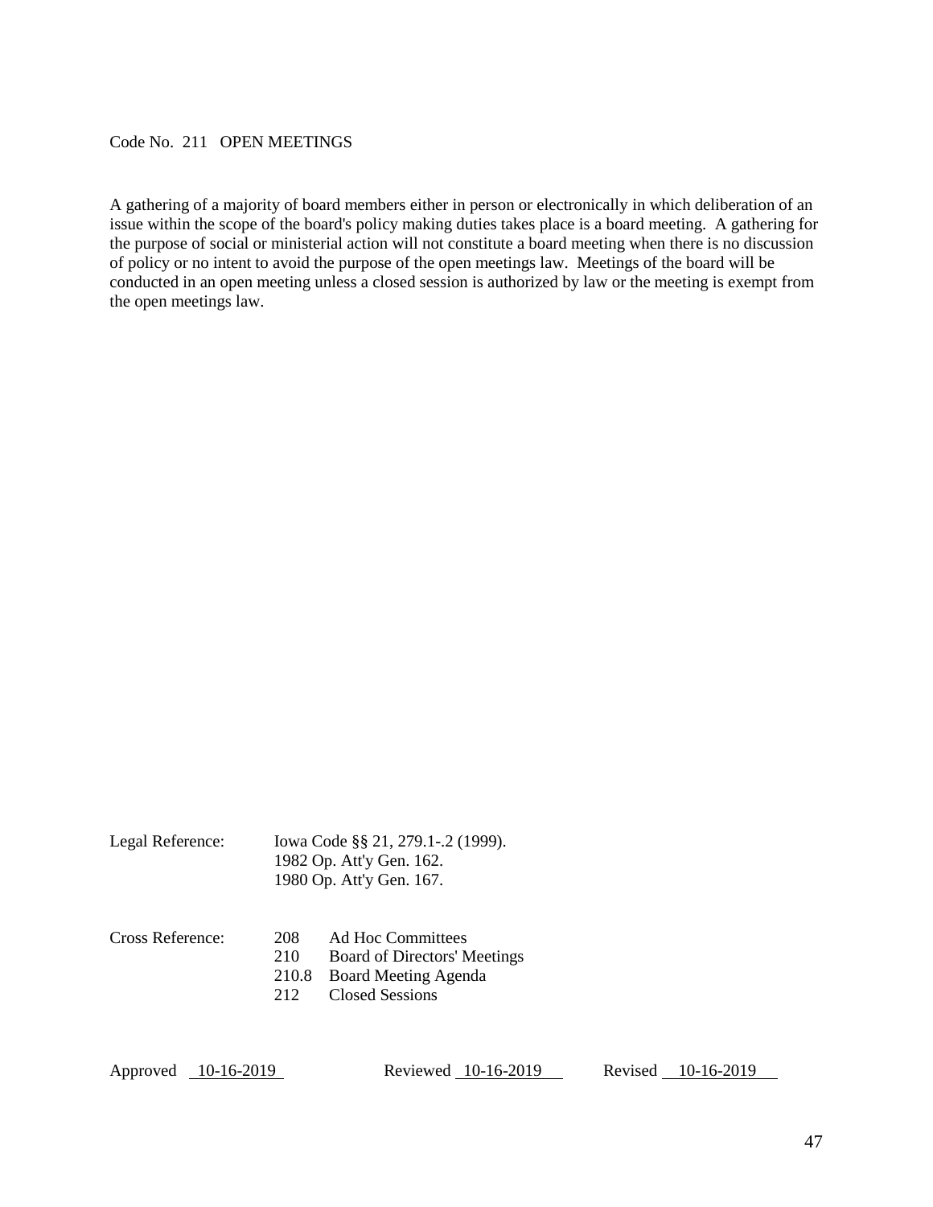Code No. 211 OPEN MEETINGS

A gathering of a majority of board members either in person or electronically in which deliberation of an issue within the scope of the board's policy making duties takes place is a board meeting. A gathering for the purpose of social or ministerial action will not constitute a board meeting when there is no discussion of policy or no intent to avoid the purpose of the open meetings law. Meetings of the board will be conducted in an open meeting unless a closed session is authorized by law or the meeting is exempt from the open meetings law.

Legal Reference: Iowa Code §§ 21, 279.1-.2 (1999).
1982 Op. Att'y Gen. 162.
1980 Op. Att'y Gen. 167.

Cross Reference:

| | |
|---|---|
| 208 | Ad Hoc Committees |
| 210 | Board of Directors' Meetings |
| 210.8 | Board Meeting Agenda |
| 212 | Closed Sessions |

Approved 10-16-2019 Reviewed 10-16-2019 Revised 10-16-2019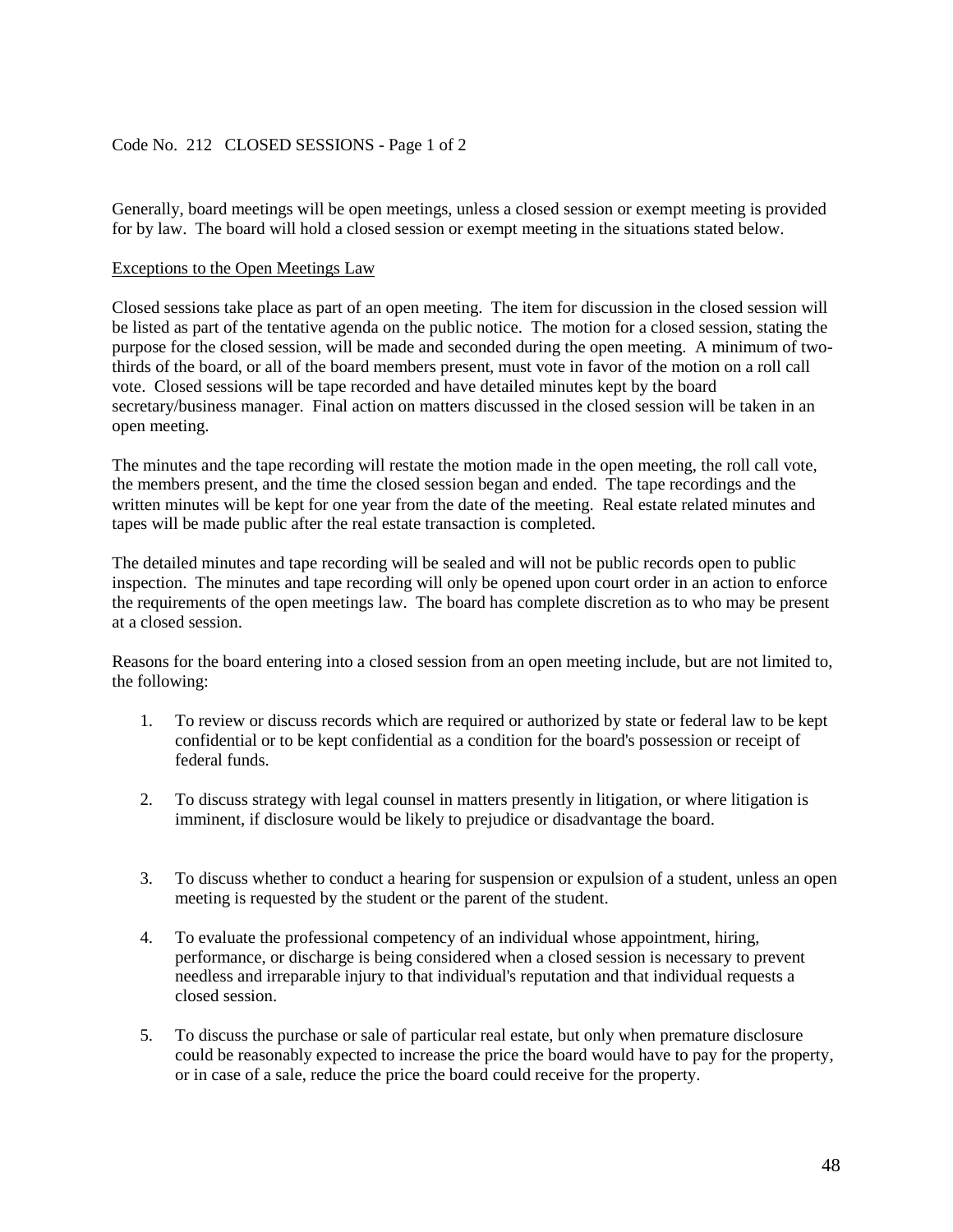Code No. 212 CLOSED SESSIONS - Page 1 of 2

Generally, board meetings will be open meetings, unless a closed session or exempt meeting is provided for by law. The board will hold a closed session or exempt meeting in the situations stated below.

Exceptions to the Open Meetings Law

Closed sessions take place as part of an open meeting. The item for discussion in the closed session will be listed as part of the tentative agenda on the public notice. The motion for a closed session, stating the purpose for the closed session, will be made and seconded during the open meeting. A minimum of two-thirds of the board, or all of the board members present, must vote in favor of the motion on a roll call vote. Closed sessions will be tape recorded and have detailed minutes kept by the board secretary/business manager. Final action on matters discussed in the closed session will be taken in an open meeting.

The minutes and the tape recording will restate the motion made in the open meeting, the roll call vote, the members present, and the time the closed session began and ended. The tape recordings and the written minutes will be kept for one year from the date of the meeting. Real estate related minutes and tapes will be made public after the real estate transaction is completed.

The detailed minutes and tape recording will be sealed and will not be public records open to public inspection. The minutes and tape recording will only be opened upon court order in an action to enforce the requirements of the open meetings law. The board has complete discretion as to who may be present at a closed session.

Reasons for the board entering into a closed session from an open meeting include, but are not limited to, the following:

1. To review or discuss records which are required or authorized by state or federal law to be kept confidential or to be kept confidential as a condition for the board's possession or receipt of federal funds.

2. To discuss strategy with legal counsel in matters presently in litigation, or where litigation is imminent, if disclosure would be likely to prejudice or disadvantage the board.

3. To discuss whether to conduct a hearing for suspension or expulsion of a student, unless an open meeting is requested by the student or the parent of the student.

4. To evaluate the professional competency of an individual whose appointment, hiring, performance, or discharge is being considered when a closed session is necessary to prevent needless and irreparable injury to that individual's reputation and that individual requests a closed session.

5. To discuss the purchase or sale of particular real estate, but only when premature disclosure could be reasonably expected to increase the price the board would have to pay for the property, or in case of a sale, reduce the price the board could receive for the property.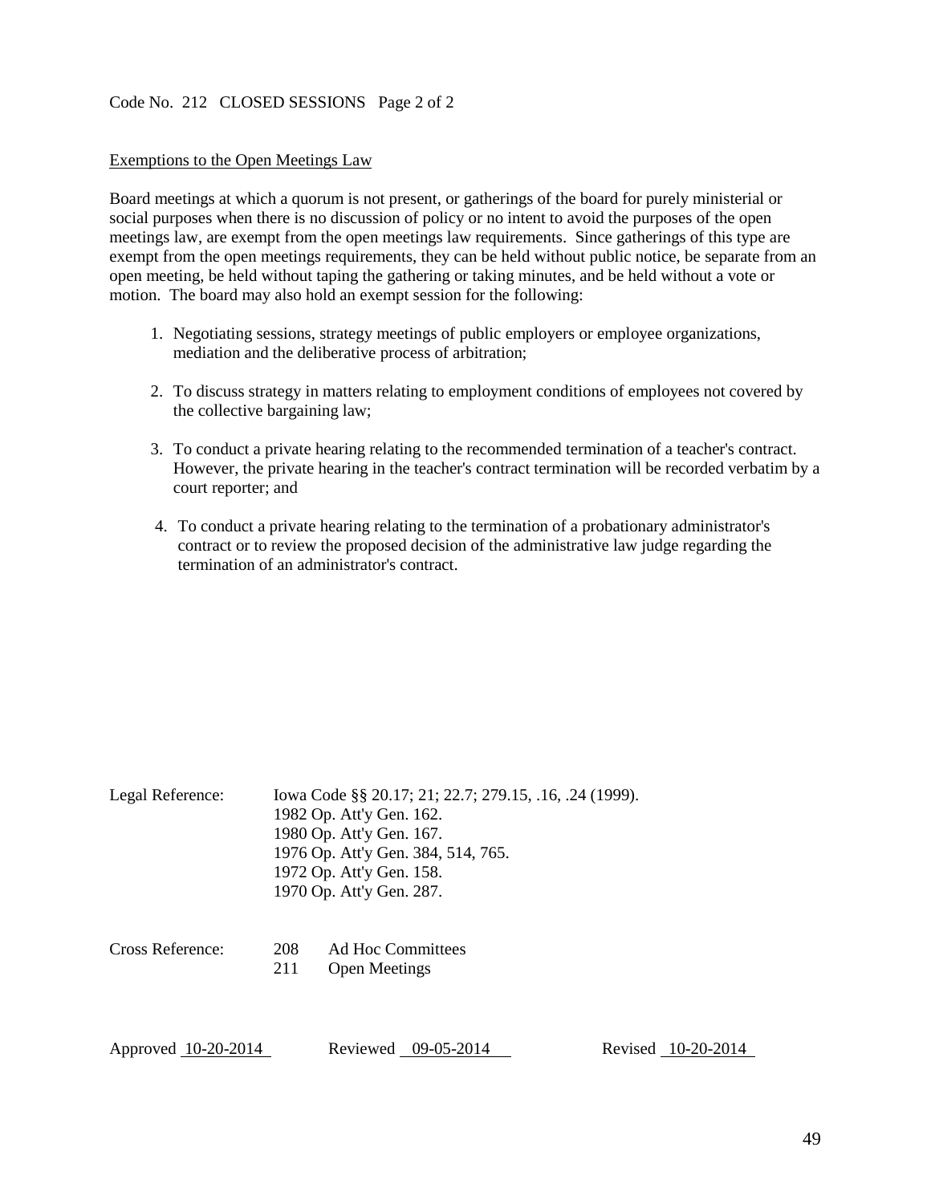Code No. 212 CLOSED SESSIONS Page 2 of 2

Exemptions to the Open Meetings Law

Board meetings at which a quorum is not present, or gatherings of the board for purely ministerial or social purposes when there is no discussion of policy or no intent to avoid the purposes of the open meetings law, are exempt from the open meetings law requirements. Since gatherings of this type are exempt from the open meetings requirements, they can be held without public notice, be separate from an open meeting, be held without taping the gathering or taking minutes, and be held without a vote or motion. The board may also hold an exempt session for the following:

1. Negotiating sessions, strategy meetings of public employers or employee organizations, mediation and the deliberative process of arbitration;

2. To discuss strategy in matters relating to employment conditions of employees not covered by the collective bargaining law;

3. To conduct a private hearing relating to the recommended termination of a teacher's contract. However, the private hearing in the teacher's contract termination will be recorded verbatim by a court reporter; and

4. To conduct a private hearing relating to the termination of a probationary administrator's contract or to review the proposed decision of the administrative law judge regarding the termination of an administrator's contract.

Legal Reference: Iowa Code §§ 20.17; 21; 22.7; 279.15, .16, .24 (1999).
1982 Op. Att'y Gen. 162.
1980 Op. Att'y Gen. 167.
1976 Op. Att'y Gen. 384, 514, 765.
1972 Op. Att'y Gen. 158.
1970 Op. Att'y Gen. 287.

Cross Reference: 208 Ad Hoc Committees
211 Open Meetings

Approved 10-20-2014 Reviewed 09-05-2014 Revised 10-20-2014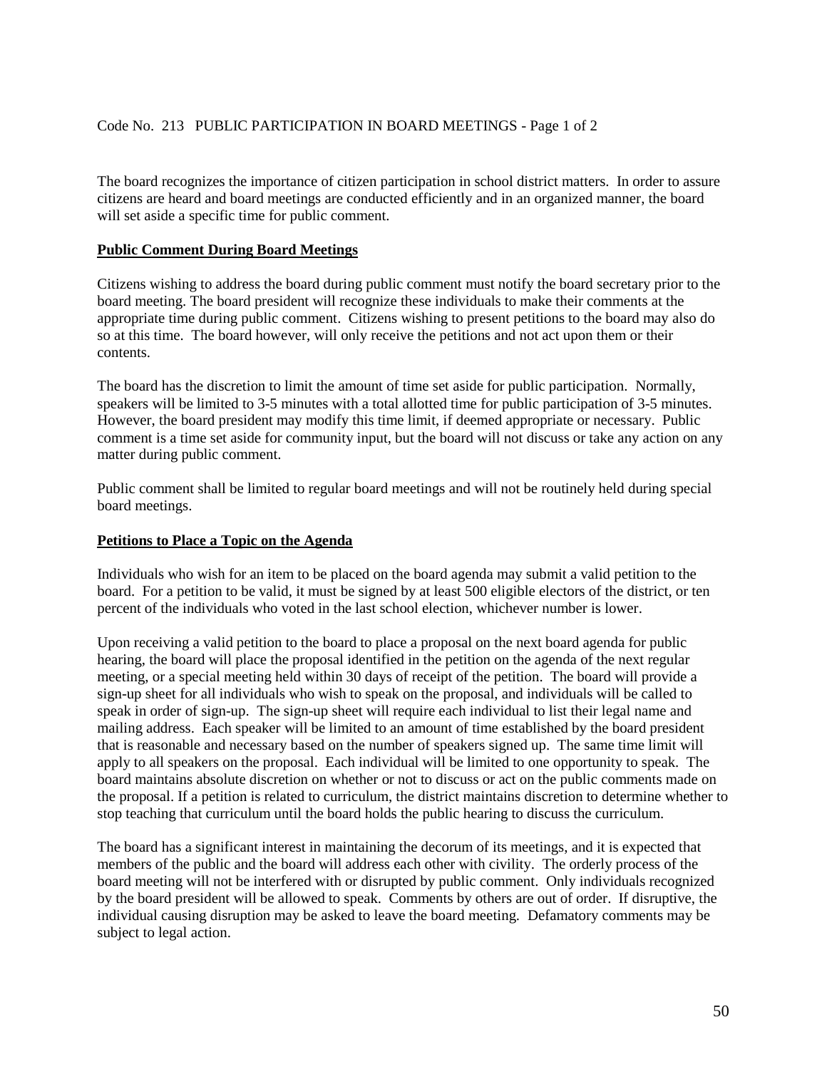Code No. 213 PUBLIC PARTICIPATION IN BOARD MEETINGS

The board recognizes the importance of citizen participation in school district matters. In order to assure citizens are heard and board meetings are conducted efficiently and in an organized manner, the board will set aside a specific time for public comment.

**Public Comment During Board Meetings**

Citizens wishing to address the board during public comment must notify the board secretary prior to the board meeting. The board president will recognize these individuals to make their comments at the appropriate time during public comment. Citizens wishing to present petitions to the board may also do so at this time. The board however, will only receive the petitions and not act upon them or their contents.

The board has the discretion to limit the amount of time set aside for public participation. Normally, speakers will be limited to 3-5 minutes with a total allotted time for public participation of 3-5 minutes. However, the board president may modify this time limit, if deemed appropriate or necessary. Public comment is a time set aside for community input, but the board will not discuss or take any action on any matter during public comment.

Public comment shall be limited to regular board meetings and will not be routinely held during special board meetings.

**Petitions to Place a Topic on the Agenda**

Individuals who wish for an item to be placed on the board agenda may submit a valid petition to the board. For a petition to be valid, it must be signed by at least 500 eligible electors of the district, or ten percent of the individuals who voted in the last school election, whichever number is lower.

Upon receiving a valid petition to the board to place a proposal on the next board agenda for public hearing, the board will place the proposal identified in the petition on the agenda of the next regular meeting, or a special meeting held within 30 days of receipt of the petition. The board will provide a sign-up sheet for all individuals who wish to speak on the proposal, and individuals will be called to speak in order of sign-up. The sign-up sheet will require each individual to list their legal name and mailing address. Each speaker will be limited to an amount of time established by the board president that is reasonable and necessary based on the number of speakers signed up. The same time limit will apply to all speakers on the proposal. Each individual will be limited to one opportunity to speak. The board maintains absolute discretion on whether or not to discuss or act on the public comments made on the proposal. If a petition is related to curriculum, the district maintains discretion to determine whether to stop teaching that curriculum until the board holds the public hearing to discuss the curriculum.

The board has a significant interest in maintaining the decorum of its meetings, and it is expected that members of the public and the board will address each other with civility. The orderly process of the board meeting will not be interfered with or disrupted by public comment. Only individuals recognized by the board president will be allowed to speak. Comments by others are out of order. If disruptive, the individual causing disruption may be asked to leave the board meeting. Defamatory comments may be subject to legal action.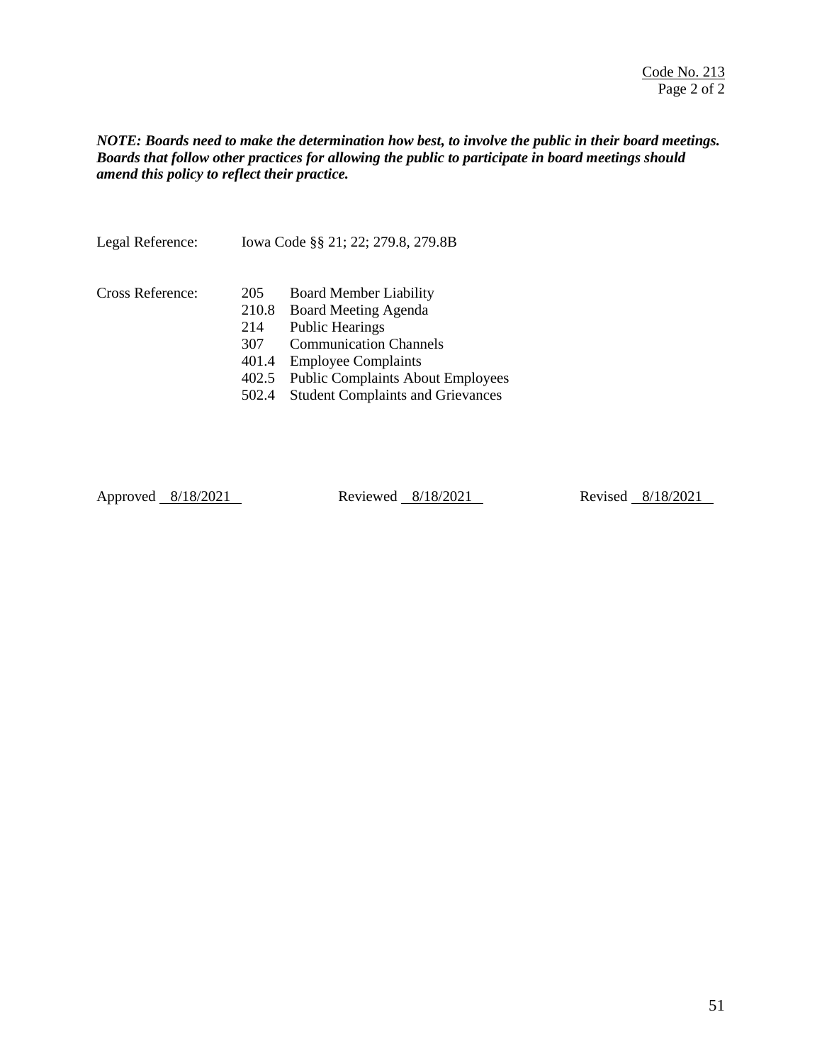***NOTE: Boards need to make the determination how best, to involve the public in their board meetings. Boards that follow other practices for allowing the public to participate in board meetings should amend this policy to reflect their practice.***

Legal Reference: Iowa Code §§ 21; 22; 279.8, 279.8B

Cross Reference:

- 205 Board Member Liability
- 210.8 Board Meeting Agenda
- 214 Public Hearings
- 307 Communication Channels
- 401.4 Employee Complaints
- 402.5 Public Complaints About Employees
- 502.4 Student Complaints and Grievances

Approved 8/18/2021 Reviewed 8/18/2021 Revised 8/18/2021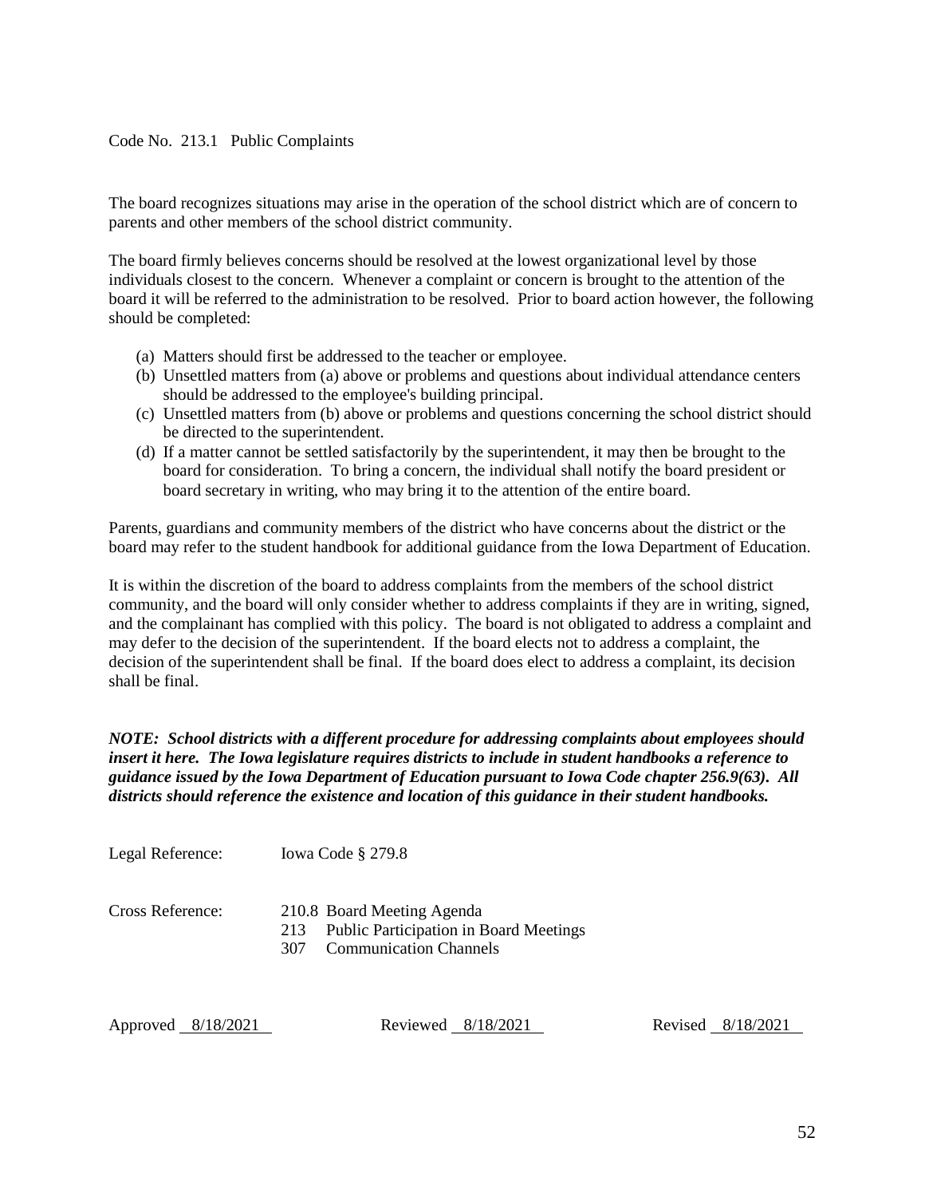Code No. 213.1 Public Complaints

The board recognizes situations may arise in the operation of the school district which are of concern to parents and other members of the school district community.

The board firmly believes concerns should be resolved at the lowest organizational level by those individuals closest to the concern. Whenever a complaint or concern is brought to the attention of the board it will be referred to the administration to be resolved. Prior to board action however, the following should be completed:

(a) Matters should first be addressed to the teacher or employee.
(b) Unsettled matters from (a) above or problems and questions about individual attendance centers should be addressed to the employee's building principal.
(c) Unsettled matters from (b) above or problems and questions concerning the school district should be directed to the superintendent.
(d) If a matter cannot be settled satisfactorily by the superintendent, it may then be brought to the board for consideration. To bring a concern, the individual shall notify the board president or board secretary in writing, who may bring it to the attention of the entire board.

Parents, guardians and community members of the district who have concerns about the district or the board may refer to the student handbook for additional guidance from the Iowa Department of Education.

It is within the discretion of the board to address complaints from the members of the school district community, and the board will only consider whether to address complaints if they are in writing, signed, and the complainant has complied with this policy. The board is not obligated to address a complaint and may defer to the decision of the superintendent. If the board elects not to address a complaint, the decision of the superintendent shall be final. If the board does elect to address a complaint, its decision shall be final.

***NOTE: School districts with a different procedure for addressing complaints about employees should insert it here. The Iowa legislature requires districts to include in student handbooks a reference to guidance issued by the Iowa Department of Education pursuant to Iowa Code chapter 256.9(63). All districts should reference the existence and location of this guidance in their student handbooks.***

Legal Reference: Iowa Code § 279.8

Cross Reference: 210.8 Board Meeting Agenda
213 Public Participation in Board Meetings
307 Communication Channels

Approved 8/18/2021 Reviewed 8/18/2021 Revised 8/18/2021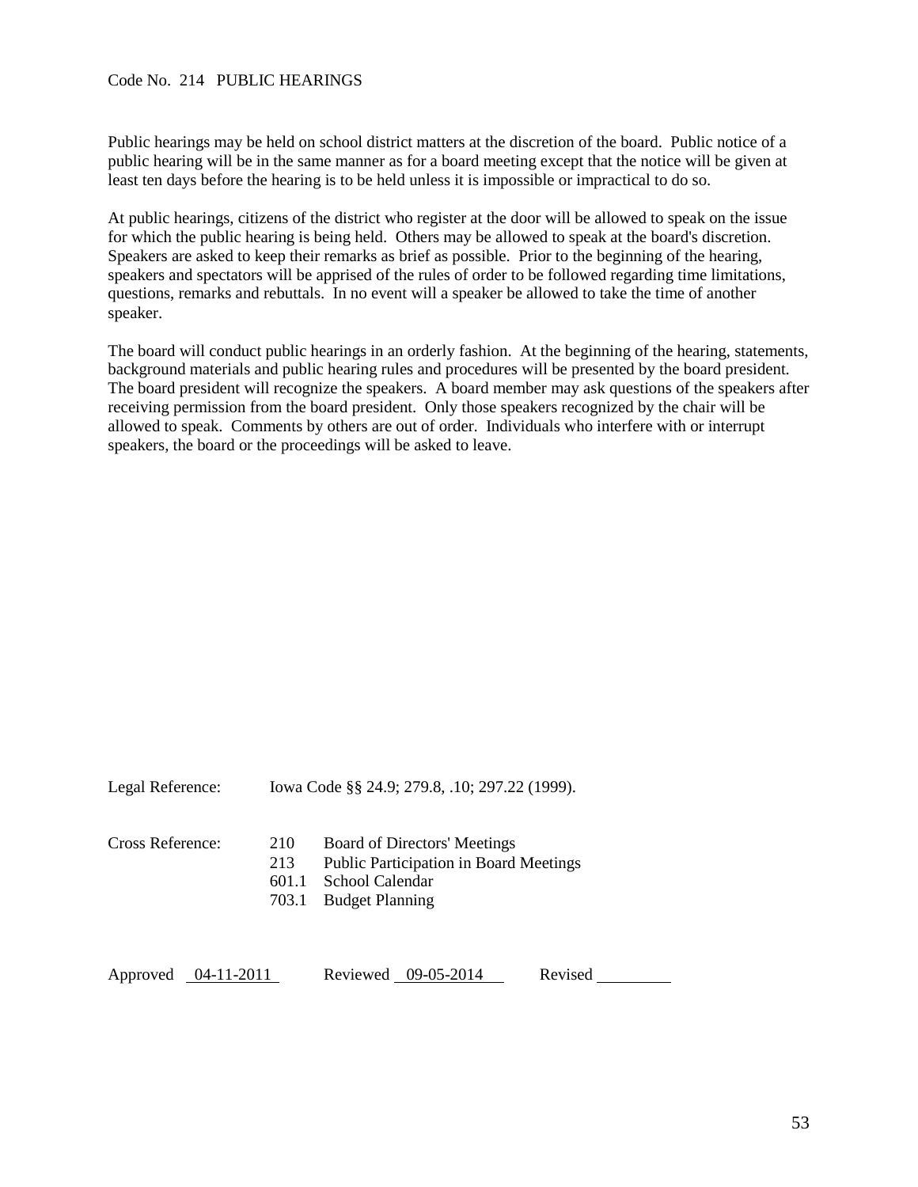Code No. 214 PUBLIC HEARINGS

Public hearings may be held on school district matters at the discretion of the board. Public notice of a public hearing will be in the same manner as for a board meeting except that the notice will be given at least ten days before the hearing is to be held unless it is impossible or impractical to do so.

At public hearings, citizens of the district who register at the door will be allowed to speak on the issue for which the public hearing is being held. Others may be allowed to speak at the board's discretion. Speakers are asked to keep their remarks as brief as possible. Prior to the beginning of the hearing, speakers and spectators will be apprised of the rules of order to be followed regarding time limitations, questions, remarks and rebuttals. In no event will a speaker be allowed to take the time of another speaker.

The board will conduct public hearings in an orderly fashion. At the beginning of the hearing, statements, background materials and public hearing rules and procedures will be presented by the board president. The board president will recognize the speakers. A board member may ask questions of the speakers after receiving permission from the board president. Only those speakers recognized by the chair will be allowed to speak. Comments by others are out of order. Individuals who interfere with or interrupt speakers, the board or the proceedings will be asked to leave.

Legal Reference: Iowa Code §§ 24.9; 279.8, .10; 297.22 (1999).

Cross Reference:
- 210 Board of Directors' Meetings
- 213 Public Participation in Board Meetings
- 601.1 School Calendar
- 703.1 Budget Planning

Approved 04-11-2011 Reviewed 09-05-2014 Revised ________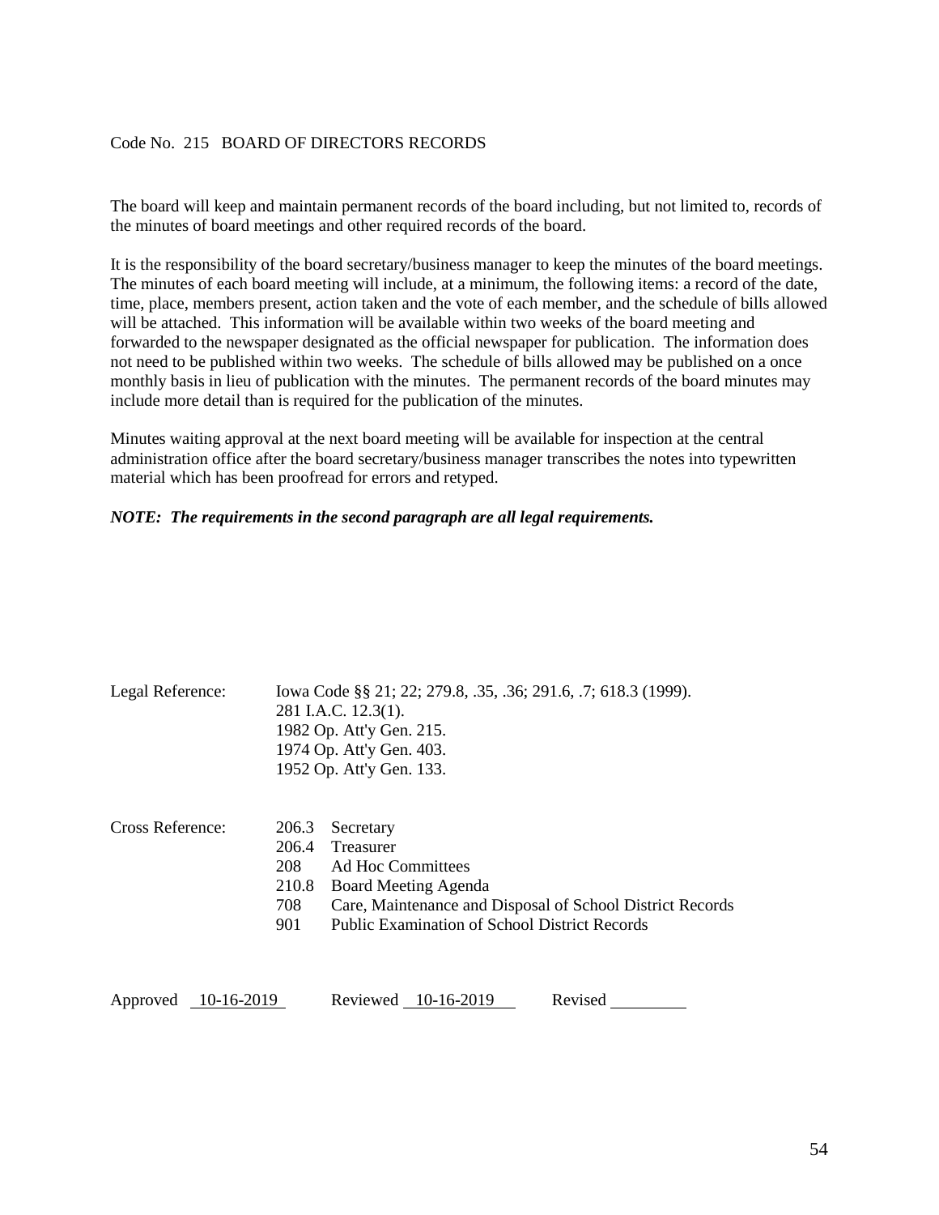# Code No. 215 BOARD OF DIRECTORS RECORDS

The board will keep and maintain permanent records of the board including, but not limited to, records of the minutes of board meetings and other required records of the board.

It is the responsibility of the board secretary/business manager to keep the minutes of the board meetings. The minutes of each board meeting will include, at a minimum, the following items: a record of the date, time, place, members present, action taken and the vote of each member, and the schedule of bills allowed will be attached. This information will be available within two weeks of the board meeting and forwarded to the newspaper designated as the official newspaper for publication. The information does not need to be published within two weeks. The schedule of bills allowed may be published on a once monthly basis in lieu of publication with the minutes. The permanent records of the board minutes may include more detail than is required for the publication of the minutes.

Minutes waiting approval at the next board meeting will be available for inspection at the central administration office after the board secretary/business manager transcribes the notes into typewritten material which has been proofread for errors and retyped.

***NOTE: The requirements in the second paragraph are all legal requirements.***

Legal Reference: Iowa Code §§ 21; 22; 279.8, .35, .36; 291.6, .7; 618.3 (1999).
281 I.A.C. 12.3(1).
1982 Op. Att'y Gen. 215.
1974 Op. Att'y Gen. 403.
1952 Op. Att'y Gen. 133.

Cross Reference:
- 206.3 Secretary
- 206.4 Treasurer
- 208 Ad Hoc Committees
- 210.8 Board Meeting Agenda
- 708 Care, Maintenance and Disposal of School District Records
- 901 Public Examination of School District Records

Approved 10-16-2019 Reviewed 10-16-2019 Revised ________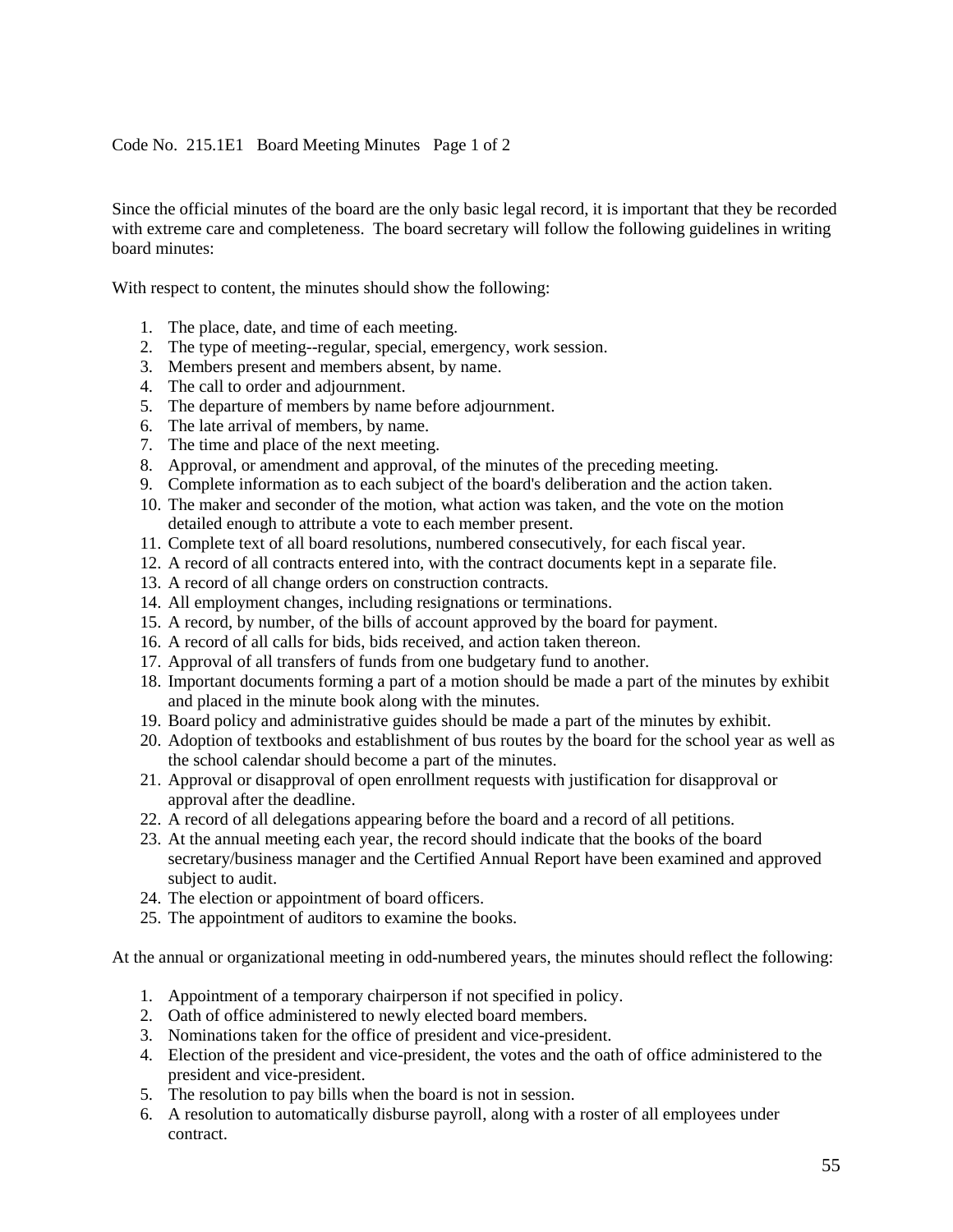Code No. 215.1E1 Board Meeting Minutes Page 1 of 2

Since the official minutes of the board are the only basic legal record, it is important that they be recorded with extreme care and completeness. The board secretary will follow the following guidelines in writing board minutes:

With respect to content, the minutes should show the following:

1. The place, date, and time of each meeting.
2. The type of meeting--regular, special, emergency, work session.
3. Members present and members absent, by name.
4. The call to order and adjournment.
5. The departure of members by name before adjournment.
6. The late arrival of members, by name.
7. The time and place of the next meeting.
8. Approval, or amendment and approval, of the minutes of the preceding meeting.
9. Complete information as to each subject of the board's deliberation and the action taken.
10. The maker and seconder of the motion, what action was taken, and the vote on the motion detailed enough to attribute a vote to each member present.
11. Complete text of all board resolutions, numbered consecutively, for each fiscal year.
12. A record of all contracts entered into, with the contract documents kept in a separate file.
13. A record of all change orders on construction contracts.
14. All employment changes, including resignations or terminations.
15. A record, by number, of the bills of account approved by the board for payment.
16. A record of all calls for bids, bids received, and action taken thereon.
17. Approval of all transfers of funds from one budgetary fund to another.
18. Important documents forming a part of a motion should be made a part of the minutes by exhibit and placed in the minute book along with the minutes.
19. Board policy and administrative guides should be made a part of the minutes by exhibit.
20. Adoption of textbooks and establishment of bus routes by the board for the school year as well as the school calendar should become a part of the minutes.
21. Approval or disapproval of open enrollment requests with justification for disapproval or approval after the deadline.
22. A record of all delegations appearing before the board and a record of all petitions.
23. At the annual meeting each year, the record should indicate that the books of the board secretary/business manager and the Certified Annual Report have been examined and approved subject to audit.
24. The election or appointment of board officers.
25. The appointment of auditors to examine the books.

At the annual or organizational meeting in odd-numbered years, the minutes should reflect the following:

1. Appointment of a temporary chairperson if not specified in policy.
2. Oath of office administered to newly elected board members.
3. Nominations taken for the office of president and vice-president.
4. Election of the president and vice-president, the votes and the oath of office administered to the president and vice-president.
5. The resolution to pay bills when the board is not in session.
6. A resolution to automatically disburse payroll, along with a roster of all employees under contract.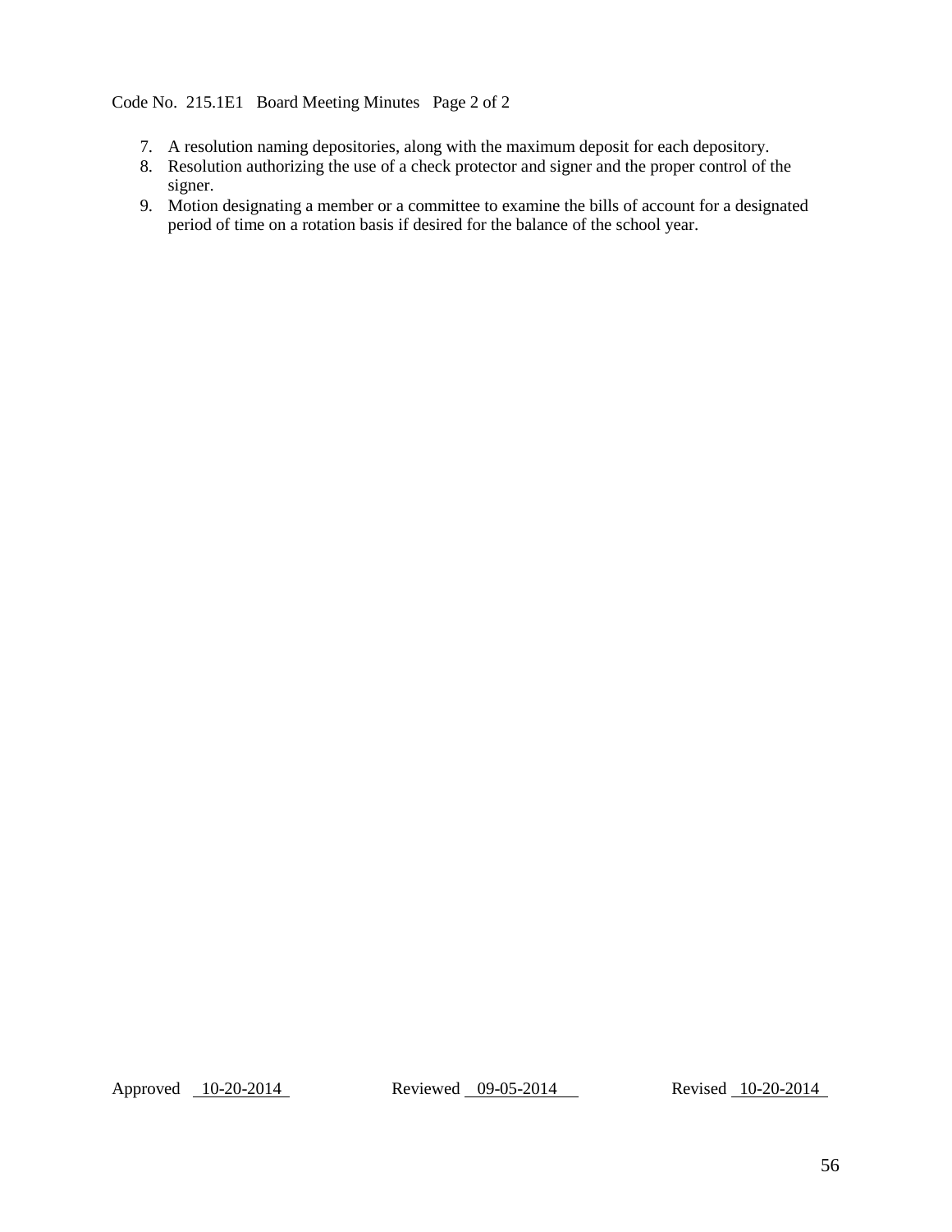7. A resolution naming depositories, along with the maximum deposit for each depository.
8. Resolution authorizing the use of a check protector and signer and the proper control of the signer.
9. Motion designating a member or a committee to examine the bills of account for a designated period of time on a rotation basis if desired for the balance of the school year.

Approved 10-20-2014 Reviewed 09-05-2014 Revised 10-20-2014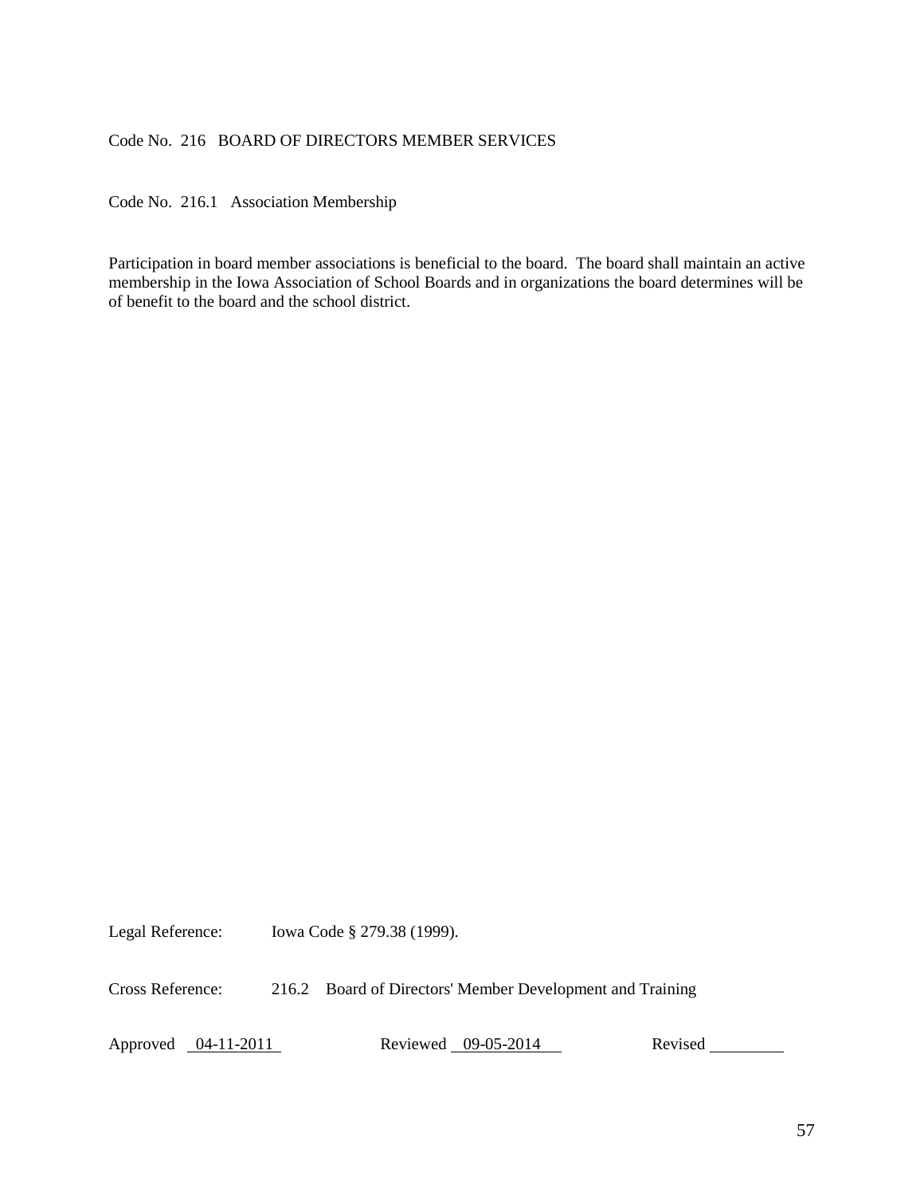# Code No. 216 BOARD OF DIRECTORS MEMBER SERVICES

## Code No. 216.1 Association Membership

Participation in board member associations is beneficial to the board. The board shall maintain an active membership in the Iowa Association of School Boards and in organizations the board determines will be of benefit to the board and the school district.

Legal Reference: Iowa Code § 279.38 (1999).

Cross Reference: 216.2 Board of Directors' Member Development and Training

Approved 04-11-2011 Reviewed 09-05-2014 Revised ________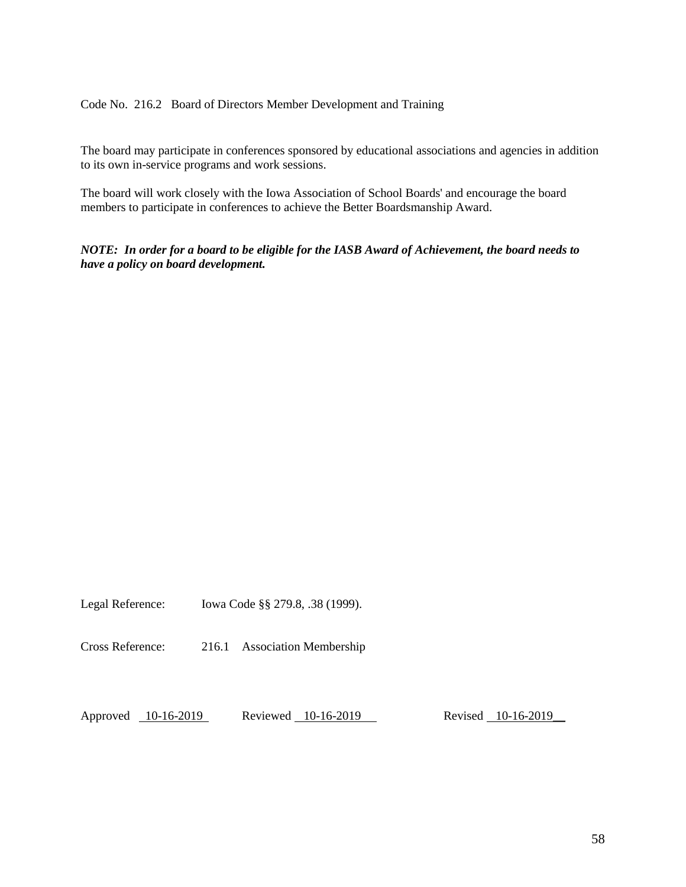Code No. 216.2 Board of Directors Member Development and Training

The board may participate in conferences sponsored by educational associations and agencies in addition to its own in-service programs and work sessions.

The board will work closely with the Iowa Association of School Boards' and encourage the board members to participate in conferences to achieve the Better Boardsmanship Award.

***NOTE: In order for a board to be eligible for the IASB Award of Achievement, the board needs to have a policy on board development.***

Legal Reference: Iowa Code §§ 279.8, .38 (1999).

Cross Reference: 216.1 Association Membership

Approved 10-16-2019 Reviewed 10-16-2019 Revised 10-16-2019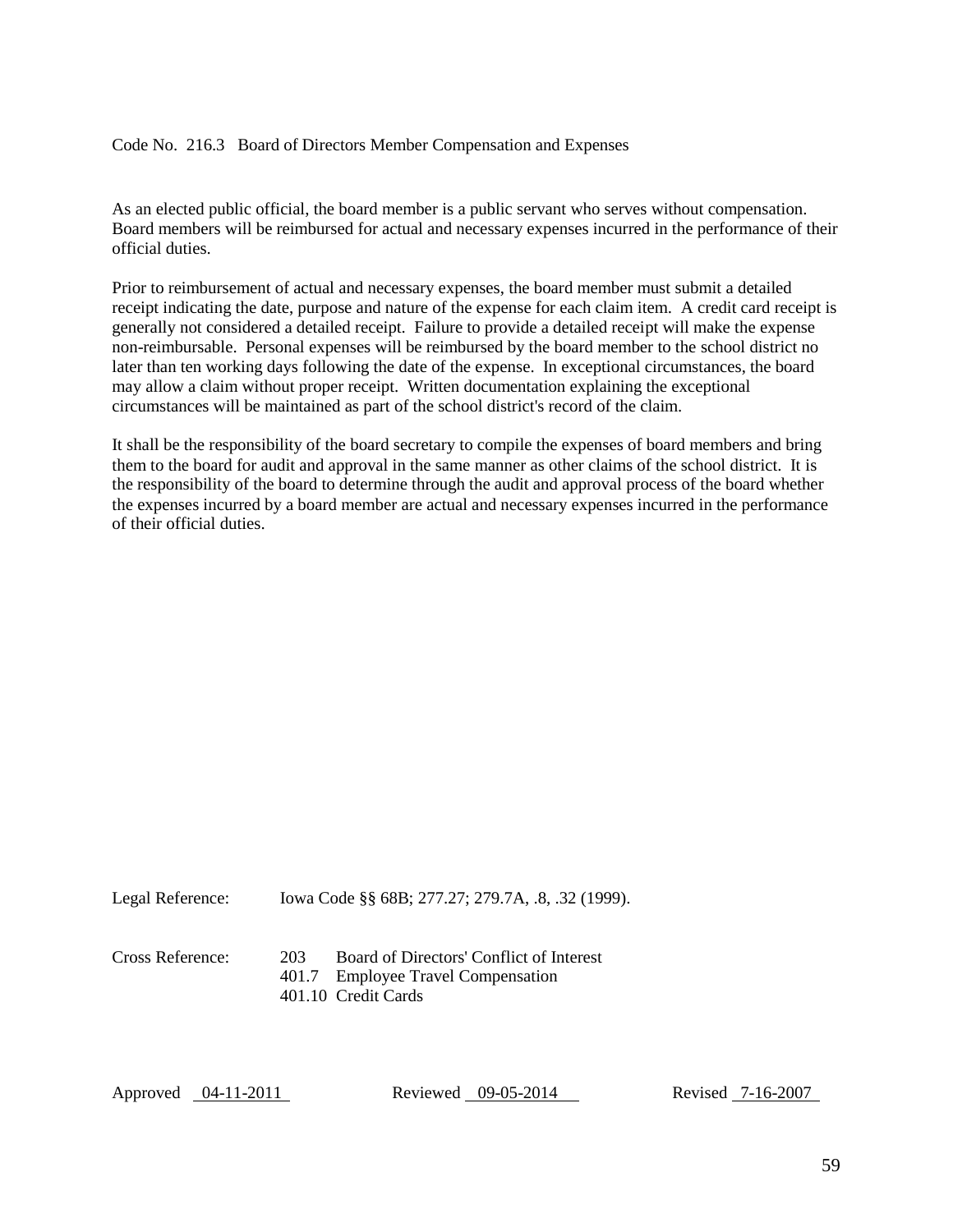Code No. 216.3 Board of Directors Member Compensation and Expenses

As an elected public official, the board member is a public servant who serves without compensation. Board members will be reimbursed for actual and necessary expenses incurred in the performance of their official duties.

Prior to reimbursement of actual and necessary expenses, the board member must submit a detailed receipt indicating the date, purpose and nature of the expense for each claim item. A credit card receipt is generally not considered a detailed receipt. Failure to provide a detailed receipt will make the expense non-reimbursable. Personal expenses will be reimbursed by the board member to the school district no later than ten working days following the date of the expense. In exceptional circumstances, the board may allow a claim without proper receipt. Written documentation explaining the exceptional circumstances will be maintained as part of the school district's record of the claim.

It shall be the responsibility of the board secretary to compile the expenses of board members and bring them to the board for audit and approval in the same manner as other claims of the school district. It is the responsibility of the board to determine through the audit and approval process of the board whether the expenses incurred by a board member are actual and necessary expenses incurred in the performance of their official duties.

Legal Reference: Iowa Code §§ 68B; 277.27; 279.7A, .8, .32 (1999).

Cross Reference:
203 Board of Directors' Conflict of Interest
401.7 Employee Travel Compensation
401.10 Credit Cards

Approved 04-11-2011 Reviewed 09-05-2014 Revised 7-16-2007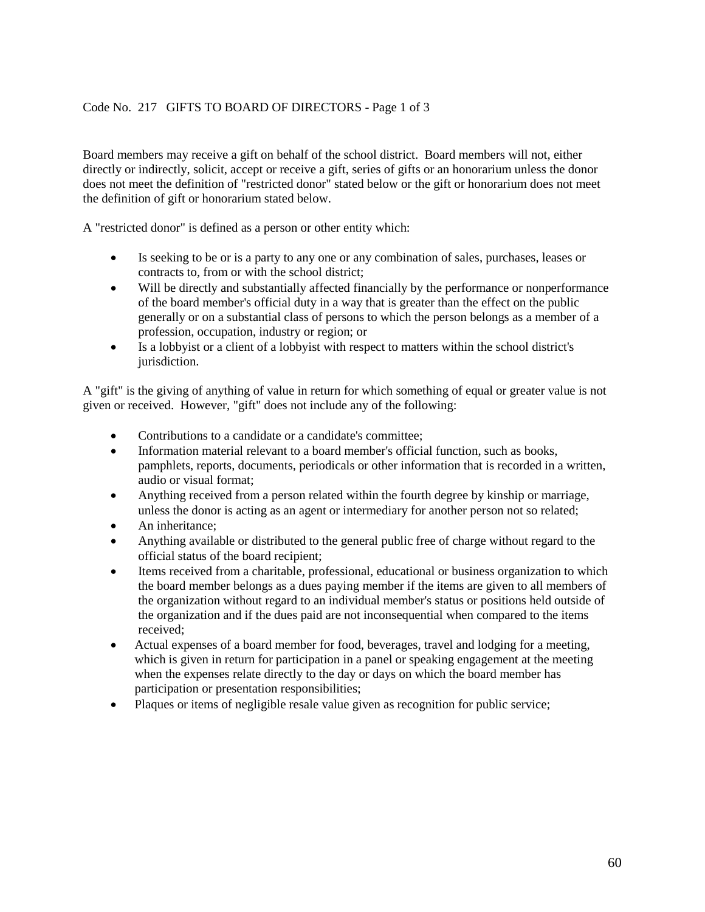# Code No. 217 GIFTS TO BOARD OF DIRECTORS - Page 1 of 3

Board members may receive a gift on behalf of the school district. Board members will not, either directly or indirectly, solicit, accept or receive a gift, series of gifts or an honorarium unless the donor does not meet the definition of "restricted donor" stated below or the gift or honorarium does not meet the definition of gift or honorarium stated below.

A "restricted donor" is defined as a person or other entity which:

- Is seeking to be or is a party to any one or any combination of sales, purchases, leases or contracts to, from or with the school district;
- Will be directly and substantially affected financially by the performance or nonperformance of the board member's official duty in a way that is greater than the effect on the public generally or on a substantial class of persons to which the person belongs as a member of a profession, occupation, industry or region; or
- Is a lobbyist or a client of a lobbyist with respect to matters within the school district's jurisdiction.

A "gift" is the giving of anything of value in return for which something of equal or greater value is not given or received. However, "gift" does not include any of the following:

- Contributions to a candidate or a candidate's committee;
- Information material relevant to a board member's official function, such as books, pamphlets, reports, documents, periodicals or other information that is recorded in a written, audio or visual format;
- Anything received from a person related within the fourth degree by kinship or marriage, unless the donor is acting as an agent or intermediary for another person not so related;
- An inheritance;
- Anything available or distributed to the general public free of charge without regard to the official status of the board recipient;
- Items received from a charitable, professional, educational or business organization to which the board member belongs as a dues paying member if the items are given to all members of the organization without regard to an individual member's status or positions held outside of the organization and if the dues paid are not inconsequential when compared to the items received;
- Actual expenses of a board member for food, beverages, travel and lodging for a meeting, which is given in return for participation in a panel or speaking engagement at the meeting when the expenses relate directly to the day or days on which the board member has participation or presentation responsibilities;
- Plaques or items of negligible resale value given as recognition for public service;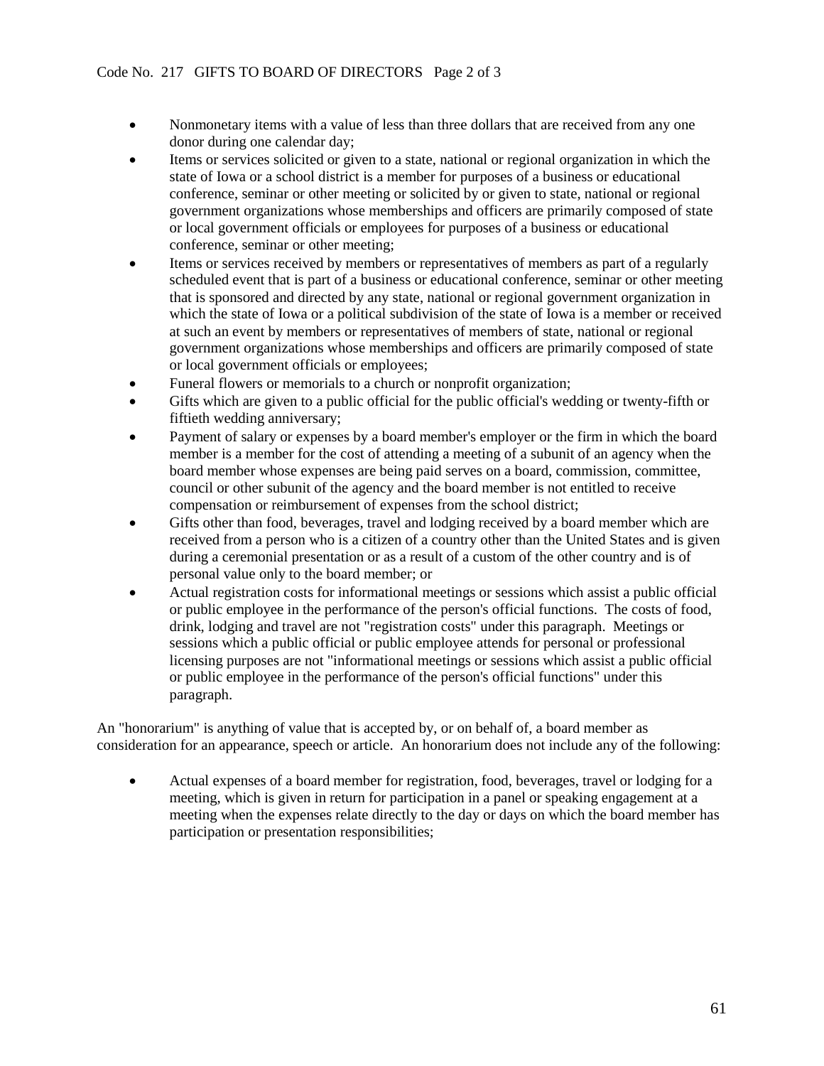- Nonmonetary items with a value of less than three dollars that are received from any one donor during one calendar day;
- Items or services solicited or given to a state, national or regional organization in which the state of Iowa or a school district is a member for purposes of a business or educational conference, seminar or other meeting or solicited by or given to state, national or regional government organizations whose memberships and officers are primarily composed of state or local government officials or employees for purposes of a business or educational conference, seminar or other meeting;
- Items or services received by members or representatives of members as part of a regularly scheduled event that is part of a business or educational conference, seminar or other meeting that is sponsored and directed by any state, national or regional government organization in which the state of Iowa or a political subdivision of the state of Iowa is a member or received at such an event by members or representatives of members of state, national or regional government organizations whose memberships and officers are primarily composed of state or local government officials or employees;
- Funeral flowers or memorials to a church or nonprofit organization;
- Gifts which are given to a public official for the public official's wedding or twenty-fifth or fiftieth wedding anniversary;
- Payment of salary or expenses by a board member's employer or the firm in which the board member is a member for the cost of attending a meeting of a subunit of an agency when the board member whose expenses are being paid serves on a board, commission, committee, council or other subunit of the agency and the board member is not entitled to receive compensation or reimbursement of expenses from the school district;
- Gifts other than food, beverages, travel and lodging received by a board member which are received from a person who is a citizen of a country other than the United States and is given during a ceremonial presentation or as a result of a custom of the other country and is of personal value only to the board member; or
- Actual registration costs for informational meetings or sessions which assist a public official or public employee in the performance of the person's official functions. The costs of food, drink, lodging and travel are not "registration costs" under this paragraph. Meetings or sessions which a public official or public employee attends for personal or professional licensing purposes are not "informational meetings or sessions which assist a public official or public employee in the performance of the person's official functions" under this paragraph.

An "honorarium" is anything of value that is accepted by, or on behalf of, a board member as consideration for an appearance, speech or article. An honorarium does not include any of the following:

- Actual expenses of a board member for registration, food, beverages, travel or lodging for a meeting, which is given in return for participation in a panel or speaking engagement at a meeting when the expenses relate directly to the day or days on which the board member has participation or presentation responsibilities;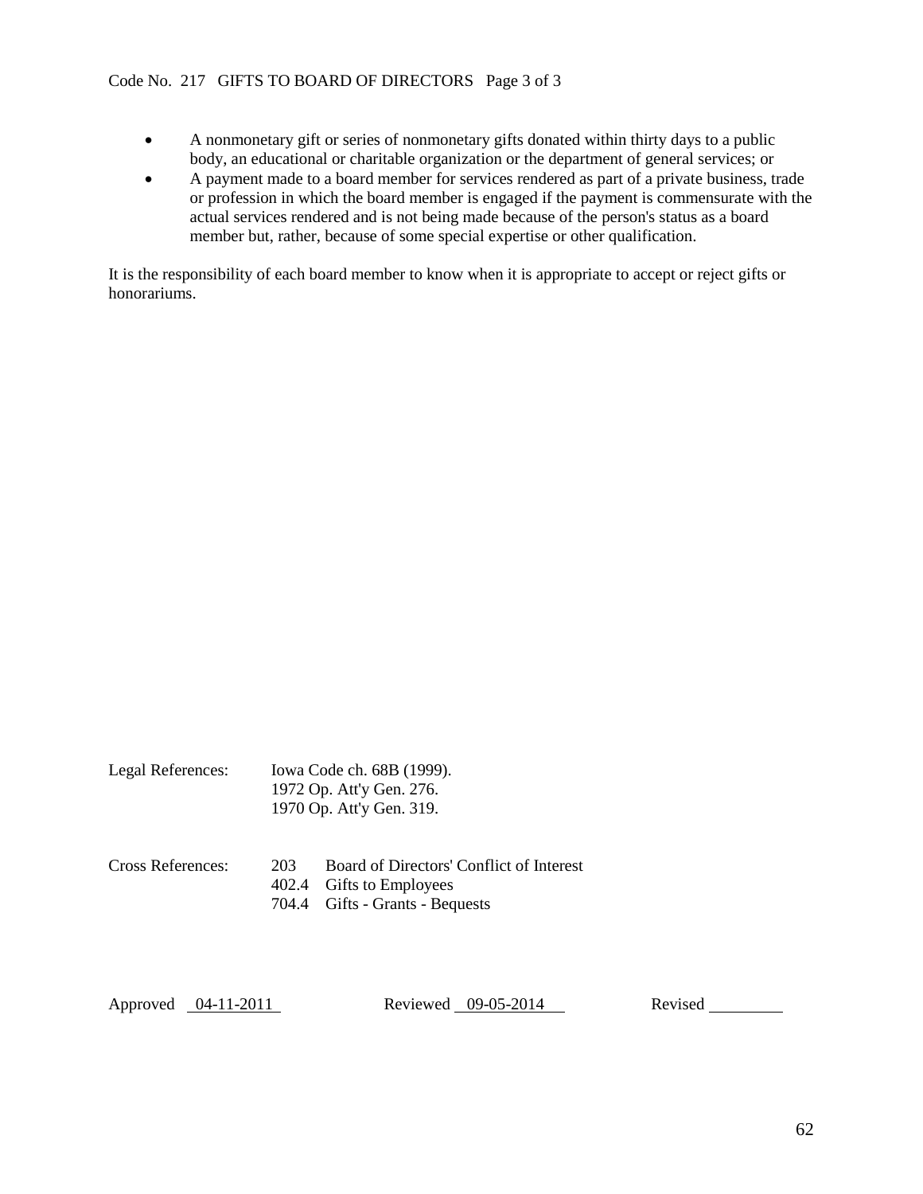- A nonmonetary gift or series of nonmonetary gifts donated within thirty days to a public body, an educational or charitable organization or the department of general services; or
- A payment made to a board member for services rendered as part of a private business, trade or profession in which the board member is engaged if the payment is commensurate with the actual services rendered and is not being made because of the person's status as a board member but, rather, because of some special expertise or other qualification.

It is the responsibility of each board member to know when it is appropriate to accept or reject gifts or honorariums.

Legal References: Iowa Code ch. 68B (1999).
1972 Op. Att'y Gen. 276.
1970 Op. Att'y Gen. 319.

Cross References:
203 Board of Directors' Conflict of Interest
402.4 Gifts to Employees
704.4 Gifts - Grants - Bequests

Approved 04-11-2011 Reviewed 09-05-2014 Revised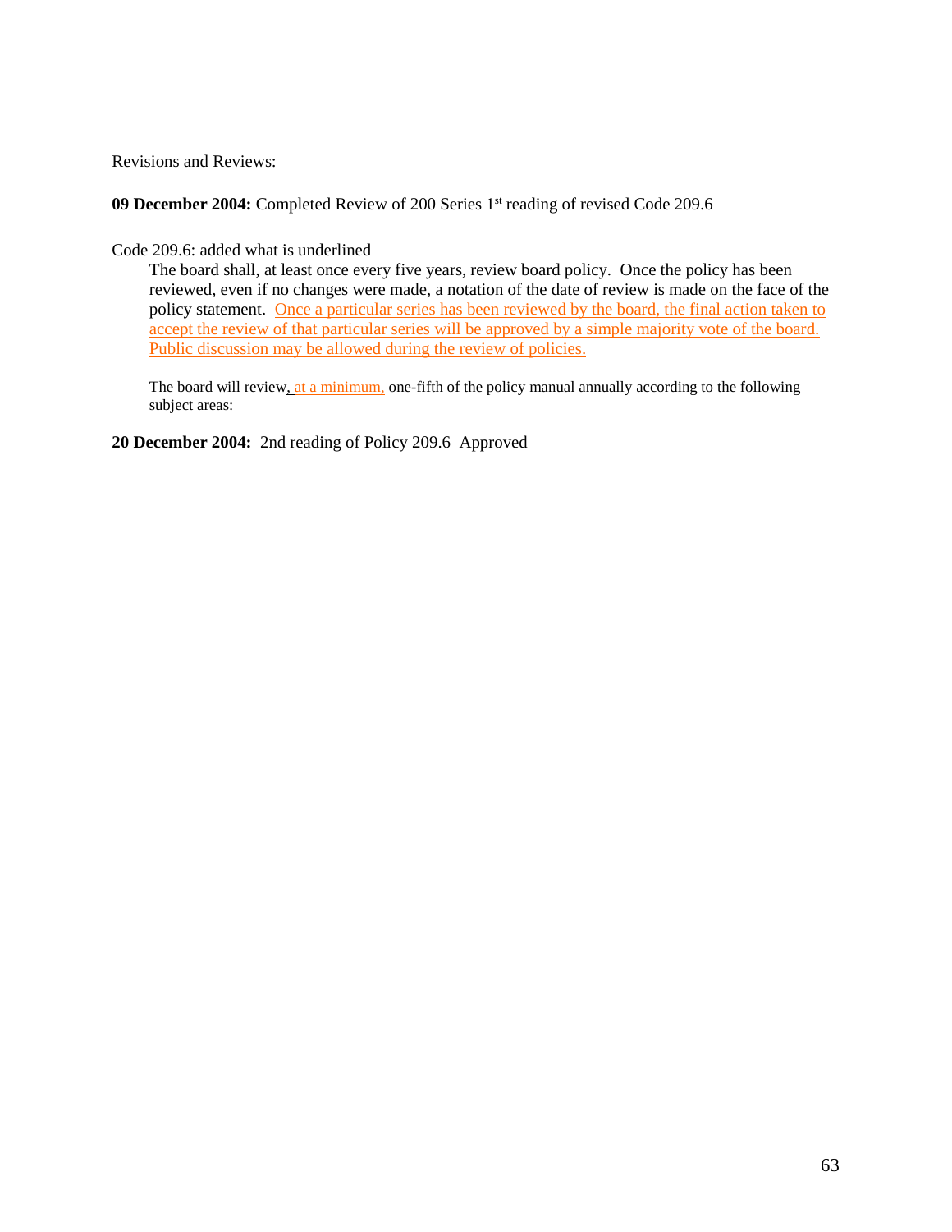Revisions and Reviews:

**09 December 2004:** Completed Review of 200 Series 1st reading of revised Code 209.6

Code 209.6: added what is underlined

> The board shall, at least once every five years, review board policy. Once the policy has been reviewed, even if no changes were made, a notation of the date of review is made on the face of the policy statement. <u>Once a particular series has been reviewed by the board, the final action taken to accept the review of that particular series will be approved by a simple majority vote of the board. Public discussion may be allowed during the review of policies.</u>
>
> The board will review<u>, at a minimum,</u> one-fifth of the policy manual annually according to the following subject areas:

**20 December 2004:** 2nd reading of Policy 209.6 Approved